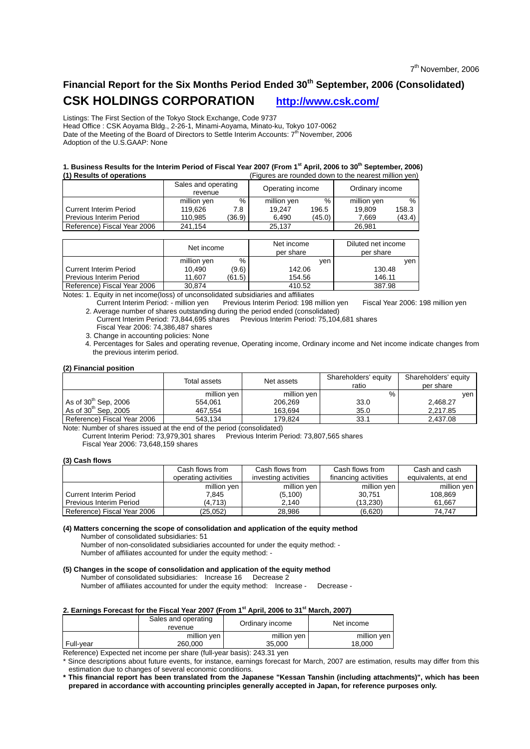7th November, 2006

# Financial Report for the Six Months Period Ended 30th September, 2006 (Consolidated)

## CSK HOLDINGS CORPORATION http://www.csk.com/

Listings: The First Section of the Tokyo Stock Exchange, Code 9737
Head Office : CSK Aoyama Bldg., 2-26-1, Minami-Aoyama, Minato-ku, Tokyo 107-0062
Date of the Meeting of the Board of Directors to Settle Interim Accounts: 7th November, 2006
Adoption of the U.S.GAAP: None

### 1. Business Results for the Interim Period of Fiscal Year 2007 (From 1st April, 2006 to 30th September, 2006)

**(1) Results of operations** (Figures are rounded down to the nearest million yen)

| | Sales and operating revenue | | Operating income | | Ordinary income | |
|---|---|---|---|---|---|---|
| | million yen | % | million yen | % | million yen | % |
| Current Interim Period | 119,626 | 7.8 | 19,247 | 196.5 | 19,809 | 158.3 |
| Previous Interim Period | 110,985 | (36.9) | 6,490 | (45.0) | 7,669 | (43.4) |
| Reference) Fiscal Year 2006 | 241,154 | | 25,137 | | 26,981 | |

| | Net income | | Net income per share | Diluted net income per share |
|---|---|---|---|---|
| | million yen | % | yen | yen |
| Current Interim Period | 10,490 | (9.6) | 142.06 | 130.48 |
| Previous Interim Period | 11,607 | (61.5) | 154.56 | 146.11 |
| Reference) Fiscal Year 2006 | 30,874 | | 410.52 | 387.98 |

Notes: 1. Equity in net income(loss) of unconsolidated subsidiaries and affiliates
Current Interim Period: - million yen Previous Interim Period: 198 million yen Fiscal Year 2006: 198 million yen
2. Average number of shares outstanding during the period ended (consolidated)
Current Interim Period: 73,844,695 shares Previous Interim Period: 75,104,681 shares
Fiscal Year 2006: 74,386,487 shares
3. Change in accounting policies: None
4. Percentages for Sales and operating revenue, Operating income, Ordinary income and Net income indicate changes from the previous interim period.

**(2) Financial position**

| | Total assets | Net assets | Shareholders' equity ratio | Shareholders' equity per share |
|---|---|---|---|---|
| | million yen | million yen | % | yen |
| As of 30th Sep, 2006 | 554,061 | 206,269 | 33.0 | 2,468.27 |
| As of 30th Sep, 2005 | 467,554 | 163,694 | 35.0 | 2,217.85 |
| Reference) Fiscal Year 2006 | 543,134 | 179,824 | 33.1 | 2,437.08 |

Note: Number of shares issued at the end of the period (consolidated)
Current Interim Period: 73,979,301 shares Previous Interim Period: 73,807,565 shares
Fiscal Year 2006: 73,648,159 shares

**(3) Cash flows**

| | Cash flows from operating activities | Cash flows from investing activities | Cash flows from financing activities | Cash and cash equivalents, at end |
|---|---|---|---|---|
| | million yen | million yen | million yen | million yen |
| Current Interim Period | 7,845 | (5,100) | 30,751 | 108,869 |
| Previous Interim Period | (4,713) | 2,140 | (13,230) | 61,667 |
| Reference) Fiscal Year 2006 | (25,052) | 28,986 | (6,620) | 74,747 |

**(4) Matters concerning the scope of consolidation and application of the equity method**

Number of consolidated subsidiaries: 51
Number of non-consolidated subsidiaries accounted for under the equity method: -
Number of affiliates accounted for under the equity method: -

**(5) Changes in the scope of consolidation and application of the equity method**

Number of consolidated subsidiaries: Increase 16 Decrease 2
Number of affiliates accounted for under the equity method: Increase - Decrease -

### 2. Earnings Forecast for the Fiscal Year 2007 (From 1st April, 2006 to 31st March, 2007)

| | Sales and operating revenue | Ordinary income | Net income |
|---|---|---|---|
| | million yen | million yen | million yen |
| Full-year | 260,000 | 35,000 | 18,000 |

Reference) Expected net income per share (full-year basis): 243.31 yen

\* Since descriptions about future events, for instance, earnings forecast for March, 2007 are estimation, results may differ from this estimation due to changes of several economic conditions.

**\* This financial report has been translated from the Japanese "Kessan Tanshin (including attachments)", which has been prepared in accordance with accounting principles generally accepted in Japan, for reference purposes only.**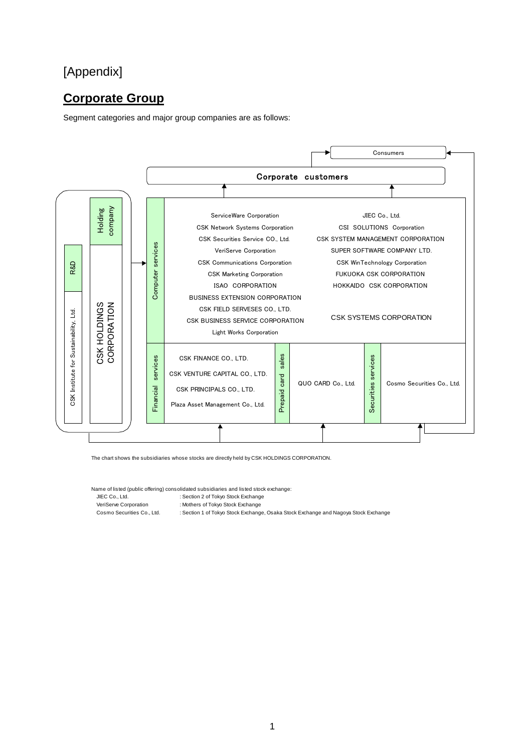[Appendix]

## Corporate Group

Segment categories and major group companies are as follows:

Consumers

Corporate customers

Holding company

CSK HOLDINGS CORPORATION

R&D

CSK Institute for Sustainability, Ltd.

**Computer services**

- ServiceWare Corporation
- CSK Network Systems Corporation
- CSK Securities Service CO., Ltd.
- VeriServe Corporation
- CSK Communications Corporation
- CSK Marketing Corporation
- ISAO CORPORATION
- BUSINESS EXTENSION CORPORATION
- CSK FIELD SERVESES CO., LTD.
- CSK BUSINESS SERVICE CORPORATION
- Light Works Corporation
- JIEC Co., Ltd.
- CSI SOLUTIONS Corporation
- CSK SYSTEM MANAGEMENT CORPORATION
- SUPER SOFTWARE COMPANY LTD.
- CSK WinTechnology Corporation
- FUKUOKA CSK CORPORATION
- HOKKAIDO CSK CORPORATION
- CSK SYSTEMS CORPORATION

**Financial services**

- CSK FINANCE CO., LTD.
- CSK VENTURE CAPITAL CO., LTD.
- CSK PRINCIPALS CO., LTD.
- Plaza Asset Management Co., Ltd.

**Prepaid card sales**

- QUO CARD Co., Ltd.

**Securities services**

- Cosmo Securities Co., Ltd.

The chart shows the subsidiaries whose stocks are directly held by CSK HOLDINGS CORPORATION.

Name of listed (public offering) consolidated subsidiaries and listed stock exchange:

| | |
|---|---|
| JIEC Co., Ltd. | : Section 2 of Tokyo Stock Exchange |
| VeriServe Corporation | : Mothers of Tokyo Stock Exchange |
| Cosmo Securities Co., Ltd. | : Section 1 of Tokyo Stock Exchange, Osaka Stock Exchange and Nagoya Stock Exchange |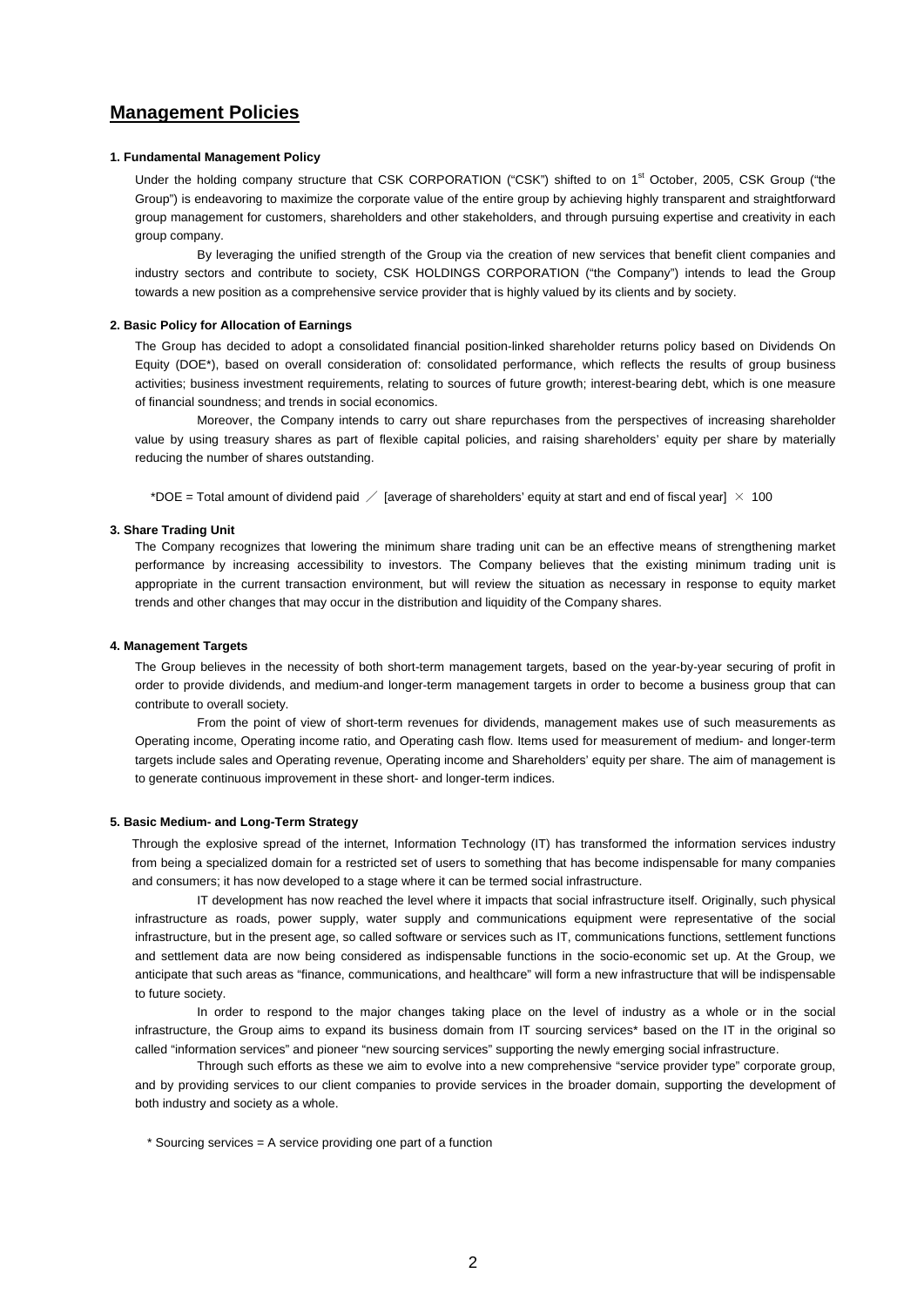## Management Policies

### 1. Fundamental Management Policy

Under the holding company structure that CSK CORPORATION ("CSK") shifted to on 1st October, 2005, CSK Group ("the Group") is endeavoring to maximize the corporate value of the entire group by achieving highly transparent and straightforward group management for customers, shareholders and other stakeholders, and through pursuing expertise and creativity in each group company.

By leveraging the unified strength of the Group via the creation of new services that benefit client companies and industry sectors and contribute to society, CSK HOLDINGS CORPORATION ("the Company") intends to lead the Group towards a new position as a comprehensive service provider that is highly valued by its clients and by society.

### 2. Basic Policy for Allocation of Earnings

The Group has decided to adopt a consolidated financial position-linked shareholder returns policy based on Dividends On Equity (DOE*), based on overall consideration of: consolidated performance, which reflects the results of group business activities; business investment requirements, relating to sources of future growth; interest-bearing debt, which is one measure of financial soundness; and trends in social economics.

Moreover, the Company intends to carry out share repurchases from the perspectives of increasing shareholder value by using treasury shares as part of flexible capital policies, and raising shareholders' equity per share by materially reducing the number of shares outstanding.

*DOE = Total amount of dividend paid ／ [average of shareholders' equity at start and end of fiscal year] × 100

### 3. Share Trading Unit

The Company recognizes that lowering the minimum share trading unit can be an effective means of strengthening market performance by increasing accessibility to investors. The Company believes that the existing minimum trading unit is appropriate in the current transaction environment, but will review the situation as necessary in response to equity market trends and other changes that may occur in the distribution and liquidity of the Company shares.

### 4. Management Targets

The Group believes in the necessity of both short-term management targets, based on the year-by-year securing of profit in order to provide dividends, and medium-and longer-term management targets in order to become a business group that can contribute to overall society.

From the point of view of short-term revenues for dividends, management makes use of such measurements as Operating income, Operating income ratio, and Operating cash flow. Items used for measurement of medium- and longer-term targets include sales and Operating revenue, Operating income and Shareholders' equity per share. The aim of management is to generate continuous improvement in these short- and longer-term indices.

### 5. Basic Medium- and Long-Term Strategy

Through the explosive spread of the internet, Information Technology (IT) has transformed the information services industry from being a specialized domain for a restricted set of users to something that has become indispensable for many companies and consumers; it has now developed to a stage where it can be termed social infrastructure.

IT development has now reached the level where it impacts that social infrastructure itself. Originally, such physical infrastructure as roads, power supply, water supply and communications equipment were representative of the social infrastructure, but in the present age, so called software or services such as IT, communications functions, settlement functions and settlement data are now being considered as indispensable functions in the socio-economic set up. At the Group, we anticipate that such areas as "finance, communications, and healthcare" will form a new infrastructure that will be indispensable to future society.

In order to respond to the major changes taking place on the level of industry as a whole or in the social infrastructure, the Group aims to expand its business domain from IT sourcing services* based on the IT in the original so called "information services" and pioneer "new sourcing services" supporting the newly emerging social infrastructure.

Through such efforts as these we aim to evolve into a new comprehensive "service provider type" corporate group, and by providing services to our client companies to provide services in the broader domain, supporting the development of both industry and society as a whole.

* Sourcing services = A service providing one part of a function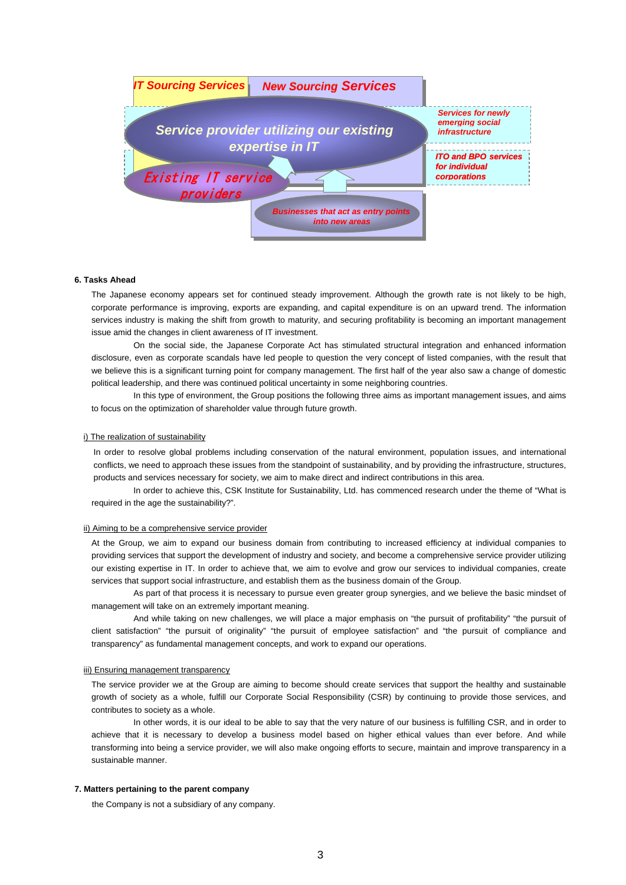IT Sourcing Services

New Sourcing Services

Service provider utilizing our existing expertise in IT

Services for newly emerging social infrastructure

ITO and BPO services for individual corporations

Existing IT service providers

Businesses that act as entry points into new areas

**6. Tasks Ahead**

The Japanese economy appears set for continued steady improvement. Although the growth rate is not likely to be high, corporate performance is improving, exports are expanding, and capital expenditure is on an upward trend. The information services industry is making the shift from growth to maturity, and securing profitability is becoming an important management issue amid the changes in client awareness of IT investment.

On the social side, the Japanese Corporate Act has stimulated structural integration and enhanced information disclosure, even as corporate scandals have led people to question the very concept of listed companies, with the result that we believe this is a significant turning point for company management. The first half of the year also saw a change of domestic political leadership, and there was continued political uncertainty in some neighboring countries.

In this type of environment, the Group positions the following three aims as important management issues, and aims to focus on the optimization of shareholder value through future growth.

i) The realization of sustainability

In order to resolve global problems including conservation of the natural environment, population issues, and international conflicts, we need to approach these issues from the standpoint of sustainability, and by providing the infrastructure, structures, products and services necessary for society, we aim to make direct and indirect contributions in this area.

In order to achieve this, CSK Institute for Sustainability, Ltd. has commenced research under the theme of "What is required in the age the sustainability?".

ii) Aiming to be a comprehensive service provider

At the Group, we aim to expand our business domain from contributing to increased efficiency at individual companies to providing services that support the development of industry and society, and become a comprehensive service provider utilizing our existing expertise in IT. In order to achieve that, we aim to evolve and grow our services to individual companies, create services that support social infrastructure, and establish them as the business domain of the Group.

As part of that process it is necessary to pursue even greater group synergies, and we believe the basic mindset of management will take on an extremely important meaning.

And while taking on new challenges, we will place a major emphasis on "the pursuit of profitability" "the pursuit of client satisfaction" "the pursuit of originality" "the pursuit of employee satisfaction" and "the pursuit of compliance and transparency" as fundamental management concepts, and work to expand our operations.

iii) Ensuring management transparency

The service provider we at the Group are aiming to become should create services that support the healthy and sustainable growth of society as a whole, fulfill our Corporate Social Responsibility (CSR) by continuing to provide those services, and contributes to society as a whole.

In other words, it is our ideal to be able to say that the very nature of our business is fulfilling CSR, and in order to achieve that it is necessary to develop a business model based on higher ethical values than ever before. And while transforming into being a service provider, we will also make ongoing efforts to secure, maintain and improve transparency in a sustainable manner.

**7. Matters pertaining to the parent company**

the Company is not a subsidiary of any company.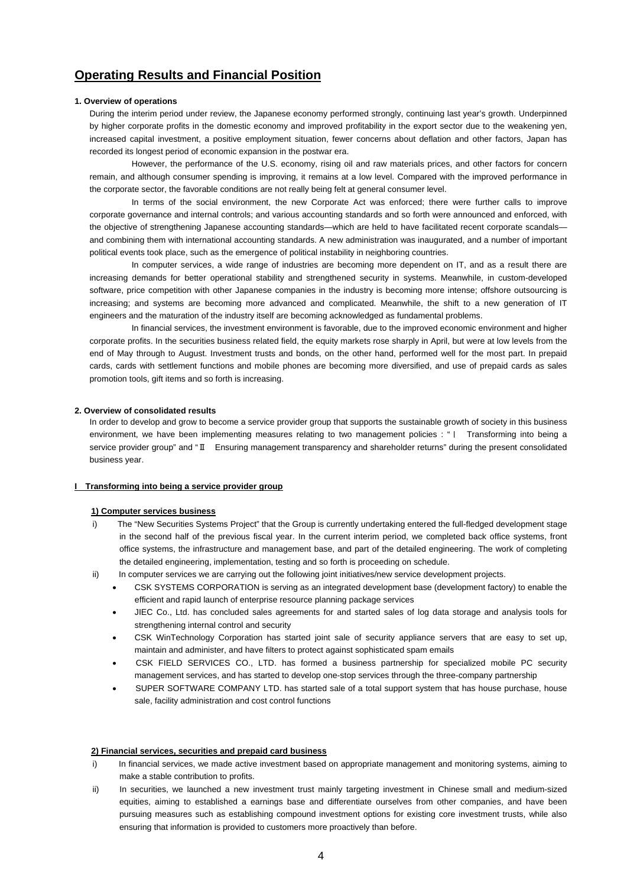## Operating Results and Financial Position

### 1. Overview of operations

During the interim period under review, the Japanese economy performed strongly, continuing last year's growth. Underpinned by higher corporate profits in the domestic economy and improved profitability in the export sector due to the weakening yen, increased capital investment, a positive employment situation, fewer concerns about deflation and other factors, Japan has recorded its longest period of economic expansion in the postwar era.

However, the performance of the U.S. economy, rising oil and raw materials prices, and other factors for concern remain, and although consumer spending is improving, it remains at a low level. Compared with the improved performance in the corporate sector, the favorable conditions are not really being felt at general consumer level.

In terms of the social environment, the new Corporate Act was enforced; there were further calls to improve corporate governance and internal controls; and various accounting standards and so forth were announced and enforced, with the objective of strengthening Japanese accounting standards—which are held to have facilitated recent corporate scandals—and combining them with international accounting standards. A new administration was inaugurated, and a number of important political events took place, such as the emergence of political instability in neighboring countries.

In computer services, a wide range of industries are becoming more dependent on IT, and as a result there are increasing demands for better operational stability and strengthened security in systems. Meanwhile, in custom-developed software, price competition with other Japanese companies in the industry is becoming more intense; offshore outsourcing is increasing; and systems are becoming more advanced and complicated. Meanwhile, the shift to a new generation of IT engineers and the maturation of the industry itself are becoming acknowledged as fundamental problems.

In financial services, the investment environment is favorable, due to the improved economic environment and higher corporate profits. In the securities business related field, the equity markets rose sharply in April, but were at low levels from the end of May through to August. Investment trusts and bonds, on the other hand, performed well for the most part. In prepaid cards, cards with settlement functions and mobile phones are becoming more diversified, and use of prepaid cards as sales promotion tools, gift items and so forth is increasing.

### 2. Overview of consolidated results

In order to develop and grow to become a service provider group that supports the sustainable growth of society in this business environment, we have been implementing measures relating to two management policies : "Ⅰ Transforming into being a service provider group" and "Ⅱ Ensuring management transparency and shareholder returns" during the present consolidated business year.

#### Ⅰ Transforming into being a service provider group

**1) Computer services business**

i) The "New Securities Systems Project" that the Group is currently undertaking entered the full-fledged development stage in the second half of the previous fiscal year. In the current interim period, we completed back office systems, front office systems, the infrastructure and management base, and part of the detailed engineering. The work of completing the detailed engineering, implementation, testing and so forth is proceeding on schedule.

ii) In computer services we are carrying out the following joint initiatives/new service development projects.

- CSK SYSTEMS CORPORATION is serving as an integrated development base (development factory) to enable the efficient and rapid launch of enterprise resource planning package services
- JIEC Co., Ltd. has concluded sales agreements for and started sales of log data storage and analysis tools for strengthening internal control and security
- CSK WinTechnology Corporation has started joint sale of security appliance servers that are easy to set up, maintain and administer, and have filters to protect against sophisticated spam emails
- CSK FIELD SERVICES CO., LTD. has formed a business partnership for specialized mobile PC security management services, and has started to develop one-stop services through the three-company partnership
- SUPER SOFTWARE COMPANY LTD. has started sale of a total support system that has house purchase, house sale, facility administration and cost control functions

**2) Financial services, securities and prepaid card business**

i) In financial services, we made active investment based on appropriate management and monitoring systems, aiming to make a stable contribution to profits.

ii) In securities, we launched a new investment trust mainly targeting investment in Chinese small and medium-sized equities, aiming to established a earnings base and differentiate ourselves from other companies, and have been pursuing measures such as establishing compound investment options for existing core investment trusts, while also ensuring that information is provided to customers more proactively than before.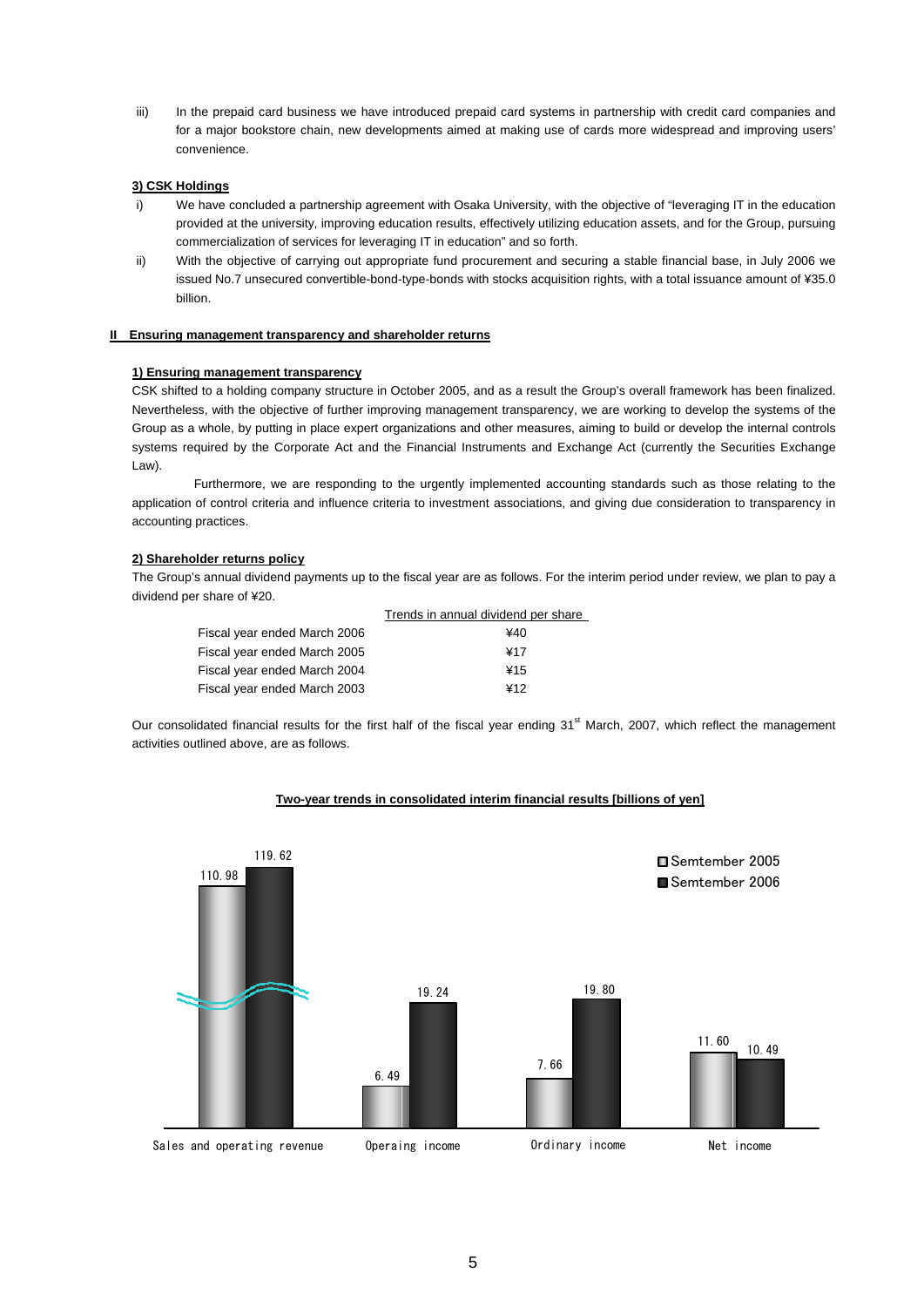iii) In the prepaid card business we have introduced prepaid card systems in partnership with credit card companies and for a major bookstore chain, new developments aimed at making use of cards more widespread and improving users' convenience.

**3) CSK Holdings**

i) We have concluded a partnership agreement with Osaka University, with the objective of "leveraging IT in the education provided at the university, improving education results, effectively utilizing education assets, and for the Group, pursuing commercialization of services for leveraging IT in education" and so forth.

ii) With the objective of carrying out appropriate fund procurement and securing a stable financial base, in July 2006 we issued No.7 unsecured convertible-bond-type-bonds with stocks acquisition rights, with a total issuance amount of ¥35.0 billion.

## II Ensuring management transparency and shareholder returns

**1) Ensuring management transparency**

CSK shifted to a holding company structure in October 2005, and as a result the Group's overall framework has been finalized. Nevertheless, with the objective of further improving management transparency, we are working to develop the systems of the Group as a whole, by putting in place expert organizations and other measures, aiming to build or develop the internal controls systems required by the Corporate Act and the Financial Instruments and Exchange Act (currently the Securities Exchange Law).

Furthermore, we are responding to the urgently implemented accounting standards such as those relating to the application of control criteria and influence criteria to investment associations, and giving due consideration to transparency in accounting practices.

**2) Shareholder returns policy**

The Group's annual dividend payments up to the fiscal year are as follows. For the interim period under review, we plan to pay a dividend per share of ¥20.

| | Trends in annual dividend per share |
|---|---|
| Fiscal year ended March 2006 | ¥40 |
| Fiscal year ended March 2005 | ¥17 |
| Fiscal year ended March 2004 | ¥15 |
| Fiscal year ended March 2003 | ¥12 |

Our consolidated financial results for the first half of the fiscal year ending 31st March, 2007, which reflect the management activities outlined above, are as follows.

**Two-year trends in consolidated interim financial results [billions of yen]**

| | Semtember 2005 | Semtember 2006 |
|---|---|---|
| Sales and operating revenue | 110.98 | 119.62 |
| Operaing income | 6.49 | 19.24 |
| Ordinary income | 7.66 | 19.80 |
| Net income | 11.60 | 10.49 |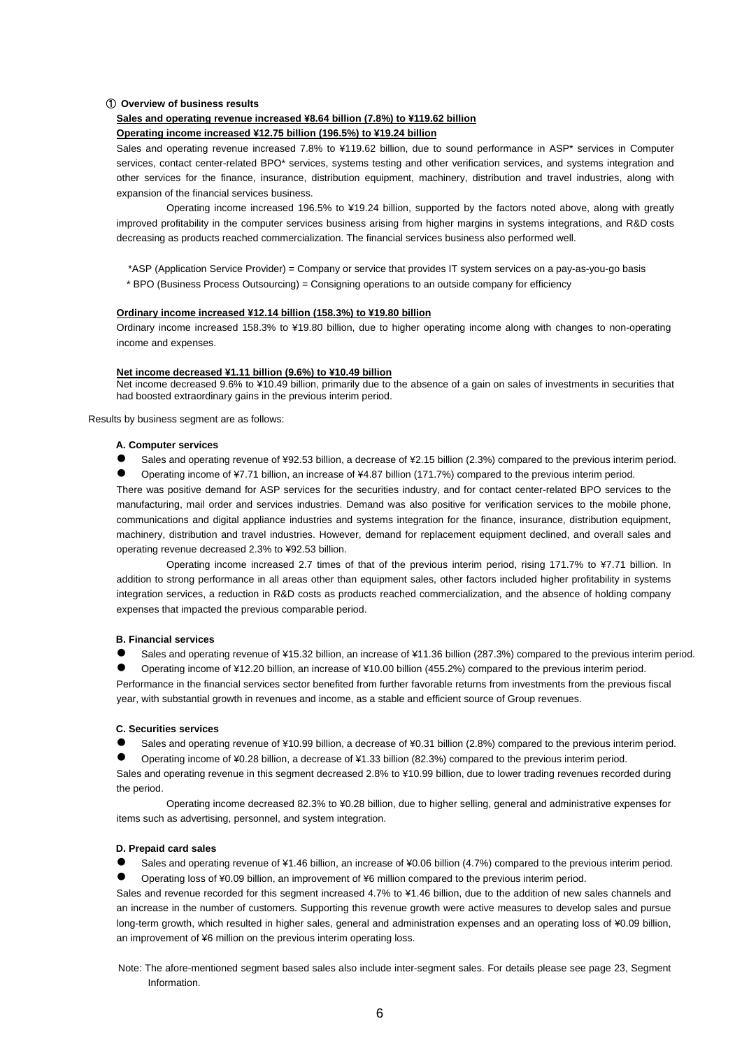### ① Overview of business results

**Sales and operating revenue increased ¥8.64 billion (7.8%) to ¥119.62 billion**

**Operating income increased ¥12.75 billion (196.5%) to ¥19.24 billion**

Sales and operating revenue increased 7.8% to ¥119.62 billion, due to sound performance in ASP* services in Computer services, contact center-related BPO* services, systems testing and other verification services, and systems integration and other services for the finance, insurance, distribution equipment, machinery, distribution and travel industries, along with expansion of the financial services business.

Operating income increased 196.5% to ¥19.24 billion, supported by the factors noted above, along with greatly improved profitability in the computer services business arising from higher margins in systems integrations, and R&D costs decreasing as products reached commercialization. The financial services business also performed well.

*ASP (Application Service Provider) = Company or service that provides IT system services on a pay-as-you-go basis

* BPO (Business Process Outsourcing) = Consigning operations to an outside company for efficiency

**Ordinary income increased ¥12.14 billion (158.3%) to ¥19.80 billion**

Ordinary income increased 158.3% to ¥19.80 billion, due to higher operating income along with changes to non-operating income and expenses.

**Net income decreased ¥1.11 billion (9.6%) to ¥10.49 billion**

Net income decreased 9.6% to ¥10.49 billion, primarily due to the absence of a gain on sales of investments in securities that had boosted extraordinary gains in the previous interim period.

Results by business segment are as follows:

**A. Computer services**

- Sales and operating revenue of ¥92.53 billion, a decrease of ¥2.15 billion (2.3%) compared to the previous interim period.
- Operating income of ¥7.71 billion, an increase of ¥4.87 billion (171.7%) compared to the previous interim period.

There was positive demand for ASP services for the securities industry, and for contact center-related BPO services to the manufacturing, mail order and services industries. Demand was also positive for verification services to the mobile phone, communications and digital appliance industries and systems integration for the finance, insurance, distribution equipment, machinery, distribution and travel industries. However, demand for replacement equipment declined, and overall sales and operating revenue decreased 2.3% to ¥92.53 billion.

Operating income increased 2.7 times of that of the previous interim period, rising 171.7% to ¥7.71 billion. In addition to strong performance in all areas other than equipment sales, other factors included higher profitability in systems integration services, a reduction in R&D costs as products reached commercialization, and the absence of holding company expenses that impacted the previous comparable period.

**B. Financial services**

- Sales and operating revenue of ¥15.32 billion, an increase of ¥11.36 billion (287.3%) compared to the previous interim period.
- Operating income of ¥12.20 billion, an increase of ¥10.00 billion (455.2%) compared to the previous interim period.

Performance in the financial services sector benefited from further favorable returns from investments from the previous fiscal year, with substantial growth in revenues and income, as a stable and efficient source of Group revenues.

**C. Securities services**

- Sales and operating revenue of ¥10.99 billion, a decrease of ¥0.31 billion (2.8%) compared to the previous interim period.
- Operating income of ¥0.28 billion, a decrease of ¥1.33 billion (82.3%) compared to the previous interim period.

Sales and operating revenue in this segment decreased 2.8% to ¥10.99 billion, due to lower trading revenues recorded during the period.

Operating income decreased 82.3% to ¥0.28 billion, due to higher selling, general and administrative expenses for items such as advertising, personnel, and system integration.

**D. Prepaid card sales**

- Sales and operating revenue of ¥1.46 billion, an increase of ¥0.06 billion (4.7%) compared to the previous interim period.
- Operating loss of ¥0.09 billion, an improvement of ¥6 million compared to the previous interim period.

Sales and revenue recorded for this segment increased 4.7% to ¥1.46 billion, due to the addition of new sales channels and an increase in the number of customers. Supporting this revenue growth were active measures to develop sales and pursue long-term growth, which resulted in higher sales, general and administration expenses and an operating loss of ¥0.09 billion, an improvement of ¥6 million on the previous interim operating loss.

Note: The afore-mentioned segment based sales also include inter-segment sales. For details please see page 23, Segment Information.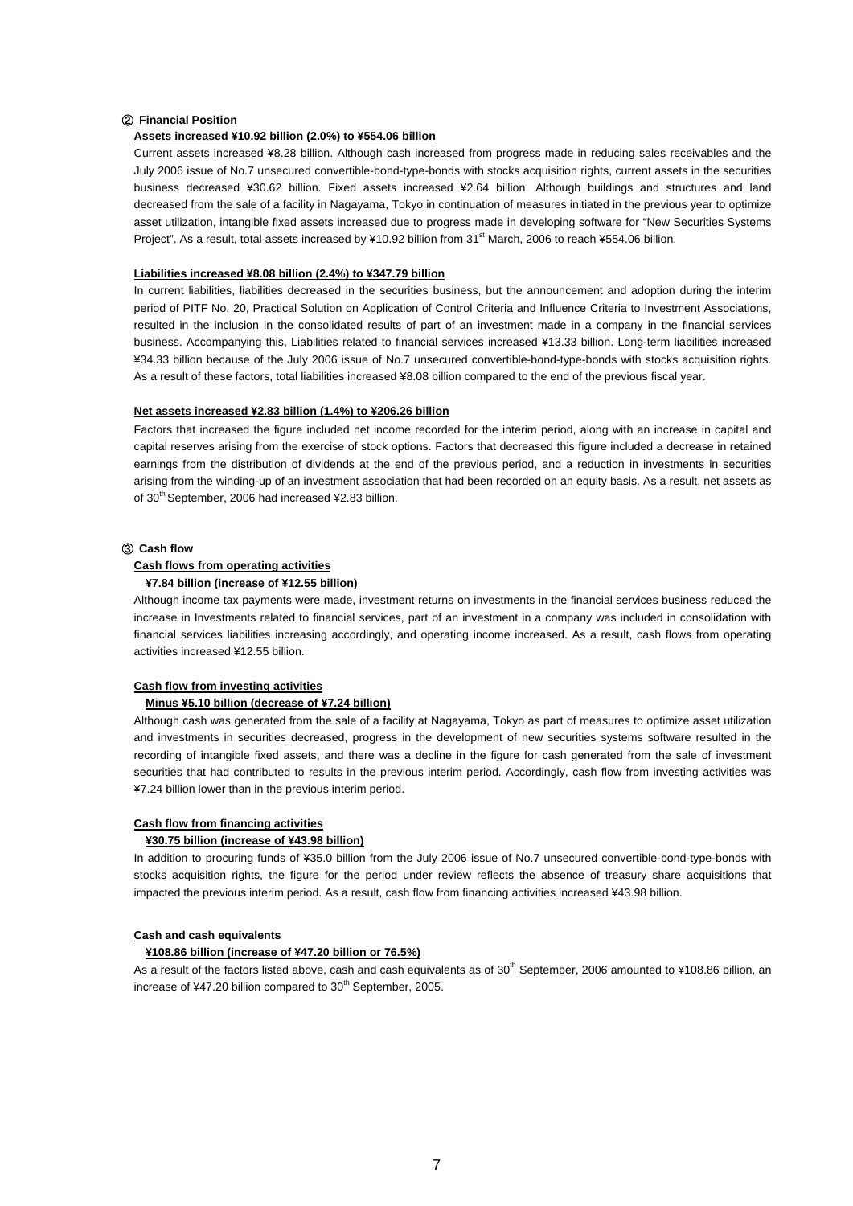### ② Financial Position

**Assets increased ¥10.92 billion (2.0%) to ¥554.06 billion**

Current assets increased ¥8.28 billion. Although cash increased from progress made in reducing sales receivables and the July 2006 issue of No.7 unsecured convertible-bond-type-bonds with stocks acquisition rights, current assets in the securities business decreased ¥30.62 billion. Fixed assets increased ¥2.64 billion. Although buildings and structures and land decreased from the sale of a facility in Nagayama, Tokyo in continuation of measures initiated in the previous year to optimize asset utilization, intangible fixed assets increased due to progress made in developing software for "New Securities Systems Project". As a result, total assets increased by ¥10.92 billion from 31st March, 2006 to reach ¥554.06 billion.

**Liabilities increased ¥8.08 billion (2.4%) to ¥347.79 billion**

In current liabilities, liabilities decreased in the securities business, but the announcement and adoption during the interim period of PITF No. 20, Practical Solution on Application of Control Criteria and Influence Criteria to Investment Associations, resulted in the inclusion in the consolidated results of part of an investment made in a company in the financial services business. Accompanying this, Liabilities related to financial services increased ¥13.33 billion. Long-term liabilities increased ¥34.33 billion because of the July 2006 issue of No.7 unsecured convertible-bond-type-bonds with stocks acquisition rights. As a result of these factors, total liabilities increased ¥8.08 billion compared to the end of the previous fiscal year.

**Net assets increased ¥2.83 billion (1.4%) to ¥206.26 billion**

Factors that increased the figure included net income recorded for the interim period, along with an increase in capital and capital reserves arising from the exercise of stock options. Factors that decreased this figure included a decrease in retained earnings from the distribution of dividends at the end of the previous period, and a reduction in investments in securities arising from the winding-up of an investment association that had been recorded on an equity basis. As a result, net assets as of 30th September, 2006 had increased ¥2.83 billion.

### ③ Cash flow

**Cash flows from operating activities**

**¥7.84 billion (increase of ¥12.55 billion)**

Although income tax payments were made, investment returns on investments in the financial services business reduced the increase in Investments related to financial services, part of an investment in a company was included in consolidation with financial services liabilities increasing accordingly, and operating income increased. As a result, cash flows from operating activities increased ¥12.55 billion.

**Cash flow from investing activities**

**Minus ¥5.10 billion (decrease of ¥7.24 billion)**

Although cash was generated from the sale of a facility at Nagayama, Tokyo as part of measures to optimize asset utilization and investments in securities decreased, progress in the development of new securities systems software resulted in the recording of intangible fixed assets, and there was a decline in the figure for cash generated from the sale of investment securities that had contributed to results in the previous interim period. Accordingly, cash flow from investing activities was ¥7.24 billion lower than in the previous interim period.

**Cash flow from financing activities**

**¥30.75 billion (increase of ¥43.98 billion)**

In addition to procuring funds of ¥35.0 billion from the July 2006 issue of No.7 unsecured convertible-bond-type-bonds with stocks acquisition rights, the figure for the period under review reflects the absence of treasury share acquisitions that impacted the previous interim period. As a result, cash flow from financing activities increased ¥43.98 billion.

**Cash and cash equivalents**

**¥108.86 billion (increase of ¥47.20 billion or 76.5%)**

As a result of the factors listed above, cash and cash equivalents as of 30th September, 2006 amounted to ¥108.86 billion, an increase of ¥47.20 billion compared to 30th September, 2005.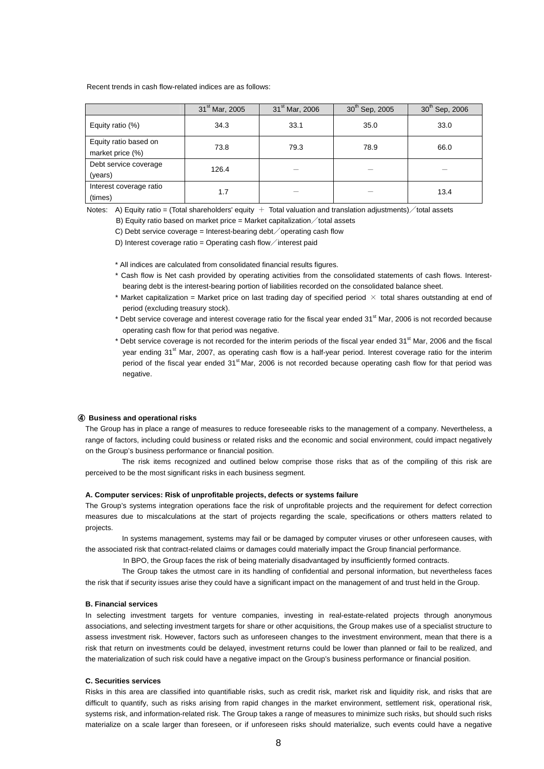Recent trends in cash flow-related indices are as follows:

| | 31st Mar, 2005 | 31st Mar, 2006 | 30th Sep, 2005 | 30th Sep, 2006 |
|---|---|---|---|---|
| Equity ratio (%) | 34.3 | 33.1 | 35.0 | 33.0 |
| Equity ratio based on market price (%) | 73.8 | 79.3 | 78.9 | 66.0 |
| Debt service coverage (years) | 126.4 | − | − | − |
| Interest coverage ratio (times) | 1.7 | − | − | 13.4 |

Notes: A) Equity ratio = (Total shareholders' equity ＋ Total valuation and translation adjustments)／total assets

B) Equity ratio based on market price = Market capitalization／total assets

C) Debt service coverage = Interest-bearing debt／operating cash flow

D) Interest coverage ratio = Operating cash flow／interest paid

\* All indices are calculated from consolidated financial results figures.

\* Cash flow is Net cash provided by operating activities from the consolidated statements of cash flows. Interest-bearing debt is the interest-bearing portion of liabilities recorded on the consolidated balance sheet.

\* Market capitalization = Market price on last trading day of specified period × total shares outstanding at end of period (excluding treasury stock).

\* Debt service coverage and interest coverage ratio for the fiscal year ended 31st Mar, 2006 is not recorded because operating cash flow for that period was negative.

\* Debt service coverage is not recorded for the interim periods of the fiscal year ended 31st Mar, 2006 and the fiscal year ending 31st Mar, 2007, as operating cash flow is a half-year period. Interest coverage ratio for the interim period of the fiscal year ended 31st Mar, 2006 is not recorded because operating cash flow for that period was negative.

#### ④ Business and operational risks

The Group has in place a range of measures to reduce foreseeable risks to the management of a company. Nevertheless, a range of factors, including could business or related risks and the economic and social environment, could impact negatively on the Group's business performance or financial position.

The risk items recognized and outlined below comprise those risks that as of the compiling of this risk are perceived to be the most significant risks in each business segment.

**A. Computer services: Risk of unprofitable projects, defects or systems failure**

The Group's systems integration operations face the risk of unprofitable projects and the requirement for defect correction measures due to miscalculations at the start of projects regarding the scale, specifications or others matters related to projects.

In systems management, systems may fail or be damaged by computer viruses or other unforeseen causes, with the associated risk that contract-related claims or damages could materially impact the Group financial performance.

In BPO, the Group faces the risk of being materially disadvantaged by insufficiently formed contracts.

The Group takes the utmost care in its handling of confidential and personal information, but nevertheless faces the risk that if security issues arise they could have a significant impact on the management of and trust held in the Group.

**B. Financial services**

In selecting investment targets for venture companies, investing in real-estate-related projects through anonymous associations, and selecting investment targets for share or other acquisitions, the Group makes use of a specialist structure to assess investment risk. However, factors such as unforeseen changes to the investment environment, mean that there is a risk that return on investments could be delayed, investment returns could be lower than planned or fail to be realized, and the materialization of such risk could have a negative impact on the Group's business performance or financial position.

**C. Securities services**

Risks in this area are classified into quantifiable risks, such as credit risk, market risk and liquidity risk, and risks that are difficult to quantify, such as risks arising from rapid changes in the market environment, settlement risk, operational risk, systems risk, and information-related risk. The Group takes a range of measures to minimize such risks, but should such risks materialize on a scale larger than foreseen, or if unforeseen risks should materialize, such events could have a negative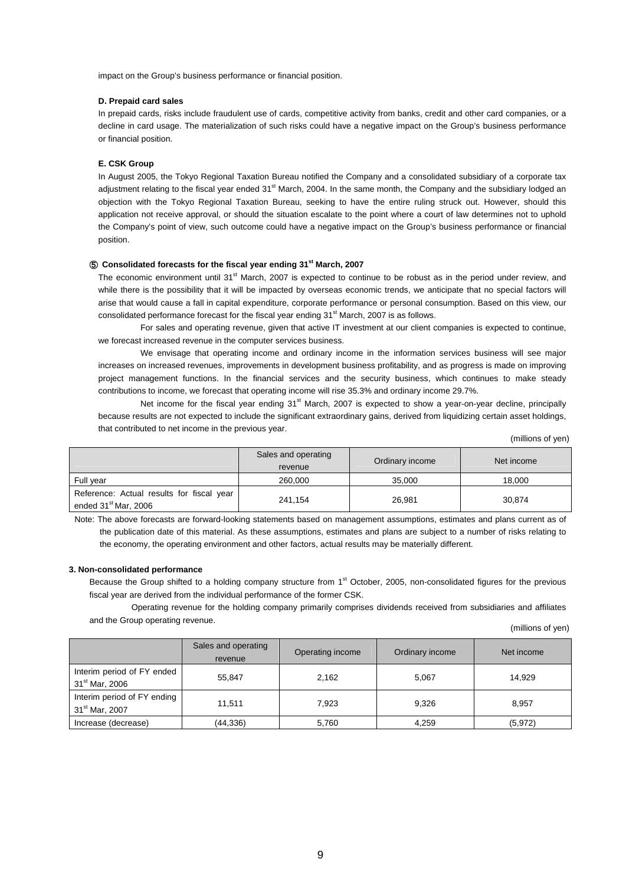impact on the Group's business performance or financial position.

#### D. Prepaid card sales

In prepaid cards, risks include fraudulent use of cards, competitive activity from banks, credit and other card companies, or a decline in card usage. The materialization of such risks could have a negative impact on the Group's business performance or financial position.

#### E. CSK Group

In August 2005, the Tokyo Regional Taxation Bureau notified the Company and a consolidated subsidiary of a corporate tax adjustment relating to the fiscal year ended 31st March, 2004. In the same month, the Company and the subsidiary lodged an objection with the Tokyo Regional Taxation Bureau, seeking to have the entire ruling struck out. However, should this application not receive approval, or should the situation escalate to the point where a court of law determines not to uphold the Company's point of view, such outcome could have a negative impact on the Group's business performance or financial position.

### ⑤ Consolidated forecasts for the fiscal year ending 31st March, 2007

The economic environment until 31st March, 2007 is expected to continue to be robust as in the period under review, and while there is the possibility that it will be impacted by overseas economic trends, we anticipate that no special factors will arise that would cause a fall in capital expenditure, corporate performance or personal consumption. Based on this view, our consolidated performance forecast for the fiscal year ending 31st March, 2007 is as follows.

For sales and operating revenue, given that active IT investment at our client companies is expected to continue, we forecast increased revenue in the computer services business.

We envisage that operating income and ordinary income in the information services business will see major increases on increased revenues, improvements in development business profitability, and as progress is made on improving project management functions. In the financial services and the security business, which continues to make steady contributions to income, we forecast that operating income will rise 35.3% and ordinary income 29.7%.

Net income for the fiscal year ending 31st March, 2007 is expected to show a year-on-year decline, principally because results are not expected to include the significant extraordinary gains, derived from liquidizing certain asset holdings, that contributed to net income in the previous year.

(millions of yen)

| | Sales and operating revenue | Ordinary income | Net income |
|---|---|---|---|
| Full year | 260,000 | 35,000 | 18,000 |
| Reference: Actual results for fiscal year ended 31st Mar, 2006 | 241,154 | 26,981 | 30,874 |

Note: The above forecasts are forward-looking statements based on management assumptions, estimates and plans current as of the publication date of this material. As these assumptions, estimates and plans are subject to a number of risks relating to the economy, the operating environment and other factors, actual results may be materially different.

## 3. Non-consolidated performance

Because the Group shifted to a holding company structure from 1st October, 2005, non-consolidated figures for the previous fiscal year are derived from the individual performance of the former CSK.

Operating revenue for the holding company primarily comprises dividends received from subsidiaries and affiliates and the Group operating revenue.

(millions of yen)

| | Sales and operating revenue | Operating income | Ordinary income | Net income |
|---|---|---|---|---|
| Interim period of FY ended 31st Mar, 2006 | 55,847 | 2,162 | 5,067 | 14,929 |
| Interim period of FY ending 31st Mar, 2007 | 11,511 | 7,923 | 9,326 | 8,957 |
| Increase (decrease) | (44,336) | 5,760 | 4,259 | (5,972) |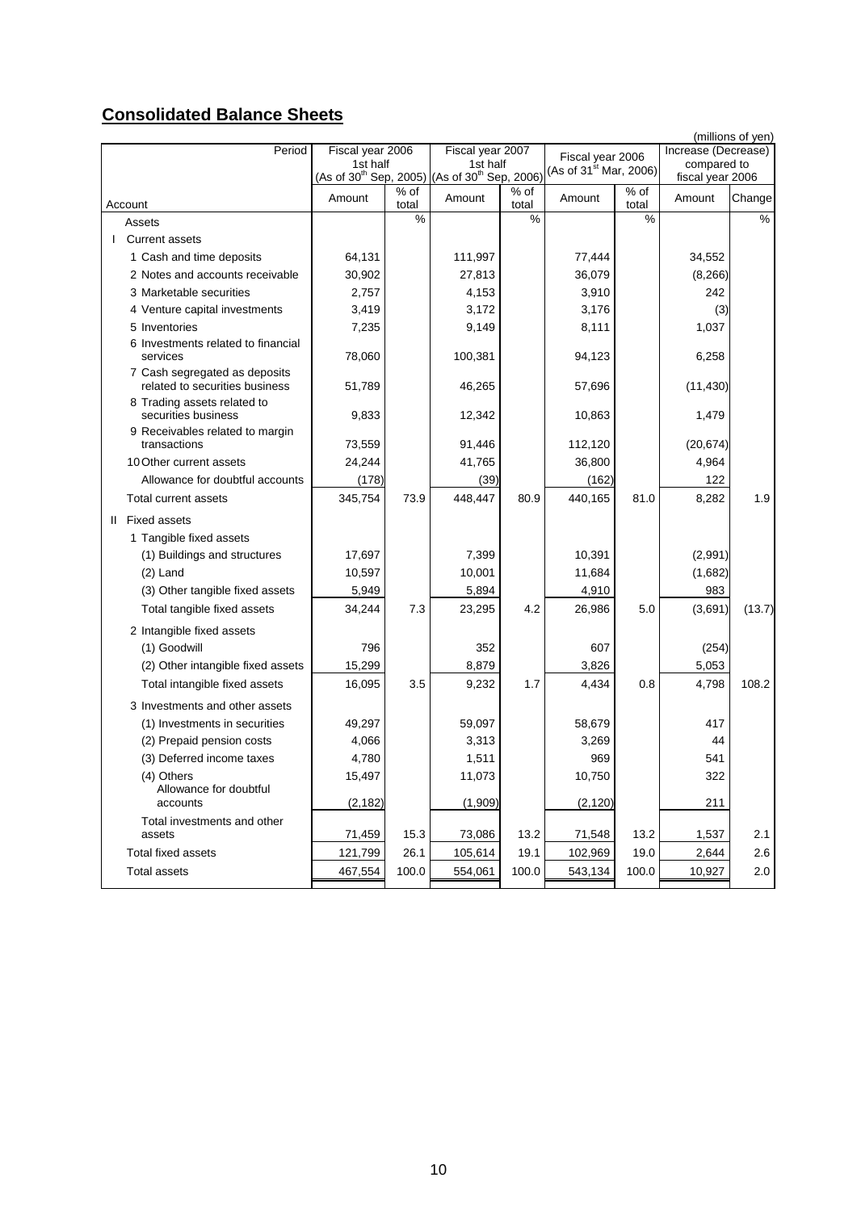## Consolidated Balance Sheets

(millions of yen)

| Period | Fiscal year 2006 1st half (As of 30th Sep, 2005) | | Fiscal year 2007 1st half (As of 30th Sep, 2006) | | Fiscal year 2006 (As of 31st Mar, 2006) | | Increase (Decrease) compared to fiscal year 2006 | |
|---|---|---|---|---|---|---|---|---|
| Account | Amount | % of total | Amount | % of total | Amount | % of total | Amount | Change |
| Assets | | % | | % | | % | | % |
| I Current assets | | | | | | | | |
| 1 Cash and time deposits | 64,131 | | 111,997 | | 77,444 | | 34,552 | |
| 2 Notes and accounts receivable | 30,902 | | 27,813 | | 36,079 | | (8,266) | |
| 3 Marketable securities | 2,757 | | 4,153 | | 3,910 | | 242 | |
| 4 Venture capital investments | 3,419 | | 3,172 | | 3,176 | | (3) | |
| 5 Inventories | 7,235 | | 9,149 | | 8,111 | | 1,037 | |
| 6 Investments related to financial services | 78,060 | | 100,381 | | 94,123 | | 6,258 | |
| 7 Cash segregated as deposits related to securities business | 51,789 | | 46,265 | | 57,696 | | (11,430) | |
| 8 Trading assets related to securities business | 9,833 | | 12,342 | | 10,863 | | 1,479 | |
| 9 Receivables related to margin transactions | 73,559 | | 91,446 | | 112,120 | | (20,674) | |
| 10 Other current assets | 24,244 | | 41,765 | | 36,800 | | 4,964 | |
| Allowance for doubtful accounts | (178) | | (39) | | (162) | | 122 | |
| Total current assets | 345,754 | 73.9 | 448,447 | 80.9 | 440,165 | 81.0 | 8,282 | 1.9 |
| II Fixed assets | | | | | | | | |
| 1 Tangible fixed assets | | | | | | | | |
| (1) Buildings and structures | 17,697 | | 7,399 | | 10,391 | | (2,991) | |
| (2) Land | 10,597 | | 10,001 | | 11,684 | | (1,682) | |
| (3) Other tangible fixed assets | 5,949 | | 5,894 | | 4,910 | | 983 | |
| Total tangible fixed assets | 34,244 | 7.3 | 23,295 | 4.2 | 26,986 | 5.0 | (3,691) | (13.7) |
| 2 Intangible fixed assets | | | | | | | | |
| (1) Goodwill | 796 | | 352 | | 607 | | (254) | |
| (2) Other intangible fixed assets | 15,299 | | 8,879 | | 3,826 | | 5,053 | |
| Total intangible fixed assets | 16,095 | 3.5 | 9,232 | 1.7 | 4,434 | 0.8 | 4,798 | 108.2 |
| 3 Investments and other assets | | | | | | | | |
| (1) Investments in securities | 49,297 | | 59,097 | | 58,679 | | 417 | |
| (2) Prepaid pension costs | 4,066 | | 3,313 | | 3,269 | | 44 | |
| (3) Deferred income taxes | 4,780 | | 1,511 | | 969 | | 541 | |
| (4) Others | 15,497 | | 11,073 | | 10,750 | | 322 | |
| Allowance for doubtful accounts | (2,182) | | (1,909) | | (2,120) | | 211 | |
| Total investments and other assets | 71,459 | 15.3 | 73,086 | 13.2 | 71,548 | 13.2 | 1,537 | 2.1 |
| Total fixed assets | 121,799 | 26.1 | 105,614 | 19.1 | 102,969 | 19.0 | 2,644 | 2.6 |
| Total assets | 467,554 | 100.0 | 554,061 | 100.0 | 543,134 | 100.0 | 10,927 | 2.0 |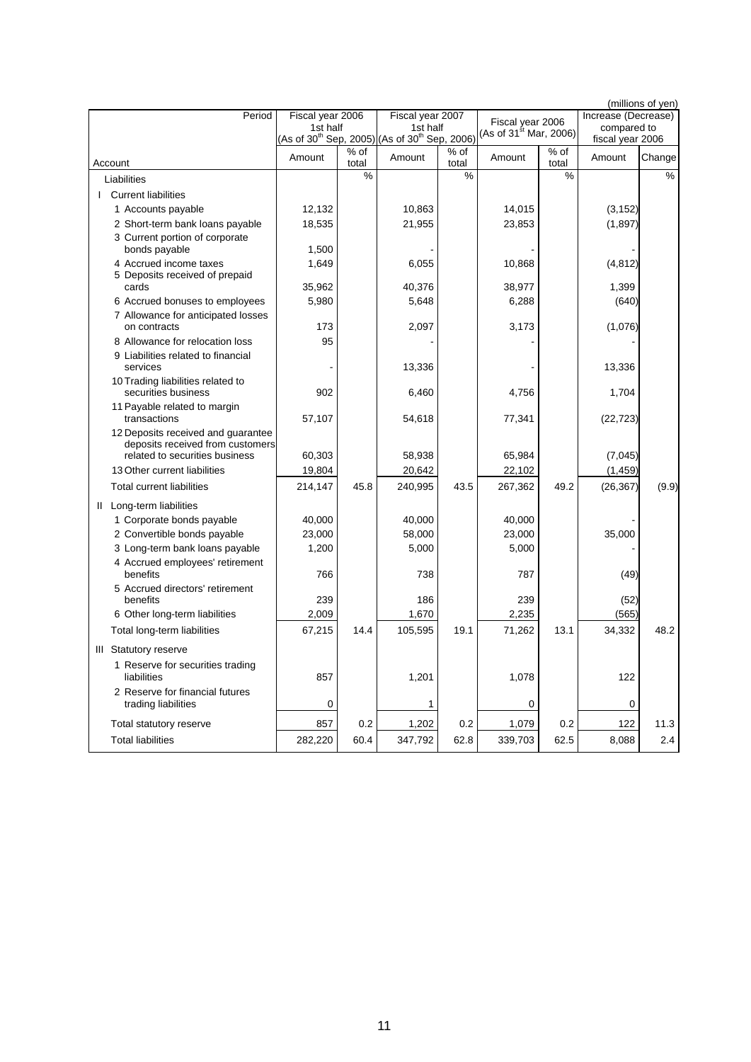(millions of yen)

| Period | Fiscal year 2006 1st half (As of 30th Sep, 2005) | | Fiscal year 2007 1st half (As of 30th Sep, 2006) | | Fiscal year 2006 (As of 31st Mar, 2006) | | Increase (Decrease) compared to fiscal year 2006 | |
|---|---|---|---|---|---|---|---|---|
| Account | Amount | % of total | Amount | % of total | Amount | % of total | Amount | Change |
| Liabilities | | % | | % | | % | | % |
| I Current liabilities | | | | | | | | |
| 1 Accounts payable | 12,132 | | 10,863 | | 14,015 | | (3,152) | |
| 2 Short-term bank loans payable | 18,535 | | 21,955 | | 23,853 | | (1,897) | |
| 3 Current portion of corporate bonds payable | 1,500 | | - | | - | | - | |
| 4 Accrued income taxes | 1,649 | | 6,055 | | 10,868 | | (4,812) | |
| 5 Deposits received of prepaid cards | 35,962 | | 40,376 | | 38,977 | | 1,399 | |
| 6 Accrued bonuses to employees | 5,980 | | 5,648 | | 6,288 | | (640) | |
| 7 Allowance for anticipated losses on contracts | 173 | | 2,097 | | 3,173 | | (1,076) | |
| 8 Allowance for relocation loss | 95 | | - | | - | | - | |
| 9 Liabilities related to financial services | - | | 13,336 | | - | | 13,336 | |
| 10 Trading liabilities related to securities business | 902 | | 6,460 | | 4,756 | | 1,704 | |
| 11 Payable related to margin transactions | 57,107 | | 54,618 | | 77,341 | | (22,723) | |
| 12 Deposits received and guarantee deposits received from customers related to securities business | 60,303 | | 58,938 | | 65,984 | | (7,045) | |
| 13 Other current liabilities | 19,804 | | 20,642 | | 22,102 | | (1,459) | |
| Total current liabilities | 214,147 | 45.8 | 240,995 | 43.5 | 267,362 | 49.2 | (26,367) | (9.9) |
| II Long-term liabilities | | | | | | | | |
| 1 Corporate bonds payable | 40,000 | | 40,000 | | 40,000 | | - | |
| 2 Convertible bonds payable | 23,000 | | 58,000 | | 23,000 | | 35,000 | |
| 3 Long-term bank loans payable | 1,200 | | 5,000 | | 5,000 | | - | |
| 4 Accrued employees' retirement benefits | 766 | | 738 | | 787 | | (49) | |
| 5 Accrued directors' retirement benefits | 239 | | 186 | | 239 | | (52) | |
| 6 Other long-term liabilities | 2,009 | | 1,670 | | 2,235 | | (565) | |
| Total long-term liabilities | 67,215 | 14.4 | 105,595 | 19.1 | 71,262 | 13.1 | 34,332 | 48.2 |
| III Statutory reserve | | | | | | | | |
| 1 Reserve for securities trading liabilities | 857 | | 1,201 | | 1,078 | | 122 | |
| 2 Reserve for financial futures trading liabilities | 0 | | 1 | | 0 | | 0 | |
| Total statutory reserve | 857 | 0.2 | 1,202 | 0.2 | 1,079 | 0.2 | 122 | 11.3 |
| Total liabilities | 282,220 | 60.4 | 347,792 | 62.8 | 339,703 | 62.5 | 8,088 | 2.4 |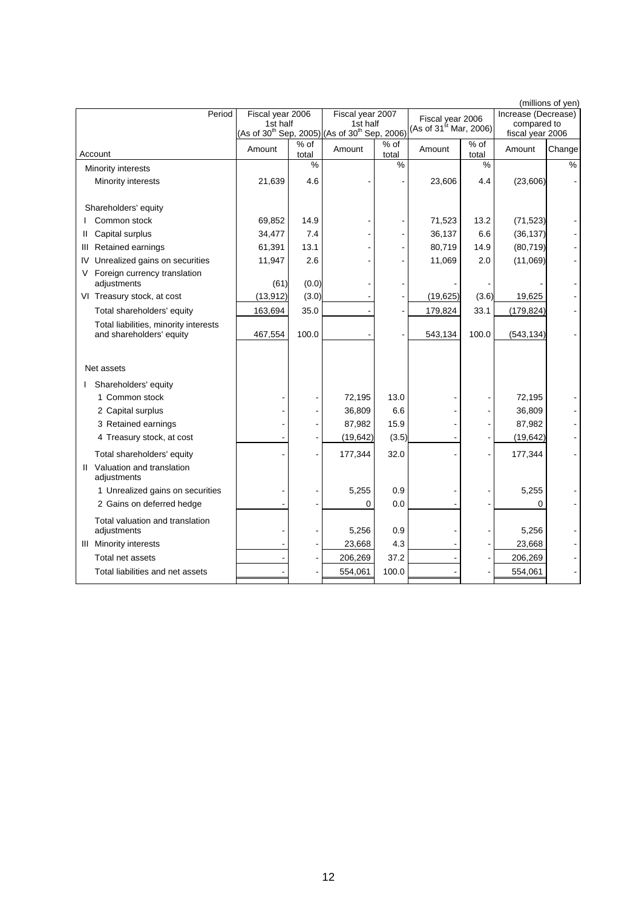(millions of yen)

| Period | Fiscal year 2006 1st half (As of 30th Sep, 2005) | | Fiscal year 2007 1st half (As of 30th Sep, 2006) | | Fiscal year 2006 (As of 31st Mar, 2006) | | Increase (Decrease) compared to fiscal year 2006 | |
|---|---|---|---|---|---|---|---|---|
| Account | Amount | % of total | Amount | % of total | Amount | % of total | Amount | Change |
| Minority interests | | % | | % | | % | | % |
| Minority interests | 21,639 | 4.6 | - | - | 23,606 | 4.4 | (23,606) | - |
| Shareholders' equity | | | | | | | | |
| I Common stock | 69,852 | 14.9 | - | - | 71,523 | 13.2 | (71,523) | - |
| II Capital surplus | 34,477 | 7.4 | - | - | 36,137 | 6.6 | (36,137) | - |
| III Retained earnings | 61,391 | 13.1 | - | - | 80,719 | 14.9 | (80,719) | - |
| IV Unrealized gains on securities | 11,947 | 2.6 | - | - | 11,069 | 2.0 | (11,069) | - |
| V Foreign currency translation adjustments | (61) | (0.0) | - | - | - | - | - | - |
| VI Treasury stock, at cost | (13,912) | (3.0) | - | - | (19,625) | (3.6) | 19,625 | - |
| Total shareholders' equity | 163,694 | 35.0 | - | - | 179,824 | 33.1 | (179,824) | - |
| Total liabilities, minority interests and shareholders' equity | 467,554 | 100.0 | - | - | 543,134 | 100.0 | (543,134) | - |
| Net assets | | | | | | | | |
| I Shareholders' equity | | | | | | | | |
| 1 Common stock | - | - | 72,195 | 13.0 | - | - | 72,195 | - |
| 2 Capital surplus | - | - | 36,809 | 6.6 | - | - | 36,809 | - |
| 3 Retained earnings | - | - | 87,982 | 15.9 | - | - | 87,982 | - |
| 4 Treasury stock, at cost | - | - | (19,642) | (3.5) | - | - | (19,642) | - |
| Total shareholders' equity | - | - | 177,344 | 32.0 | - | - | 177,344 | - |
| II Valuation and translation adjustments | | | | | | | | |
| 1 Unrealized gains on securities | - | - | 5,255 | 0.9 | - | - | 5,255 | - |
| 2 Gains on deferred hedge | - | - | 0 | 0.0 | - | - | 0 | - |
| Total valuation and translation adjustments | - | - | 5,256 | 0.9 | - | - | 5,256 | - |
| III Minority interests | - | - | 23,668 | 4.3 | - | - | 23,668 | - |
| Total net assets | - | - | 206,269 | 37.2 | - | - | 206,269 | - |
| Total liabilities and net assets | - | - | 554,061 | 100.0 | - | - | 554,061 | - |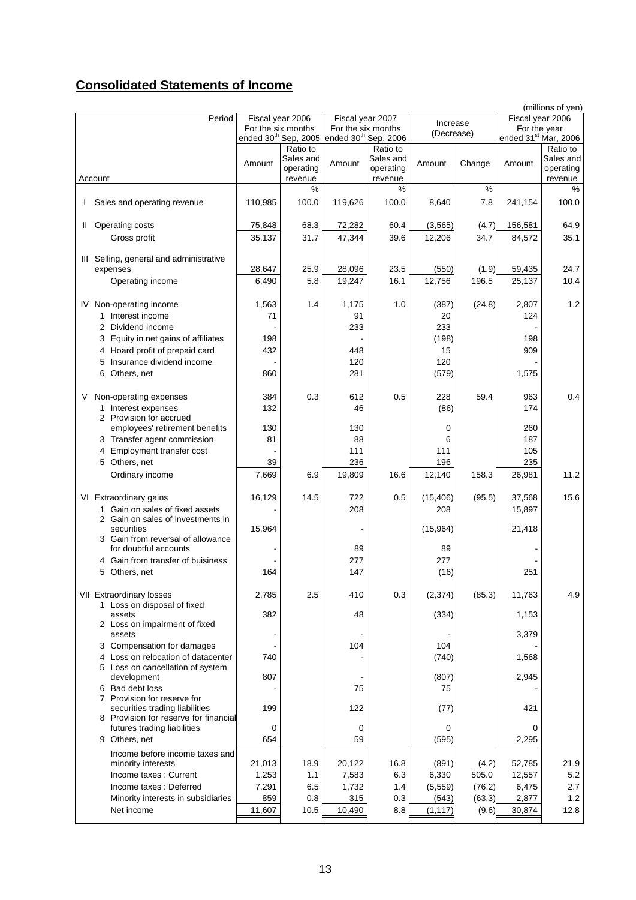## Consolidated Statements of Income

(millions of yen)

| Period | Fiscal year 2006 For the six months ended 30th Sep, 2005 | | Fiscal year 2007 For the six months ended 30th Sep, 2006 | | Increase (Decrease) | | Fiscal year 2006 For the year ended 31st Mar, 2006 | |
|---|---|---|---|---|---|---|---|---|
| Account | Amount | Ratio to Sales and operating revenue | Amount | Ratio to Sales and operating revenue | Amount | Change | Amount | Ratio to Sales and operating revenue |
| | | % | | % | | % | | % |
| I Sales and operating revenue | 110,985 | 100.0 | 119,626 | 100.0 | 8,640 | 7.8 | 241,154 | 100.0 |
| II Operating costs | 75,848 | 68.3 | 72,282 | 60.4 | (3,565) | (4.7) | 156,581 | 64.9 |
| Gross profit | 35,137 | 31.7 | 47,344 | 39.6 | 12,206 | 34.7 | 84,572 | 35.1 |
| III Selling, general and administrative expenses | 28,647 | 25.9 | 28,096 | 23.5 | (550) | (1.9) | 59,435 | 24.7 |
| Operating income | 6,490 | 5.8 | 19,247 | 16.1 | 12,756 | 196.5 | 25,137 | 10.4 |
| IV Non-operating income | 1,563 | 1.4 | 1,175 | 1.0 | (387) | (24.8) | 2,807 | 1.2 |
| 1 Interest income | 71 | | 91 | | 20 | | 124 | |
| 2 Dividend income | - | | 233 | | 233 | | - | |
| 3 Equity in net gains of affiliates | 198 | | - | | (198) | | 198 | |
| 4 Hoard profit of prepaid card | 432 | | 448 | | 15 | | 909 | |
| 5 Insurance dividend income | - | | 120 | | 120 | | - | |
| 6 Others, net | 860 | | 281 | | (579) | | 1,575 | |
| V Non-operating expenses | 384 | 0.3 | 612 | 0.5 | 228 | 59.4 | 963 | 0.4 |
| 1 Interest expenses | 132 | | 46 | | (86) | | 174 | |
| 2 Provision for accrued employees' retirement benefits | 130 | | 130 | | 0 | | 260 | |
| 3 Transfer agent commission | 81 | | 88 | | 6 | | 187 | |
| 4 Employment transfer cost | - | | 111 | | 111 | | 105 | |
| 5 Others, net | 39 | | 236 | | 196 | | 235 | |
| Ordinary income | 7,669 | 6.9 | 19,809 | 16.6 | 12,140 | 158.3 | 26,981 | 11.2 |
| VI Extraordinary gains | 16,129 | 14.5 | 722 | 0.5 | (15,406) | (95.5) | 37,568 | 15.6 |
| 1 Gain on sales of fixed assets | - | | 208 | | 208 | | 15,897 | |
| 2 Gain on sales of investments in securities | 15,964 | | - | | (15,964) | | 21,418 | |
| 3 Gain from reversal of allowance for doubtful accounts | - | | 89 | | 89 | | - | |
| 4 Gain from transfer of buisiness | - | | 277 | | 277 | | - | |
| 5 Others, net | 164 | | 147 | | (16) | | 251 | |
| VII Extraordinary losses | 2,785 | 2.5 | 410 | 0.3 | (2,374) | (85.3) | 11,763 | 4.9 |
| 1 Loss on disposal of fixed assets | 382 | | 48 | | (334) | | 1,153 | |
| 2 Loss on impairment of fixed assets | - | | - | | - | | 3,379 | |
| 3 Compensation for damages | - | | 104 | | 104 | | - | |
| 4 Loss on relocation of datacenter | 740 | | - | | (740) | | 1,568 | |
| 5 Loss on cancellation of system development | 807 | | - | | (807) | | 2,945 | |
| 6 Bad debt loss | - | | 75 | | 75 | | - | |
| 7 Provision for reserve for securities trading liabilities | 199 | | 122 | | (77) | | 421 | |
| 8 Provision for reserve for financial futures trading liabilities | 0 | | 0 | | 0 | | 0 | |
| 9 Others, net | 654 | | 59 | | (595) | | 2,295 | |
| Income before income taxes and minority interests | 21,013 | 18.9 | 20,122 | 16.8 | (891) | (4.2) | 52,785 | 21.9 |
| Income taxes : Current | 1,253 | 1.1 | 7,583 | 6.3 | 6,330 | 505.0 | 12,557 | 5.2 |
| Income taxes : Deferred | 7,291 | 6.5 | 1,732 | 1.4 | (5,559) | (76.2) | 6,475 | 2.7 |
| Minority interests in subsidiaries | 859 | 0.8 | 315 | 0.3 | (543) | (63.3) | 2,877 | 1.2 |
| Net income | 11,607 | 10.5 | 10,490 | 8.8 | (1,117) | (9.6) | 30,874 | 12.8 |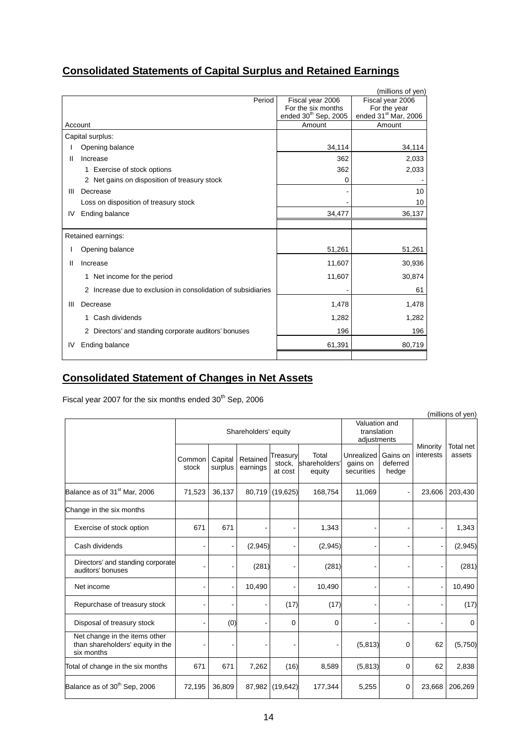## Consolidated Statements of Capital Surplus and Retained Earnings

(millions of yen)

| Account / Period | Fiscal year 2006 For the six months ended 30th Sep, 2005 Amount | Fiscal year 2006 For the year ended 31st Mar, 2006 Amount |
|---|---|---|
| Capital surplus: | | |
| I Opening balance | 34,114 | 34,114 |
| II Increase | 362 | 2,033 |
| 1 Exercise of stock options | 362 | 2,033 |
| 2 Net gains on disposition of treasury stock | 0 | - |
| III Decrease | - | 10 |
| Loss on disposition of treasury stock | - | 10 |
| IV Ending balance | 34,477 | 36,137 |
| Retained earnings: | | |
| I Opening balance | 51,261 | 51,261 |
| II Increase | 11,607 | 30,936 |
| 1 Net income for the period | 11,607 | 30,874 |
| 2 Increase due to exclusion in consolidation of subsidiaries | - | 61 |
| III Decrease | 1,478 | 1,478 |
| 1 Cash dividends | 1,282 | 1,282 |
| 2 Directors' and standing corporate auditors' bonuses | 196 | 196 |
| IV Ending balance | 61,391 | 80,719 |

## Consolidated Statement of Changes in Net Assets

Fiscal year 2007 for the six months ended 30th Sep, 2006

(millions of yen)

| | Shareholders' equity | | | | | Valuation and translation adjustments | | Minority interests | Total net assets |
|---|---|---|---|---|---|---|---|---|---|
| | Common stock | Capital surplus | Retained earnings | Treasury stock, at cost | Total shareholders' equity | Unrealized gains on securities | Gains on deferred hedge | | |
| Balance as of 31st Mar, 2006 | 71,523 | 36,137 | 80,719 | (19,625) | 168,754 | 11,069 | - | 23,606 | 203,430 |
| Change in the six months | | | | | | | | | |
| Exercise of stock option | 671 | 671 | - | - | 1,343 | - | - | - | 1,343 |
| Cash dividends | - | - | (2,945) | - | (2,945) | - | - | - | (2,945) |
| Directors' and standing corporate auditors' bonuses | - | - | (281) | - | (281) | - | - | - | (281) |
| Net income | - | - | 10,490 | - | 10,490 | - | - | - | 10,490 |
| Repurchase of treasury stock | - | - | - | (17) | (17) | - | - | - | (17) |
| Disposal of treasury stock | - | (0) | - | 0 | 0 | - | - | - | 0 |
| Net change in the items other than shareholders' equity in the six months | - | - | - | - | - | (5,813) | 0 | 62 | (5,750) |
| Total of change in the six months | 671 | 671 | 7,262 | (16) | 8,589 | (5,813) | 0 | 62 | 2,838 |
| Balance as of 30th Sep, 2006 | 72,195 | 36,809 | 87,982 | (19,642) | 177,344 | 5,255 | 0 | 23,668 | 206,269 |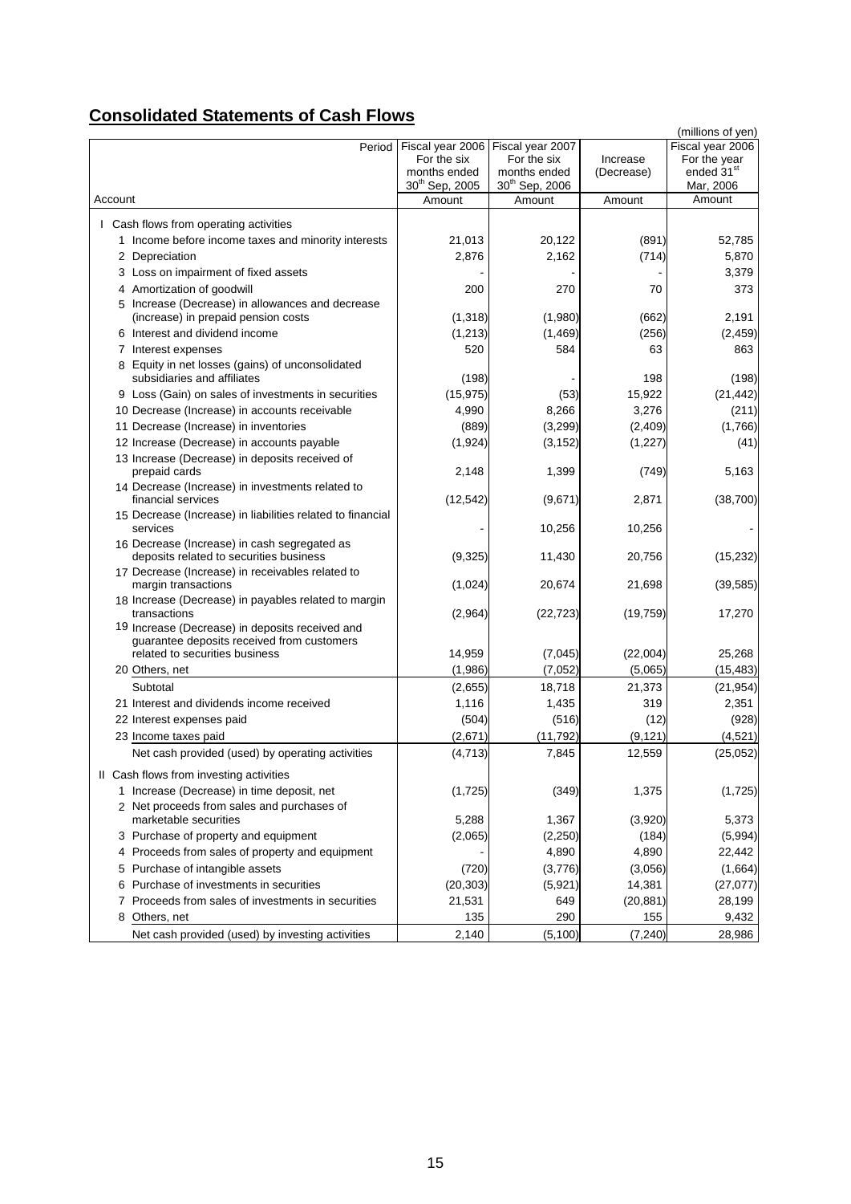## Consolidated Statements of Cash Flows

(millions of yen)

| Period / Account | Fiscal year 2006 For the six months ended 30th Sep, 2005 | Fiscal year 2007 For the six months ended 30th Sep, 2006 | Increase (Decrease) | Fiscal year 2006 For the year ended 31st Mar, 2006 |
|---|---|---|---|---|
| | Amount | Amount | Amount | Amount |
| I Cash flows from operating activities | | | | |
| 1 Income before income taxes and minority interests | 21,013 | 20,122 | (891) | 52,785 |
| 2 Depreciation | 2,876 | 2,162 | (714) | 5,870 |
| 3 Loss on impairment of fixed assets | - | - | - | 3,379 |
| 4 Amortization of goodwill | 200 | 270 | 70 | 373 |
| 5 Increase (Decrease) in allowances and decrease (increase) in prepaid pension costs | (1,318) | (1,980) | (662) | 2,191 |
| 6 Interest and dividend income | (1,213) | (1,469) | (256) | (2,459) |
| 7 Interest expenses | 520 | 584 | 63 | 863 |
| 8 Equity in net losses (gains) of unconsolidated subsidiaries and affiliates | (198) | - | 198 | (198) |
| 9 Loss (Gain) on sales of investments in securities | (15,975) | (53) | 15,922 | (21,442) |
| 10 Decrease (Increase) in accounts receivable | 4,990 | 8,266 | 3,276 | (211) |
| 11 Decrease (Increase) in inventories | (889) | (3,299) | (2,409) | (1,766) |
| 12 Increase (Decrease) in accounts payable | (1,924) | (3,152) | (1,227) | (41) |
| 13 Increase (Decrease) in deposits received of prepaid cards | 2,148 | 1,399 | (749) | 5,163 |
| 14 Decrease (Increase) in investments related to financial services | (12,542) | (9,671) | 2,871 | (38,700) |
| 15 Decrease (Increase) in liabilities related to financial services | - | 10,256 | 10,256 | - |
| 16 Decrease (Increase) in cash segregated as deposits related to securities business | (9,325) | 11,430 | 20,756 | (15,232) |
| 17 Decrease (Increase) in receivables related to margin transactions | (1,024) | 20,674 | 21,698 | (39,585) |
| 18 Increase (Decrease) in payables related to margin transactions | (2,964) | (22,723) | (19,759) | 17,270 |
| 19 Increase (Decrease) in deposits received and guarantee deposits received from customers related to securities business | 14,959 | (7,045) | (22,004) | 25,268 |
| 20 Others, net | (1,986) | (7,052) | (5,065) | (15,483) |
| Subtotal | (2,655) | 18,718 | 21,373 | (21,954) |
| 21 Interest and dividends income received | 1,116 | 1,435 | 319 | 2,351 |
| 22 Interest expenses paid | (504) | (516) | (12) | (928) |
| 23 Income taxes paid | (2,671) | (11,792) | (9,121) | (4,521) |
| Net cash provided (used) by operating activities | (4,713) | 7,845 | 12,559 | (25,052) |
| II Cash flows from investing activities | | | | |
| 1 Increase (Decrease) in time deposit, net | (1,725) | (349) | 1,375 | (1,725) |
| 2 Net proceeds from sales and purchases of marketable securities | 5,288 | 1,367 | (3,920) | 5,373 |
| 3 Purchase of property and equipment | (2,065) | (2,250) | (184) | (5,994) |
| 4 Proceeds from sales of property and equipment | - | 4,890 | 4,890 | 22,442 |
| 5 Purchase of intangible assets | (720) | (3,776) | (3,056) | (1,664) |
| 6 Purchase of investments in securities | (20,303) | (5,921) | 14,381 | (27,077) |
| 7 Proceeds from sales of investments in securities | 21,531 | 649 | (20,881) | 28,199 |
| 8 Others, net | 135 | 290 | 155 | 9,432 |
| Net cash provided (used) by investing activities | 2,140 | (5,100) | (7,240) | 28,986 |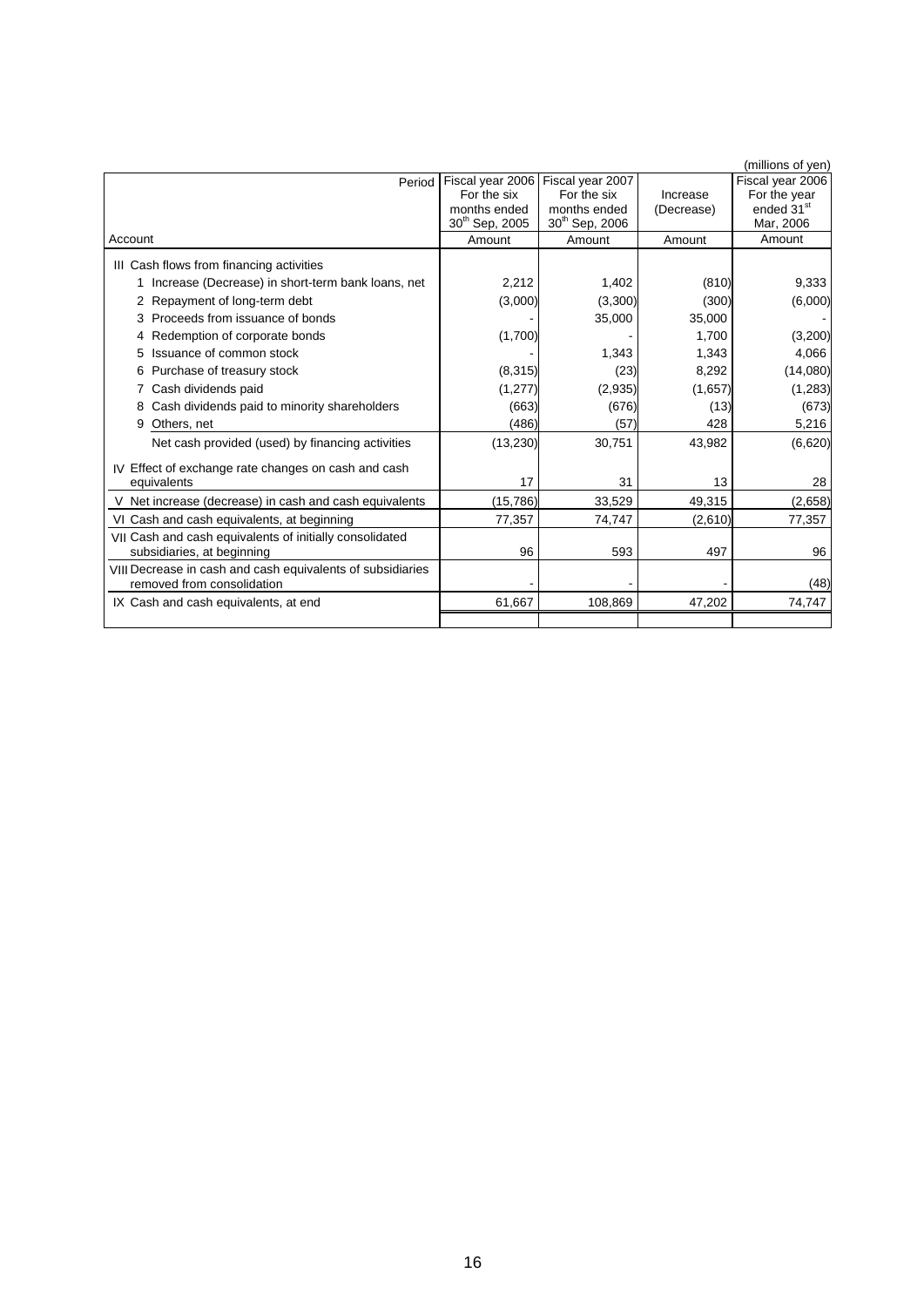(millions of yen)

| Account / Period | Fiscal year 2006 For the six months ended 30th Sep, 2005 | Fiscal year 2007 For the six months ended 30th Sep, 2006 | Increase (Decrease) | Fiscal year 2006 For the year ended 31st Mar, 2006 |
|---|---|---|---|---|
| | Amount | Amount | Amount | Amount |
| III Cash flows from financing activities | | | | |
| 1 Increase (Decrease) in short-term bank loans, net | 2,212 | 1,402 | (810) | 9,333 |
| 2 Repayment of long-term debt | (3,000) | (3,300) | (300) | (6,000) |
| 3 Proceeds from issuance of bonds | - | 35,000 | 35,000 | - |
| 4 Redemption of corporate bonds | (1,700) | - | 1,700 | (3,200) |
| 5 Issuance of common stock | - | 1,343 | 1,343 | 4,066 |
| 6 Purchase of treasury stock | (8,315) | (23) | 8,292 | (14,080) |
| 7 Cash dividends paid | (1,277) | (2,935) | (1,657) | (1,283) |
| 8 Cash dividends paid to minority shareholders | (663) | (676) | (13) | (673) |
| 9 Others, net | (486) | (57) | 428 | 5,216 |
| Net cash provided (used) by financing activities | (13,230) | 30,751 | 43,982 | (6,620) |
| IV Effect of exchange rate changes on cash and cash equivalents | 17 | 31 | 13 | 28 |
| V Net increase (decrease) in cash and cash equivalents | (15,786) | 33,529 | 49,315 | (2,658) |
| VI Cash and cash equivalents, at beginning | 77,357 | 74,747 | (2,610) | 77,357 |
| VII Cash and cash equivalents of initially consolidated subsidiaries, at beginning | 96 | 593 | 497 | 96 |
| VIII Decrease in cash and cash equivalents of subsidiaries removed from consolidation | - | - | - | (48) |
| IX Cash and cash equivalents, at end | 61,667 | 108,869 | 47,202 | 74,747 |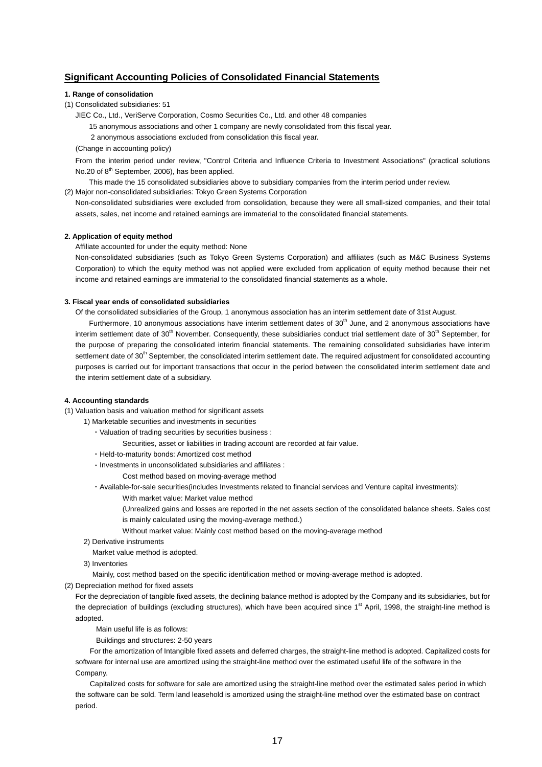## Significant Accounting Policies of Consolidated Financial Statements

**1. Range of consolidation**

(1) Consolidated subsidiaries: 51

JIEC Co., Ltd., VeriServe Corporation, Cosmo Securities Co., Ltd. and other 48 companies

15 anonymous associations and other 1 company are newly consolidated from this fiscal year.

2 anonymous associations excluded from consolidation this fiscal year.

(Change in accounting policy)

From the interim period under review, "Control Criteria and Influence Criteria to Investment Associations" (practical solutions No.20 of 8th September, 2006), has been applied.

This made the 15 consolidated subsidiaries above to subsidiary companies from the interim period under review.

(2) Major non-consolidated subsidiaries: Tokyo Green Systems Corporation

Non-consolidated subsidiaries were excluded from consolidation, because they were all small-sized companies, and their total assets, sales, net income and retained earnings are immaterial to the consolidated financial statements.

**2. Application of equity method**

Affiliate accounted for under the equity method: None

Non-consolidated subsidiaries (such as Tokyo Green Systems Corporation) and affiliates (such as M&C Business Systems Corporation) to which the equity method was not applied were excluded from application of equity method because their net income and retained earnings are immaterial to the consolidated financial statements as a whole.

**3. Fiscal year ends of consolidated subsidiaries**

Of the consolidated subsidiaries of the Group, 1 anonymous association has an interim settlement date of 31st August.

Furthermore, 10 anonymous associations have interim settlement dates of 30th June, and 2 anonymous associations have interim settlement date of 30th November. Consequently, these subsidiaries conduct trial settlement date of 30th September, for the purpose of preparing the consolidated interim financial statements. The remaining consolidated subsidiaries have interim settlement date of 30th September, the consolidated interim settlement date. The required adjustment for consolidated accounting purposes is carried out for important transactions that occur in the period between the consolidated interim settlement date and the interim settlement date of a subsidiary.

**4. Accounting standards**

(1) Valuation basis and valuation method for significant assets

1) Marketable securities and investments in securities

・Valuation of trading securities by securities business :

Securities, asset or liabilities in trading account are recorded at fair value.

・Held-to-maturity bonds: Amortized cost method

・Investments in unconsolidated subsidiaries and affiliates :

Cost method based on moving-average method

・Available-for-sale securities(includes Investments related to financial services and Venture capital investments):

With market value: Market value method

(Unrealized gains and losses are reported in the net assets section of the consolidated balance sheets. Sales cost is mainly calculated using the moving-average method.)

Without market value: Mainly cost method based on the moving-average method

2) Derivative instruments

Market value method is adopted.

3) Inventories

Mainly, cost method based on the specific identification method or moving-average method is adopted.

(2) Depreciation method for fixed assets

For the depreciation of tangible fixed assets, the declining balance method is adopted by the Company and its subsidiaries, but for the depreciation of buildings (excluding structures), which have been acquired since 1st April, 1998, the straight-line method is adopted.

Main useful life is as follows:

Buildings and structures: 2-50 years

For the amortization of Intangible fixed assets and deferred charges, the straight-line method is adopted. Capitalized costs for software for internal use are amortized using the straight-line method over the estimated useful life of the software in the Company.

Capitalized costs for software for sale are amortized using the straight-line method over the estimated sales period in which the software can be sold. Term land leasehold is amortized using the straight-line method over the estimated base on contract period.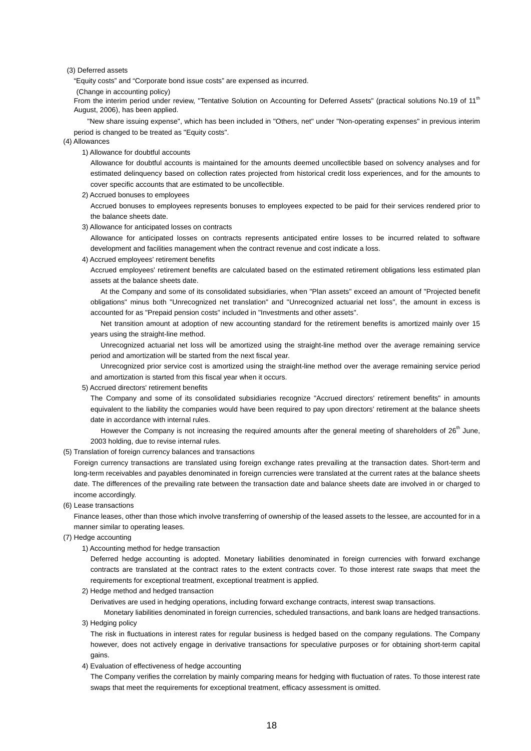(3) Deferred assets

"Equity costs" and "Corporate bond issue costs" are expensed as incurred.

(Change in accounting policy)

From the interim period under review, "Tentative Solution on Accounting for Deferred Assets" (practical solutions No.19 of 11th August, 2006), has been applied.

"New share issuing expense", which has been included in "Others, net" under "Non-operating expenses" in previous interim period is changed to be treated as "Equity costs".

(4) Allowances

1) Allowance for doubtful accounts

Allowance for doubtful accounts is maintained for the amounts deemed uncollectible based on solvency analyses and for estimated delinquency based on collection rates projected from historical credit loss experiences, and for the amounts to cover specific accounts that are estimated to be uncollectible.

2) Accrued bonuses to employees

Accrued bonuses to employees represents bonuses to employees expected to be paid for their services rendered prior to the balance sheets date.

3) Allowance for anticipated losses on contracts

Allowance for anticipated losses on contracts represents anticipated entire losses to be incurred related to software development and facilities management when the contract revenue and cost indicate a loss.

4) Accrued employees' retirement benefits

Accrued employees' retirement benefits are calculated based on the estimated retirement obligations less estimated plan assets at the balance sheets date.

At the Company and some of its consolidated subsidiaries, when "Plan assets" exceed an amount of "Projected benefit obligations" minus both "Unrecognized net translation" and "Unrecognized actuarial net loss", the amount in excess is accounted for as "Prepaid pension costs" included in "Investments and other assets".

Net transition amount at adoption of new accounting standard for the retirement benefits is amortized mainly over 15 years using the straight-line method.

Unrecognized actuarial net loss will be amortized using the straight-line method over the average remaining service period and amortization will be started from the next fiscal year.

Unrecognized prior service cost is amortized using the straight-line method over the average remaining service period and amortization is started from this fiscal year when it occurs.

5) Accrued directors' retirement benefits

The Company and some of its consolidated subsidiaries recognize "Accrued directors' retirement benefits" in amounts equivalent to the liability the companies would have been required to pay upon directors' retirement at the balance sheets date in accordance with internal rules.

However the Company is not increasing the required amounts after the general meeting of shareholders of 26th June, 2003 holding, due to revise internal rules.

(5) Translation of foreign currency balances and transactions

Foreign currency transactions are translated using foreign exchange rates prevailing at the transaction dates. Short-term and long-term receivables and payables denominated in foreign currencies were translated at the current rates at the balance sheets date. The differences of the prevailing rate between the transaction date and balance sheets date are involved in or charged to income accordingly.

(6) Lease transactions

Finance leases, other than those which involve transferring of ownership of the leased assets to the lessee, are accounted for in a manner similar to operating leases.

(7) Hedge accounting

1) Accounting method for hedge transaction

Deferred hedge accounting is adopted. Monetary liabilities denominated in foreign currencies with forward exchange contracts are translated at the contract rates to the extent contracts cover. To those interest rate swaps that meet the requirements for exceptional treatment, exceptional treatment is applied.

2) Hedge method and hedged transaction

Derivatives are used in hedging operations, including forward exchange contracts, interest swap transactions.

Monetary liabilities denominated in foreign currencies, scheduled transactions, and bank loans are hedged transactions.

3) Hedging policy

The risk in fluctuations in interest rates for regular business is hedged based on the company regulations. The Company however, does not actively engage in derivative transactions for speculative purposes or for obtaining short-term capital gains.

4) Evaluation of effectiveness of hedge accounting

The Company verifies the correlation by mainly comparing means for hedging with fluctuation of rates. To those interest rate swaps that meet the requirements for exceptional treatment, efficacy assessment is omitted.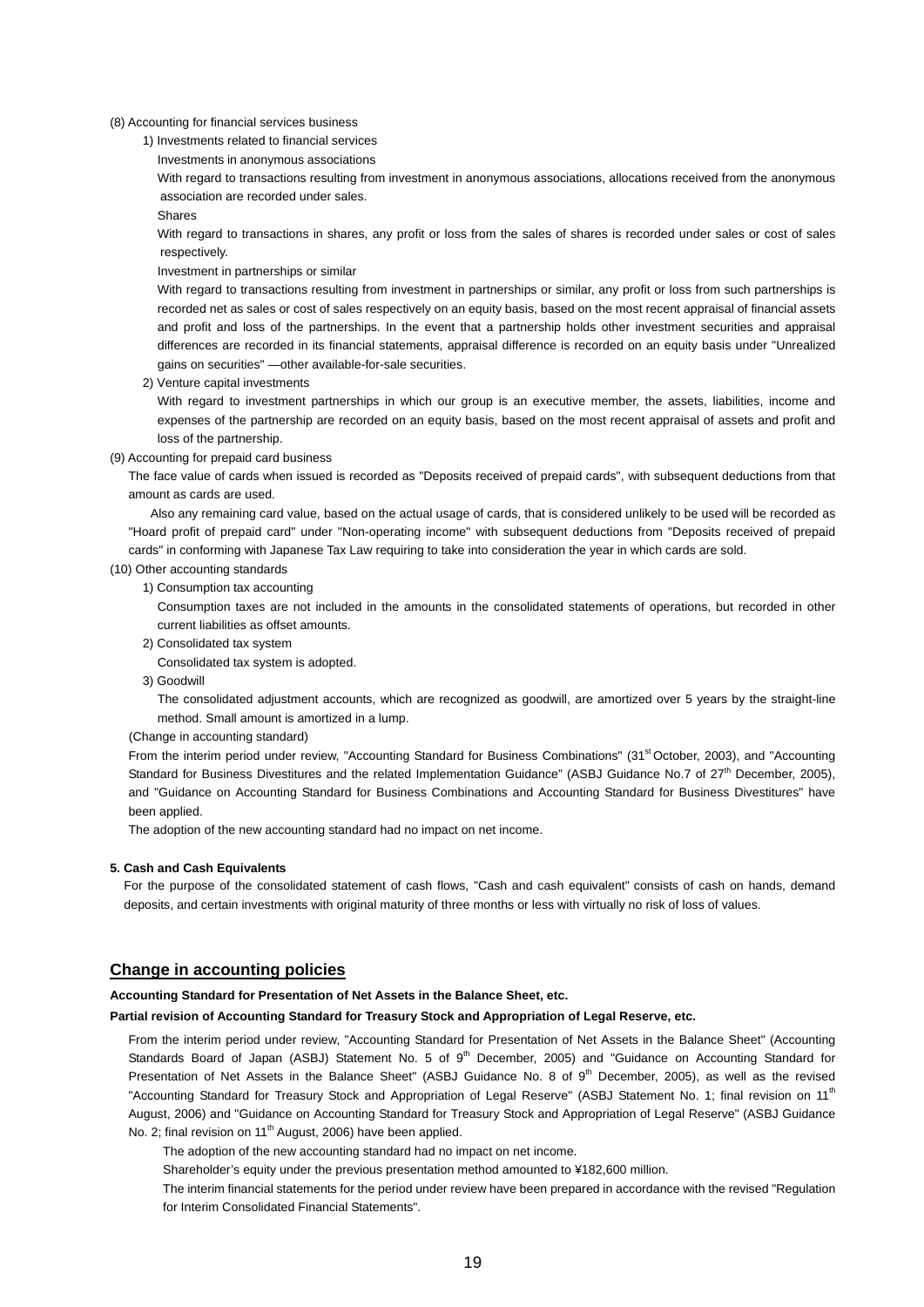(8) Accounting for financial services business

1) Investments related to financial services

Investments in anonymous associations

With regard to transactions resulting from investment in anonymous associations, allocations received from the anonymous association are recorded under sales.

Shares

With regard to transactions in shares, any profit or loss from the sales of shares is recorded under sales or cost of sales respectively.

Investment in partnerships or similar

With regard to transactions resulting from investment in partnerships or similar, any profit or loss from such partnerships is recorded net as sales or cost of sales respectively on an equity basis, based on the most recent appraisal of financial assets and profit and loss of the partnerships. In the event that a partnership holds other investment securities and appraisal differences are recorded in its financial statements, appraisal difference is recorded on an equity basis under "Unrealized gains on securities" —other available-for-sale securities.

2) Venture capital investments

With regard to investment partnerships in which our group is an executive member, the assets, liabilities, income and expenses of the partnership are recorded on an equity basis, based on the most recent appraisal of assets and profit and loss of the partnership.

(9) Accounting for prepaid card business

The face value of cards when issued is recorded as "Deposits received of prepaid cards", with subsequent deductions from that amount as cards are used.

Also any remaining card value, based on the actual usage of cards, that is considered unlikely to be used will be recorded as "Hoard profit of prepaid card" under "Non-operating income" with subsequent deductions from "Deposits received of prepaid cards" in conforming with Japanese Tax Law requiring to take into consideration the year in which cards are sold.

(10) Other accounting standards

1) Consumption tax accounting

Consumption taxes are not included in the amounts in the consolidated statements of operations, but recorded in other current liabilities as offset amounts.

2) Consolidated tax system

Consolidated tax system is adopted.

3) Goodwill

The consolidated adjustment accounts, which are recognized as goodwill, are amortized over 5 years by the straight-line method. Small amount is amortized in a lump.

(Change in accounting standard)

From the interim period under review, "Accounting Standard for Business Combinations" (31st October, 2003), and "Accounting Standard for Business Divestitures and the related Implementation Guidance" (ASBJ Guidance No.7 of 27th December, 2005), and "Guidance on Accounting Standard for Business Combinations and Accounting Standard for Business Divestitures" have been applied.

The adoption of the new accounting standard had no impact on net income.

**5. Cash and Cash Equivalents**

For the purpose of the consolidated statement of cash flows, "Cash and cash equivalent" consists of cash on hands, demand deposits, and certain investments with original maturity of three months or less with virtually no risk of loss of values.

## Change in accounting policies

**Accounting Standard for Presentation of Net Assets in the Balance Sheet, etc.**

**Partial revision of Accounting Standard for Treasury Stock and Appropriation of Legal Reserve, etc.**

From the interim period under review, "Accounting Standard for Presentation of Net Assets in the Balance Sheet" (Accounting Standards Board of Japan (ASBJ) Statement No. 5 of 9th December, 2005) and "Guidance on Accounting Standard for Presentation of Net Assets in the Balance Sheet" (ASBJ Guidance No. 8 of 9th December, 2005), as well as the revised "Accounting Standard for Treasury Stock and Appropriation of Legal Reserve" (ASBJ Statement No. 1; final revision on 11th August, 2006) and "Guidance on Accounting Standard for Treasury Stock and Appropriation of Legal Reserve" (ASBJ Guidance No. 2; final revision on 11th August, 2006) have been applied.

The adoption of the new accounting standard had no impact on net income.

Shareholder's equity under the previous presentation method amounted to ¥182,600 million.

The interim financial statements for the period under review have been prepared in accordance with the revised "Regulation for Interim Consolidated Financial Statements".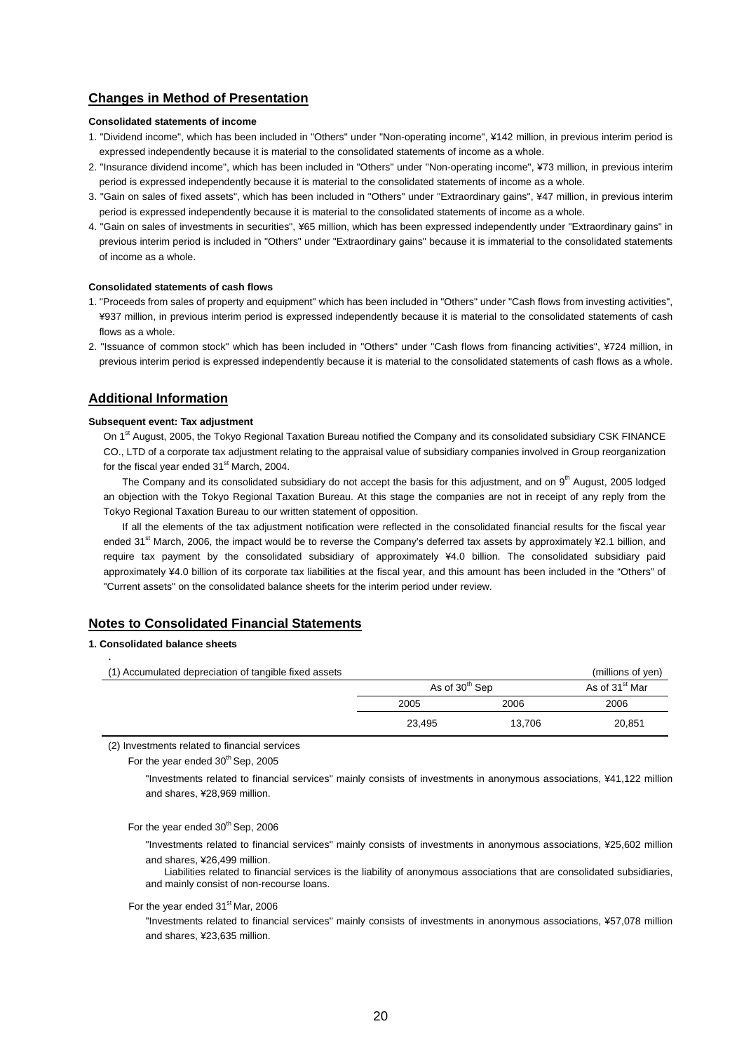## Changes in Method of Presentation

**Consolidated statements of income**

1. "Dividend income", which has been included in "Others" under "Non-operating income", ¥142 million, in previous interim period is expressed independently because it is material to the consolidated statements of income as a whole.
2. "Insurance dividend income", which has been included in "Others" under "Non-operating income", ¥73 million, in previous interim period is expressed independently because it is material to the consolidated statements of income as a whole.
3. "Gain on sales of fixed assets", which has been included in "Others" under "Extraordinary gains", ¥47 million, in previous interim period is expressed independently because it is material to the consolidated statements of income as a whole.
4. "Gain on sales of investments in securities", ¥65 million, which has been expressed independently under "Extraordinary gains" in previous interim period is included in "Others" under "Extraordinary gains" because it is immaterial to the consolidated statements of income as a whole.

**Consolidated statements of cash flows**

1. "Proceeds from sales of property and equipment" which has been included in "Others" under "Cash flows from investing activities", ¥937 million, in previous interim period is expressed independently because it is material to the consolidated statements of cash flows as a whole.
2. "Issuance of common stock" which has been included in "Others" under "Cash flows from financing activities", ¥724 million, in previous interim period is expressed independently because it is material to the consolidated statements of cash flows as a whole.

## Additional Information

**Subsequent event: Tax adjustment**

On 1st August, 2005, the Tokyo Regional Taxation Bureau notified the Company and its consolidated subsidiary CSK FINANCE CO., LTD of a corporate tax adjustment relating to the appraisal value of subsidiary companies involved in Group reorganization for the fiscal year ended 31st March, 2004.

The Company and its consolidated subsidiary do not accept the basis for this adjustment, and on 9th August, 2005 lodged an objection with the Tokyo Regional Taxation Bureau. At this stage the companies are not in receipt of any reply from the Tokyo Regional Taxation Bureau to our written statement of opposition.

If all the elements of the tax adjustment notification were reflected in the consolidated financial results for the fiscal year ended 31st March, 2006, the impact would be to reverse the Company's deferred tax assets by approximately ¥2.1 billion, and require tax payment by the consolidated subsidiary of approximately ¥4.0 billion. The consolidated subsidiary paid approximately ¥4.0 billion of its corporate tax liabilities at the fiscal year, and this amount has been included in the "Others" of "Current assets" on the consolidated balance sheets for the interim period under review.

## Notes to Consolidated Financial Statements

**1. Consolidated balance sheets**

(1) Accumulated depreciation of tangible fixed assets (millions of yen)

| | As of 30th Sep | | As of 31st Mar |
|---|---|---|---|
| | 2005 | 2006 | 2006 |
| | 23,495 | 13,706 | 20,851 |

(2) Investments related to financial services

For the year ended 30th Sep, 2005

"Investments related to financial services" mainly consists of investments in anonymous associations, ¥41,122 million and shares, ¥28,969 million.

For the year ended 30th Sep, 2006

"Investments related to financial services" mainly consists of investments in anonymous associations, ¥25,602 million and shares, ¥26,499 million.

Liabilities related to financial services is the liability of anonymous associations that are consolidated subsidiaries, and mainly consist of non-recourse loans.

For the year ended 31st Mar, 2006

"Investments related to financial services" mainly consists of investments in anonymous associations, ¥57,078 million and shares, ¥23,635 million.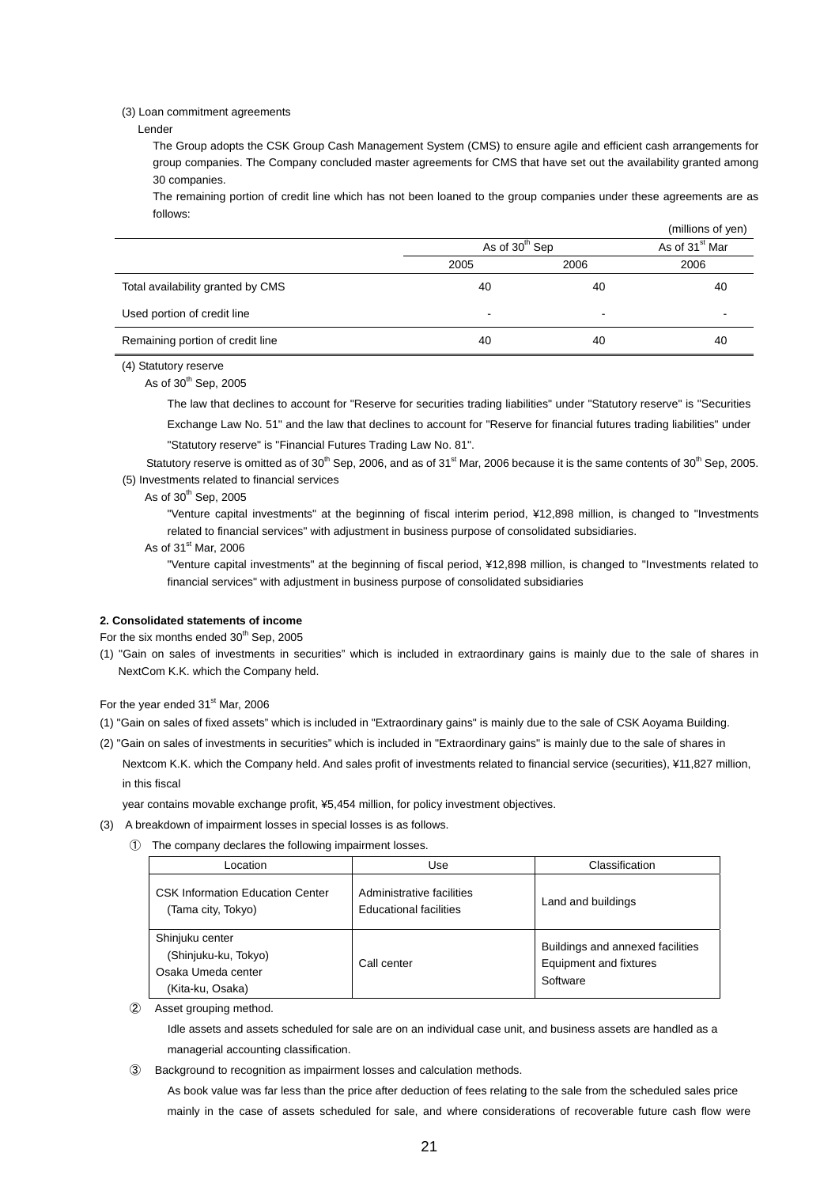(3) Loan commitment agreements

Lender

The Group adopts the CSK Group Cash Management System (CMS) to ensure agile and efficient cash arrangements for group companies. The Company concluded master agreements for CMS that have set out the availability granted among 30 companies.

The remaining portion of credit line which has not been loaned to the group companies under these agreements are as follows:

(millions of yen)

| | As of 30th Sep | | As of 31st Mar |
|---|---|---|---|
| | 2005 | 2006 | 2006 |
| Total availability granted by CMS | 40 | 40 | 40 |
| Used portion of credit line | - | - | - |
| Remaining portion of credit line | 40 | 40 | 40 |

(4) Statutory reserve

As of 30th Sep, 2005

The law that declines to account for "Reserve for securities trading liabilities" under "Statutory reserve" is "Securities Exchange Law No. 51" and the law that declines to account for "Reserve for financial futures trading liabilities" under "Statutory reserve" is "Financial Futures Trading Law No. 81".

Statutory reserve is omitted as of 30th Sep, 2006, and as of 31st Mar, 2006 because it is the same contents of 30th Sep, 2005.

(5) Investments related to financial services

As of 30th Sep, 2005

"Venture capital investments" at the beginning of fiscal interim period, ¥12,898 million, is changed to "Investments related to financial services" with adjustment in business purpose of consolidated subsidiaries.

As of 31st Mar, 2006

"Venture capital investments" at the beginning of fiscal period, ¥12,898 million, is changed to "Investments related to financial services" with adjustment in business purpose of consolidated subsidiaries

**2. Consolidated statements of income**

For the six months ended 30th Sep, 2005

(1) "Gain on sales of investments in securities" which is included in extraordinary gains is mainly due to the sale of shares in NextCom K.K. which the Company held.

For the year ended 31st Mar, 2006

(1) "Gain on sales of fixed assets" which is included in "Extraordinary gains" is mainly due to the sale of CSK Aoyama Building.

(2) "Gain on sales of investments in securities" which is included in "Extraordinary gains" is mainly due to the sale of shares in Nextcom K.K. which the Company held. And sales profit of investments related to financial service (securities), ¥11,827 million, in this fiscal

year contains movable exchange profit, ¥5,454 million, for policy investment objectives.

(3) A breakdown of impairment losses in special losses is as follows.

① The company declares the following impairment losses.

| Location | Use | Classification |
|---|---|---|
| CSK Information Education Center (Tama city, Tokyo) | Administrative facilities<br>Educational facilities | Land and buildings |
| Shinjuku center (Shinjuku-ku, Tokyo)<br>Osaka Umeda center (Kita-ku, Osaka) | Call center | Buildings and annexed facilities<br>Equipment and fixtures<br>Software |

② Asset grouping method.

Idle assets and assets scheduled for sale are on an individual case unit, and business assets are handled as a managerial accounting classification.

③ Background to recognition as impairment losses and calculation methods.

As book value was far less than the price after deduction of fees relating to the sale from the scheduled sales price mainly in the case of assets scheduled for sale, and where considerations of recoverable future cash flow were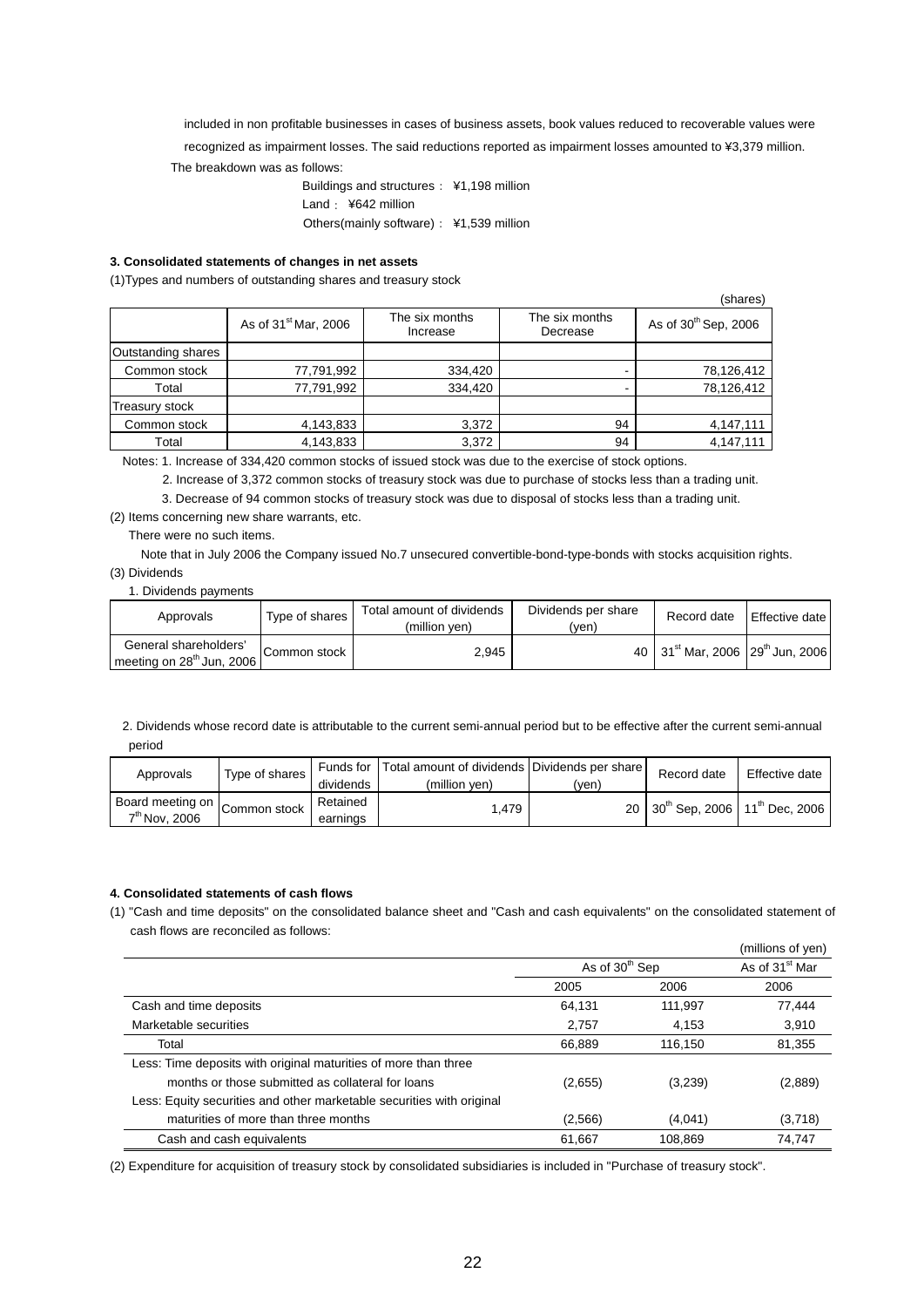included in non profitable businesses in cases of business assets, book values reduced to recoverable values were recognized as impairment losses. The said reductions reported as impairment losses amounted to ¥3,379 million.

The breakdown was as follows:

Buildings and structures： ¥1,198 million

Land： ¥642 million

Others(mainly software)： ¥1,539 million

**3. Consolidated statements of changes in net assets**

(1)Types and numbers of outstanding shares and treasury stock

(shares)

| | As of 31st Mar, 2006 | The six months Increase | The six months Decrease | As of 30th Sep, 2006 |
|---|---|---|---|---|
| Outstanding shares | | | | |
| Common stock | 77,791,992 | 334,420 | - | 78,126,412 |
| Total | 77,791,992 | 334,420 | - | 78,126,412 |
| Treasury stock | | | | |
| Common stock | 4,143,833 | 3,372 | 94 | 4,147,111 |
| Total | 4,143,833 | 3,372 | 94 | 4,147,111 |

Notes: 1. Increase of 334,420 common stocks of issued stock was due to the exercise of stock options.

2. Increase of 3,372 common stocks of treasury stock was due to purchase of stocks less than a trading unit.

3. Decrease of 94 common stocks of treasury stock was due to disposal of stocks less than a trading unit.

(2) Items concerning new share warrants, etc.

There were no such items.

Note that in July 2006 the Company issued No.7 unsecured convertible-bond-type-bonds with stocks acquisition rights.

(3) Dividends

1. Dividends payments

| Approvals | Type of shares | Total amount of dividends (million yen) | Dividends per share (yen) | Record date | Effective date |
|---|---|---|---|---|---|
| General shareholders' meeting on 28th Jun, 2006 | Common stock | 2,945 | 40 | 31st Mar, 2006 | 29th Jun, 2006 |

2. Dividends whose record date is attributable to the current semi-annual period but to be effective after the current semi-annual period

| Approvals | Type of shares | Funds for dividends | Total amount of dividends (million yen) | Dividends per share (yen) | Record date | Effective date |
|---|---|---|---|---|---|---|
| Board meeting on 7th Nov, 2006 | Common stock | Retained earnings | 1,479 | 20 | 30th Sep, 2006 | 11th Dec, 2006 |

**4. Consolidated statements of cash flows**

(1) "Cash and time deposits" on the consolidated balance sheet and "Cash and cash equivalents" on the consolidated statement of cash flows are reconciled as follows:

(millions of yen)

| | As of 30th Sep | | As of 31st Mar |
|---|---|---|---|
| | 2005 | 2006 | 2006 |
| Cash and time deposits | 64,131 | 111,997 | 77,444 |
| Marketable securities | 2,757 | 4,153 | 3,910 |
| Total | 66,889 | 116,150 | 81,355 |
| Less: Time deposits with original maturities of more than three months or those submitted as collateral for loans | (2,655) | (3,239) | (2,889) |
| Less: Equity securities and other marketable securities with original maturities of more than three months | (2,566) | (4,041) | (3,718) |
| Cash and cash equivalents | 61,667 | 108,869 | 74,747 |

(2) Expenditure for acquisition of treasury stock by consolidated subsidiaries is included in "Purchase of treasury stock".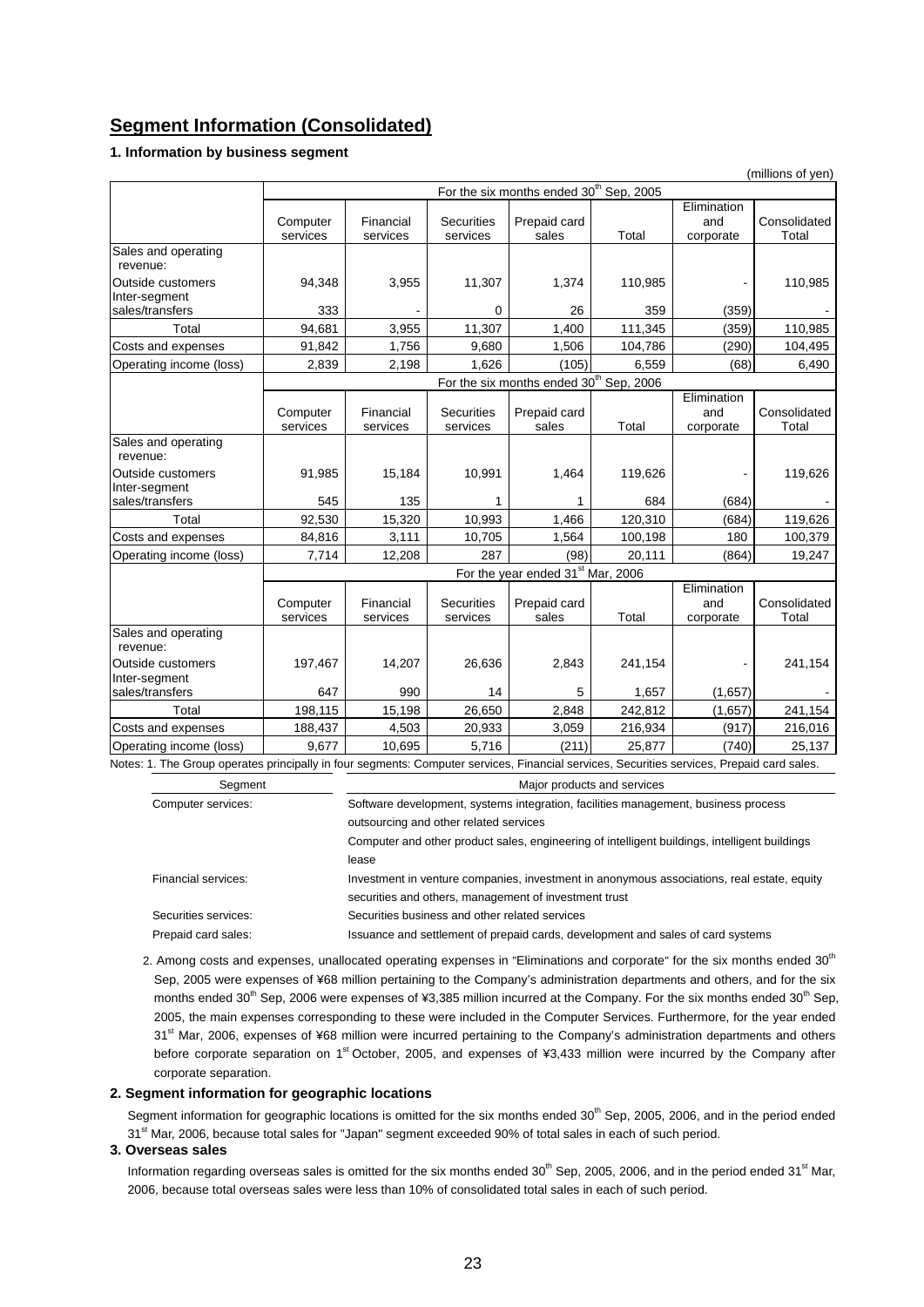## Segment Information (Consolidated)

### 1. Information by business segment

(millions of yen)

| | For the six months ended 30th Sep, 2005 | | | | | | |
|---|---|---|---|---|---|---|---|
| | Computer services | Financial services | Securities services | Prepaid card sales | Total | Elimination and corporate | Consolidated Total |
| Sales and operating revenue: | | | | | | | |
| Outside customers | 94,348 | 3,955 | 11,307 | 1,374 | 110,985 | - | 110,985 |
| Inter-segment sales/transfers | 333 | - | 0 | 26 | 359 | (359) | - |
| Total | 94,681 | 3,955 | 11,307 | 1,400 | 111,345 | (359) | 110,985 |
| Costs and expenses | 91,842 | 1,756 | 9,680 | 1,506 | 104,786 | (290) | 104,495 |
| Operating income (loss) | 2,839 | 2,198 | 1,626 | (105) | 6,559 | (68) | 6,490 |
| | **For the six months ended 30th Sep, 2006** | | | | | | |
| | Computer services | Financial services | Securities services | Prepaid card sales | Total | Elimination and corporate | Consolidated Total |
| Sales and operating revenue: | | | | | | | |
| Outside customers | 91,985 | 15,184 | 10,991 | 1,464 | 119,626 | - | 119,626 |
| Inter-segment sales/transfers | 545 | 135 | 1 | 1 | 684 | (684) | - |
| Total | 92,530 | 15,320 | 10,993 | 1,466 | 120,310 | (684) | 119,626 |
| Costs and expenses | 84,816 | 3,111 | 10,705 | 1,564 | 100,198 | 180 | 100,379 |
| Operating income (loss) | 7,714 | 12,208 | 287 | (98) | 20,111 | (864) | 19,247 |
| | **For the year ended 31st Mar, 2006** | | | | | | |
| | Computer services | Financial services | Securities services | Prepaid card sales | Total | Elimination and corporate | Consolidated Total |
| Sales and operating revenue: | | | | | | | |
| Outside customers | 197,467 | 14,207 | 26,636 | 2,843 | 241,154 | - | 241,154 |
| Inter-segment sales/transfers | 647 | 990 | 14 | 5 | 1,657 | (1,657) | - |
| Total | 198,115 | 15,198 | 26,650 | 2,848 | 242,812 | (1,657) | 241,154 |
| Costs and expenses | 188,437 | 4,503 | 20,933 | 3,059 | 216,934 | (917) | 216,016 |
| Operating income (loss) | 9,677 | 10,695 | 5,716 | (211) | 25,877 | (740) | 25,137 |

Notes: 1. The Group operates principally in four segments: Computer services, Financial services, Securities services, Prepaid card sales.

| Segment | Major products and services |
|---|---|
| Computer services: | Software development, systems integration, facilities management, business process outsourcing and other related services<br>Computer and other product sales, engineering of intelligent buildings, intelligent buildings lease |
| Financial services: | Investment in venture companies, investment in anonymous associations, real estate, equity securities and others, management of investment trust |
| Securities services: | Securities business and other related services |
| Prepaid card sales: | Issuance and settlement of prepaid cards, development and sales of card systems |

2. Among costs and expenses, unallocated operating expenses in "Eliminations and corporate" for the six months ended 30th Sep, 2005 were expenses of ¥68 million pertaining to the Company's administration departments and others, and for the six months ended 30th Sep, 2006 were expenses of ¥3,385 million incurred at the Company. For the six months ended 30th Sep, 2005, the main expenses corresponding to these were included in the Computer Services. Furthermore, for the year ended 31st Mar, 2006, expenses of ¥68 million were incurred pertaining to the Company's administration departments and others before corporate separation on 1st October, 2005, and expenses of ¥3,433 million were incurred by the Company after corporate separation.

### 2. Segment information for geographic locations

Segment information for geographic locations is omitted for the six months ended 30th Sep, 2005, 2006, and in the period ended 31st Mar, 2006, because total sales for "Japan" segment exceeded 90% of total sales in each of such period.

### 3. Overseas sales

Information regarding overseas sales is omitted for the six months ended 30th Sep, 2005, 2006, and in the period ended 31st Mar, 2006, because total overseas sales were less than 10% of consolidated total sales in each of such period.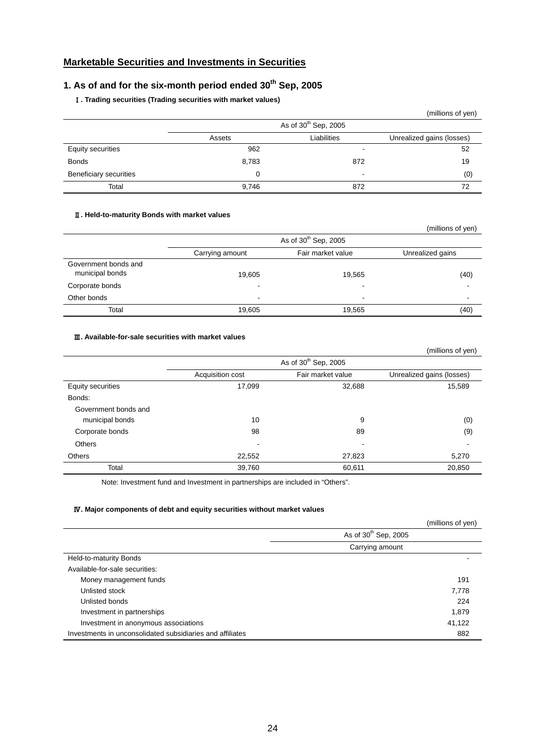## Marketable Securities and Investments in Securities

### 1. As of and for the six-month period ended 30th Sep, 2005

#### Ⅰ. Trading securities (Trading securities with market values)

(millions of yen)

| | As of 30th Sep, 2005 | | |
|---|---|---|---|
| | Assets | Liabilities | Unrealized gains (losses) |
| Equity securities | 962 | - | 52 |
| Bonds | 8,783 | 872 | 19 |
| Beneficiary securities | 0 | - | (0) |
| Total | 9,746 | 872 | 72 |

#### Ⅱ. Held-to-maturity Bonds with market values

(millions of yen)

| | As of 30th Sep, 2005 | | |
|---|---|---|---|
| | Carrying amount | Fair market value | Unrealized gains |
| Government bonds and municipal bonds | 19,605 | 19,565 | (40) |
| Corporate bonds | - | - | - |
| Other bonds | - | - | - |
| Total | 19,605 | 19,565 | (40) |

#### Ⅲ. Available-for-sale securities with market values

(millions of yen)

| | As of 30th Sep, 2005 | | |
|---|---|---|---|
| | Acquisition cost | Fair market value | Unrealized gains (losses) |
| Equity securities | 17,099 | 32,688 | 15,589 |
| Bonds: | | | |
| Government bonds and municipal bonds | 10 | 9 | (0) |
| Corporate bonds | 98 | 89 | (9) |
| Others | - | - | - |
| Others | 22,552 | 27,823 | 5,270 |
| Total | 39,760 | 60,611 | 20,850 |

Note: Investment fund and Investment in partnerships are included in "Others".

#### Ⅳ. Major components of debt and equity securities without market values

(millions of yen)

| | As of 30th Sep, 2005 |
|---|---|
| | Carrying amount |
| Held-to-maturity Bonds | - |
| Available-for-sale securities: | |
| Money management funds | 191 |
| Unlisted stock | 7,778 |
| Unlisted bonds | 224 |
| Investment in partnerships | 1,879 |
| Investment in anonymous associations | 41,122 |
| Investments in unconsolidated subsidiaries and affiliates | 882 |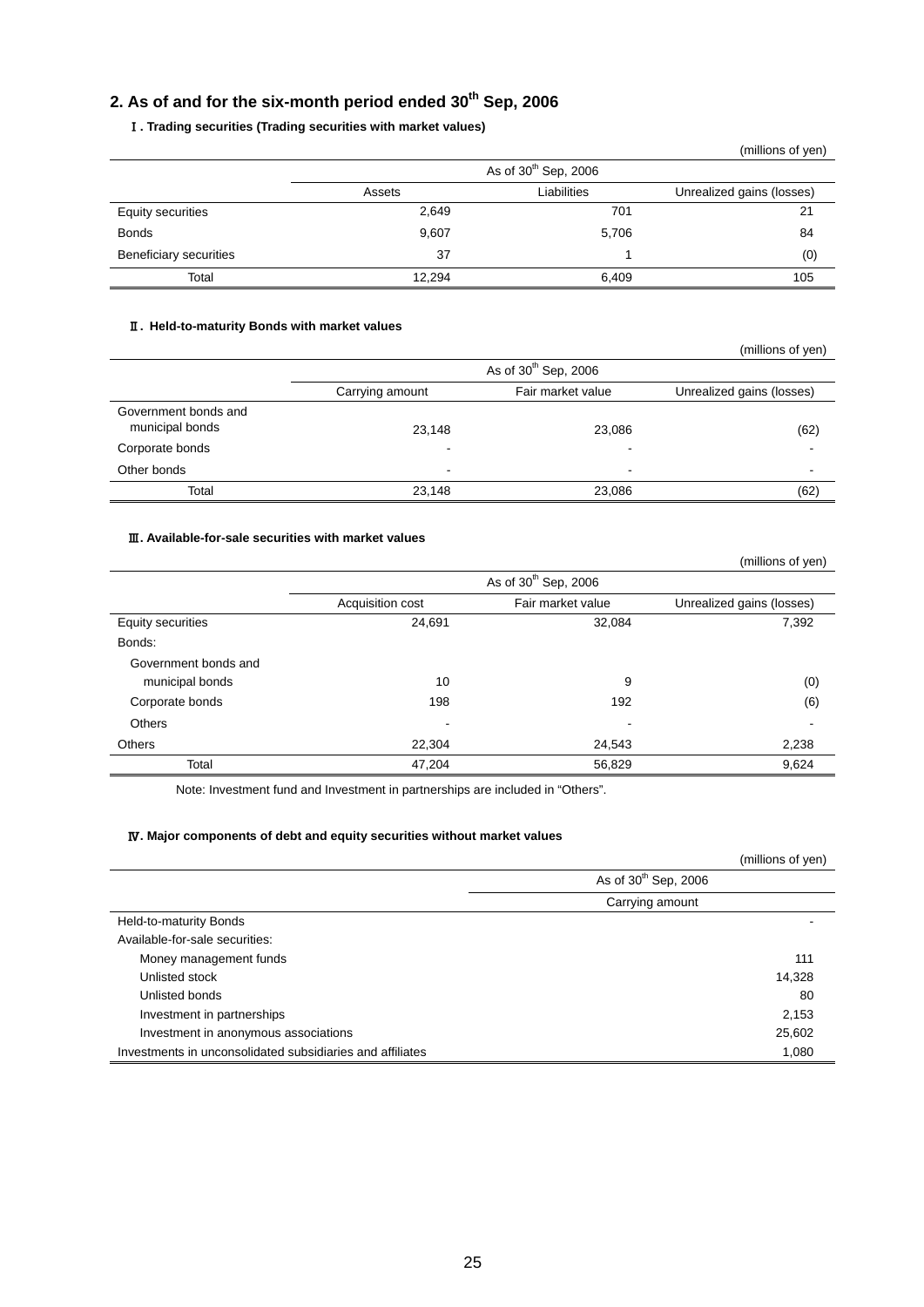## 2. As of and for the six-month period ended 30th Sep, 2006

### Ⅰ. Trading securities (Trading securities with market values)

(millions of yen)

| | As of 30th Sep, 2006 | | |
|---|---|---|---|
| | Assets | Liabilities | Unrealized gains (losses) |
| Equity securities | 2,649 | 701 | 21 |
| Bonds | 9,607 | 5,706 | 84 |
| Beneficiary securities | 37 | 1 | (0) |
| Total | 12,294 | 6,409 | 105 |

### Ⅱ. Held-to-maturity Bonds with market values

(millions of yen)

| | As of 30th Sep, 2006 | | |
|---|---|---|---|
| | Carrying amount | Fair market value | Unrealized gains (losses) |
| Government bonds and municipal bonds | 23,148 | 23,086 | (62) |
| Corporate bonds | - | - | - |
| Other bonds | - | - | - |
| Total | 23,148 | 23,086 | (62) |

### Ⅲ. Available-for-sale securities with market values

(millions of yen)

| | As of 30th Sep, 2006 | | |
|---|---|---|---|
| | Acquisition cost | Fair market value | Unrealized gains (losses) |
| Equity securities | 24,691 | 32,084 | 7,392 |
| Bonds: | | | |
| Government bonds and municipal bonds | 10 | 9 | (0) |
| Corporate bonds | 198 | 192 | (6) |
| Others | - | - | - |
| Others | 22,304 | 24,543 | 2,238 |
| Total | 47,204 | 56,829 | 9,624 |

Note: Investment fund and Investment in partnerships are included in "Others".

### Ⅳ. Major components of debt and equity securities without market values

(millions of yen)

| | As of 30th Sep, 2006 |
|---|---|
| | Carrying amount |
| Held-to-maturity Bonds | - |
| Available-for-sale securities: | |
| Money management funds | 111 |
| Unlisted stock | 14,328 |
| Unlisted bonds | 80 |
| Investment in partnerships | 2,153 |
| Investment in anonymous associations | 25,602 |
| Investments in unconsolidated subsidiaries and affiliates | 1,080 |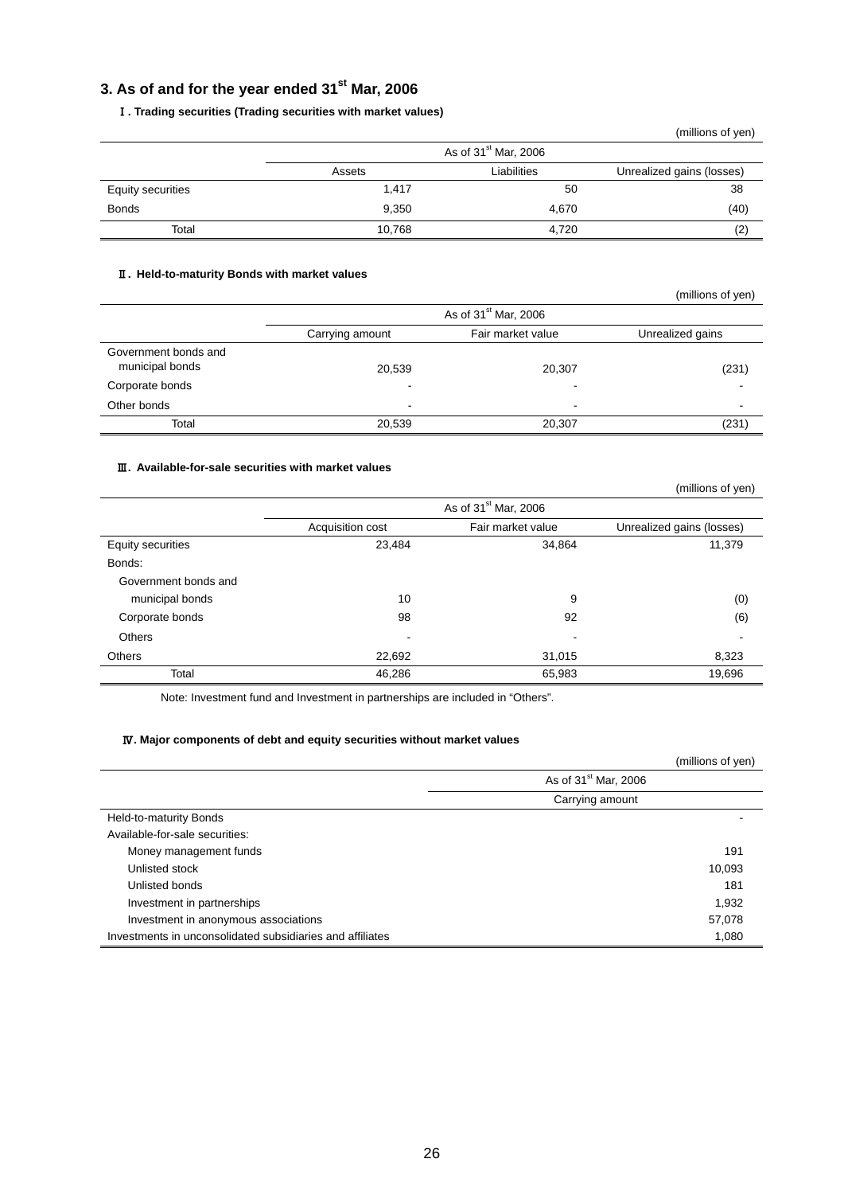## 3. As of and for the year ended 31st Mar, 2006

### Ⅰ. Trading securities (Trading securities with market values)

(millions of yen)

| | As of 31st Mar, 2006 | | |
|---|---|---|---|
| | Assets | Liabilities | Unrealized gains (losses) |
| Equity securities | 1,417 | 50 | 38 |
| Bonds | 9,350 | 4,670 | (40) |
| Total | 10,768 | 4,720 | (2) |

### Ⅱ. Held-to-maturity Bonds with market values

(millions of yen)

| | As of 31st Mar, 2006 | | |
|---|---|---|---|
| | Carrying amount | Fair market value | Unrealized gains |
| Government bonds and municipal bonds | 20,539 | 20,307 | (231) |
| Corporate bonds | - | - | - |
| Other bonds | - | - | - |
| Total | 20,539 | 20,307 | (231) |

### Ⅲ. Available-for-sale securities with market values

(millions of yen)

| | As of 31st Mar, 2006 | | |
|---|---|---|---|
| | Acquisition cost | Fair market value | Unrealized gains (losses) |
| Equity securities | 23,484 | 34,864 | 11,379 |
| Bonds: | | | |
| Government bonds and municipal bonds | 10 | 9 | (0) |
| Corporate bonds | 98 | 92 | (6) |
| Others | - | - | - |
| Others | 22,692 | 31,015 | 8,323 |
| Total | 46,286 | 65,983 | 19,696 |

Note: Investment fund and Investment in partnerships are included in "Others".

### Ⅳ. Major components of debt and equity securities without market values

(millions of yen)

| | As of 31st Mar, 2006 |
|---|---|
| | Carrying amount |
| Held-to-maturity Bonds | - |
| Available-for-sale securities: | |
| Money management funds | 191 |
| Unlisted stock | 10,093 |
| Unlisted bonds | 181 |
| Investment in partnerships | 1,932 |
| Investment in anonymous associations | 57,078 |
| Investments in unconsolidated subsidiaries and affiliates | 1,080 |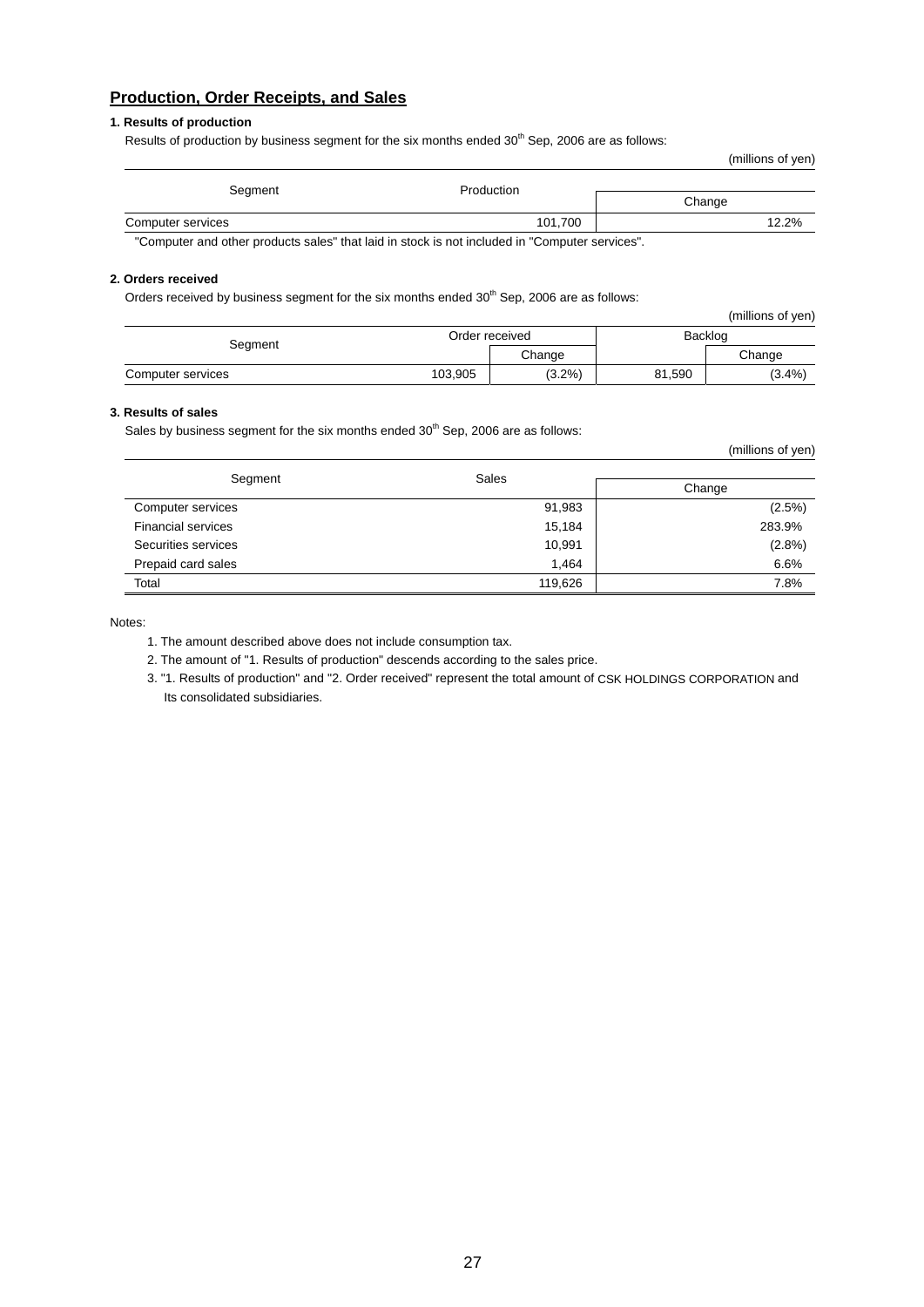## Production, Order Receipts, and Sales

### 1. Results of production

Results of production by business segment for the six months ended 30th Sep, 2006 are as follows:

(millions of yen)

| Segment | Production | Change |
|---|---|---|
| Computer services | 101,700 | 12.2% |

"Computer and other products sales" that laid in stock is not included in "Computer services".

### 2. Orders received

Orders received by business segment for the six months ended 30th Sep, 2006 are as follows:

(millions of yen)

| Segment | Order received | | Backlog | |
|---|---|---|---|---|
| | | Change | | Change |
| Computer services | 103,905 | (3.2%) | 81,590 | (3.4%) |

### 3. Results of sales

Sales by business segment for the six months ended 30th Sep, 2006 are as follows:

(millions of yen)

| Segment | Sales | Change |
|---|---|---|
| Computer services | 91,983 | (2.5%) |
| Financial services | 15,184 | 283.9% |
| Securities services | 10,991 | (2.8%) |
| Prepaid card sales | 1,464 | 6.6% |
| Total | 119,626 | 7.8% |

Notes:

1. The amount described above does not include consumption tax.
2. The amount of "1. Results of production" descends according to the sales price.
3. "1. Results of production" and "2. Order received" represent the total amount of CSK HOLDINGS CORPORATION and Its consolidated subsidiaries.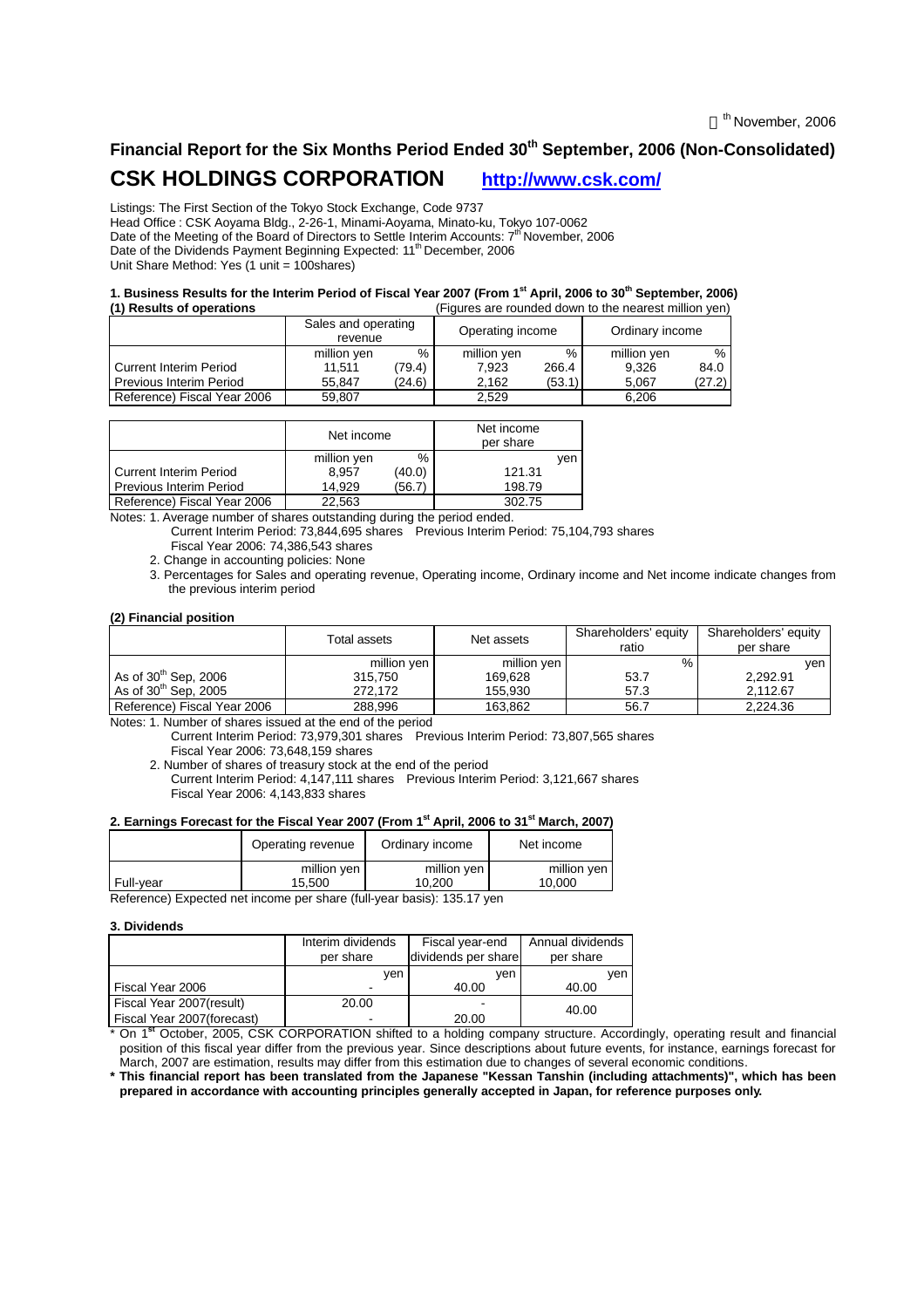th November, 2006

# Financial Report for the Six Months Period Ended 30th September, 2006 (Non-Consolidated)

## CSK HOLDINGS CORPORATION http://www.csk.com/

Listings: The First Section of the Tokyo Stock Exchange, Code 9737
Head Office : CSK Aoyama Bldg., 2-26-1, Minami-Aoyama, Minato-ku, Tokyo 107-0062
Date of the Meeting of the Board of Directors to Settle Interim Accounts: 7th November, 2006
Date of the Dividends Payment Beginning Expected: 11th December, 2006
Unit Share Method: Yes (1 unit = 100shares)

### 1. Business Results for the Interim Period of Fiscal Year 2007 (From 1st April, 2006 to 30th September, 2006)

**(1) Results of operations** (Figures are rounded down to the nearest million yen)

| | Sales and operating revenue | | Operating income | | Ordinary income | |
|---|---|---|---|---|---|---|
| | million yen | % | million yen | % | million yen | % |
| Current Interim Period | 11,511 | (79.4) | 7,923 | 266.4 | 9,326 | 84.0 |
| Previous Interim Period | 55,847 | (24.6) | 2,162 | (53.1) | 5,067 | (27.2) |
| Reference) Fiscal Year 2006 | 59,807 | | 2,529 | | 6,206 | |

| | Net income | | Net income per share |
|---|---|---|---|
| | million yen | % | yen |
| Current Interim Period | 8,957 | (40.0) | 121.31 |
| Previous Interim Period | 14,929 | (56.7) | 198.79 |
| Reference) Fiscal Year 2006 | 22,563 | | 302.75 |

Notes: 1. Average number of shares outstanding during the period ended.
Current Interim Period: 73,844,695 shares Previous Interim Period: 75,104,793 shares
Fiscal Year 2006: 74,386,543 shares
2. Change in accounting policies: None
3. Percentages for Sales and operating revenue, Operating income, Ordinary income and Net income indicate changes from the previous interim period

**(2) Financial position**

| | Total assets | Net assets | Shareholders' equity ratio | Shareholders' equity per share |
|---|---|---|---|---|
| | million yen | million yen | % | yen |
| As of 30th Sep, 2006 | 315,750 | 169,628 | 53.7 | 2,292.91 |
| As of 30th Sep, 2005 | 272,172 | 155,930 | 57.3 | 2,112.67 |
| Reference) Fiscal Year 2006 | 288,996 | 163,862 | 56.7 | 2,224.36 |

Notes: 1. Number of shares issued at the end of the period
Current Interim Period: 73,979,301 shares Previous Interim Period: 73,807,565 shares
Fiscal Year 2006: 73,648,159 shares
2. Number of shares of treasury stock at the end of the period
Current Interim Period: 4,147,111 shares Previous Interim Period: 3,121,667 shares
Fiscal Year 2006: 4,143,833 shares

### 2. Earnings Forecast for the Fiscal Year 2007 (From 1st April, 2006 to 31st March, 2007)

| | Operating revenue | Ordinary income | Net income |
|---|---|---|---|
| | million yen | million yen | million yen |
| Full-year | 15,500 | 10,200 | 10,000 |

Reference) Expected net income per share (full-year basis): 135.17 yen

### 3. Dividends

| | Interim dividends per share | Fiscal year-end dividends per share | Annual dividends per share |
|---|---|---|---|
| | yen | yen | yen |
| Fiscal Year 2006 | - | 40.00 | 40.00 |
| Fiscal Year 2007(result) | 20.00 | - | 40.00 |
| Fiscal Year 2007(forecast) | - | 20.00 | |

\* On 1st October, 2005, CSK CORPORATION shifted to a holding company structure. Accordingly, operating result and financial position of this fiscal year differ from the previous year. Since descriptions about future events, for instance, earnings forecast for March, 2007 are estimation, results may differ from this estimation due to changes of several economic conditions.

**\* This financial report has been translated from the Japanese "Kessan Tanshin (including attachments)", which has been prepared in accordance with accounting principles generally accepted in Japan, for reference purposes only.**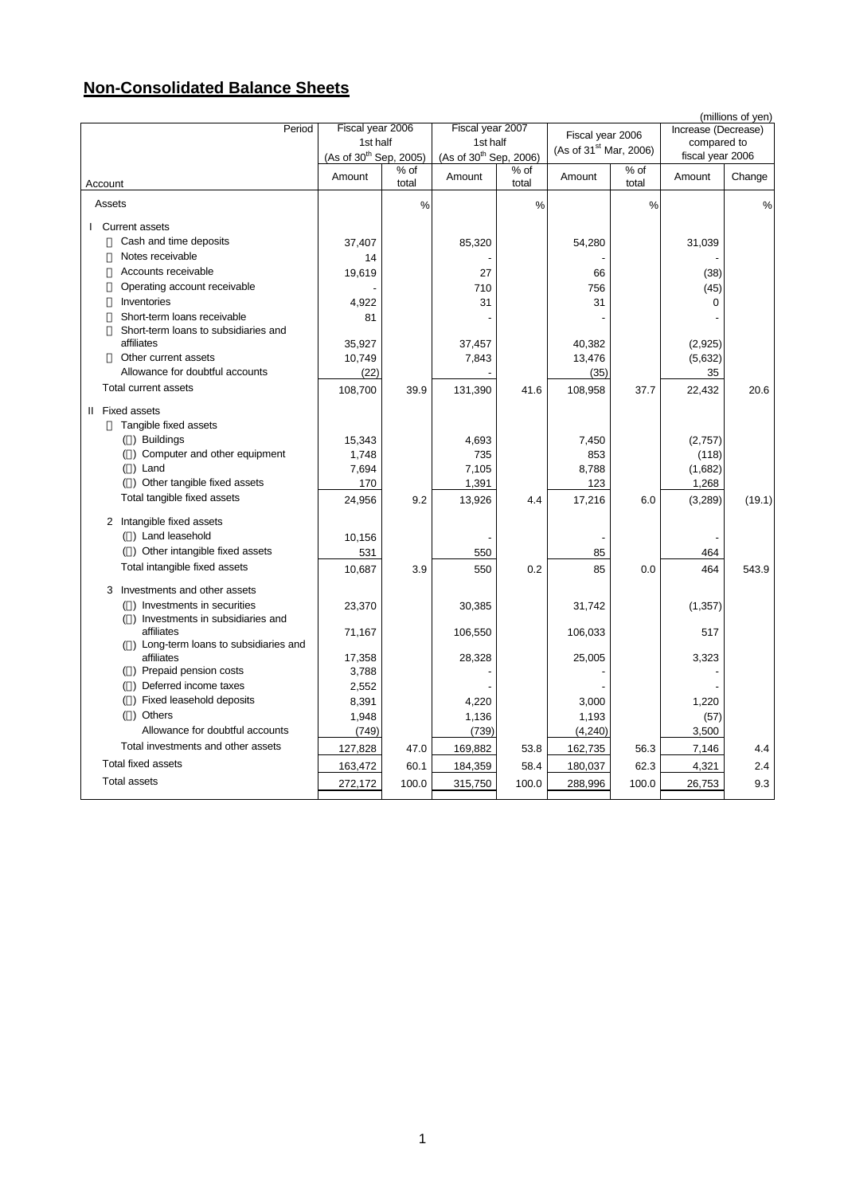## Non-Consolidated Balance Sheets

(millions of yen)

| Period / Account | Fiscal year 2006 1st half (As of 30th Sep, 2005) Amount | % of total | Fiscal year 2007 1st half (As of 30th Sep, 2006) Amount | % of total | Fiscal year 2006 (As of 31st Mar, 2006) Amount | % of total | Increase (Decrease) compared to fiscal year 2006 Amount | Change |
|---|---|---|---|---|---|---|---|---|
| Assets | | % | | % | | % | | % |
| I Current assets | | | | | | | | |
| Cash and time deposits | 37,407 | | 85,320 | | 54,280 | | 31,039 | |
| Notes receivable | 14 | | - | | - | | - | |
| Accounts receivable | 19,619 | | 27 | | 66 | | (38) | |
| Operating account receivable | - | | 710 | | 756 | | (45) | |
| Inventories | 4,922 | | 31 | | 31 | | 0 | |
| Short-term loans receivable | 81 | | - | | - | | - | |
| Short-term loans to subsidiaries and affiliates | 35,927 | | 37,457 | | 40,382 | | (2,925) | |
| Other current assets | 10,749 | | 7,843 | | 13,476 | | (5,632) | |
| Allowance for doubtful accounts | (22) | | - | | (35) | | 35 | |
| Total current assets | 108,700 | 39.9 | 131,390 | 41.6 | 108,958 | 37.7 | 22,432 | 20.6 |
| II Fixed assets | | | | | | | | |
| Tangible fixed assets | | | | | | | | |
| ( ) Buildings | 15,343 | | 4,693 | | 7,450 | | (2,757) | |
| ( ) Computer and other equipment | 1,748 | | 735 | | 853 | | (118) | |
| ( ) Land | 7,694 | | 7,105 | | 8,788 | | (1,682) | |
| ( ) Other tangible fixed assets | 170 | | 1,391 | | 123 | | 1,268 | |
| Total tangible fixed assets | 24,956 | 9.2 | 13,926 | 4.4 | 17,216 | 6.0 | (3,289) | (19.1) |
| 2 Intangible fixed assets | | | | | | | | |
| ( ) Land leasehold | 10,156 | | - | | - | | - | |
| ( ) Other intangible fixed assets | 531 | | 550 | | 85 | | 464 | |
| Total intangible fixed assets | 10,687 | 3.9 | 550 | 0.2 | 85 | 0.0 | 464 | 543.9 |
| 3 Investments and other assets | | | | | | | | |
| ( ) Investments in securities | 23,370 | | 30,385 | | 31,742 | | (1,357) | |
| ( ) Investments in subsidiaries and affiliates | 71,167 | | 106,550 | | 106,033 | | 517 | |
| ( ) Long-term loans to subsidiaries and affiliates | 17,358 | | 28,328 | | 25,005 | | 3,323 | |
| ( ) Prepaid pension costs | 3,788 | | - | | - | | - | |
| ( ) Deferred income taxes | 2,552 | | - | | - | | - | |
| ( ) Fixed leasehold deposits | 8,391 | | 4,220 | | 3,000 | | 1,220 | |
| ( ) Others | 1,948 | | 1,136 | | 1,193 | | (57) | |
| Allowance for doubtful accounts | (749) | | (739) | | (4,240) | | 3,500 | |
| Total investments and other assets | 127,828 | 47.0 | 169,882 | 53.8 | 162,735 | 56.3 | 7,146 | 4.4 |
| Total fixed assets | 163,472 | 60.1 | 184,359 | 58.4 | 180,037 | 62.3 | 4,321 | 2.4 |
| Total assets | 272,172 | 100.0 | 315,750 | 100.0 | 288,996 | 100.0 | 26,753 | 9.3 |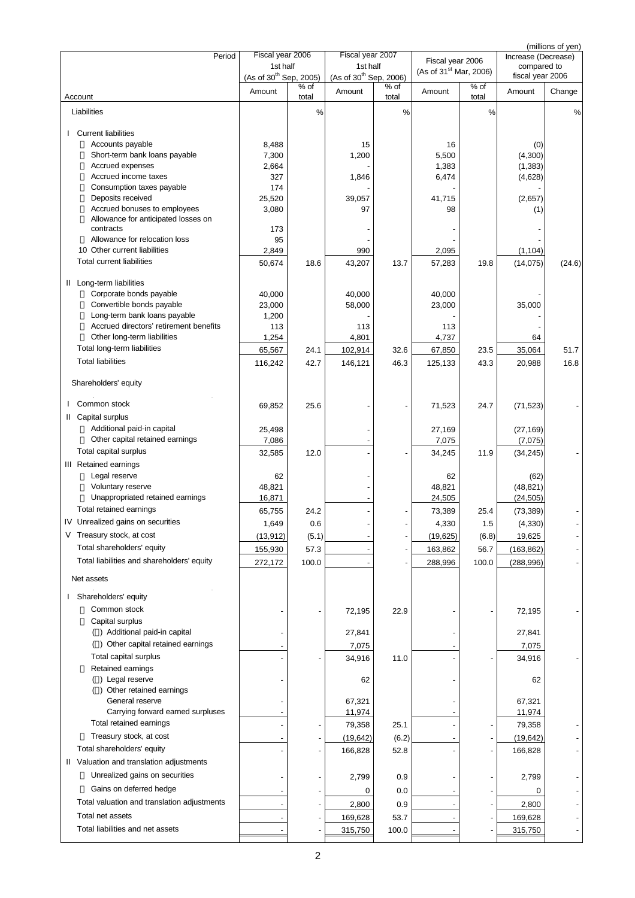(millions of yen)

| Period / Account | Fiscal year 2006 1st half (As of 30th Sep, 2005) Amount | % of total | Fiscal year 2007 1st half (As of 30th Sep, 2006) Amount | % of total | Fiscal year 2006 (As of 31st Mar, 2006) Amount | % of total | Increase (Decrease) compared to fiscal year 2006 Amount | Change |
|---|---|---|---|---|---|---|---|---|
| Liabilities | | % | | % | | % | | % |
| I Current liabilities | | | | | | | | |
| Accounts payable | 8,488 | | 15 | | 16 | | (0) | |
| Short-term bank loans payable | 7,300 | | 1,200 | | 5,500 | | (4,300) | |
| Accrued expenses | 2,664 | | - | | 1,383 | | (1,383) | |
| Accrued income taxes | 327 | | 1,846 | | 6,474 | | (4,628) | |
| Consumption taxes payable | 174 | | - | | - | | - | |
| Deposits received | 25,520 | | 39,057 | | 41,715 | | (2,657) | |
| Accrued bonuses to employees | 3,080 | | 97 | | 98 | | (1) | |
| Allowance for anticipated losses on contracts | 173 | | - | | - | | - | |
| Allowance for relocation loss | 95 | | - | | - | | - | |
| 10 Other current liabilities | 2,849 | | 990 | | 2,095 | | (1,104) | |
| Total current liabilities | 50,674 | 18.6 | 43,207 | 13.7 | 57,283 | 19.8 | (14,075) | (24.6) |
| II Long-term liabilities | | | | | | | | |
| Corporate bonds payable | 40,000 | | 40,000 | | 40,000 | | - | |
| Convertible bonds payable | 23,000 | | 58,000 | | 23,000 | | 35,000 | |
| Long-term bank loans payable | 1,200 | | - | | - | | - | |
| Accrued directors' retirement benefits | 113 | | 113 | | 113 | | - | |
| Other long-term liabilities | 1,254 | | 4,801 | | 4,737 | | 64 | |
| Total long-term liabilities | 65,567 | 24.1 | 102,914 | 32.6 | 67,850 | 23.5 | 35,064 | 51.7 |
| Total liabilities | 116,242 | 42.7 | 146,121 | 46.3 | 125,133 | 43.3 | 20,988 | 16.8 |
| Shareholders' equity | | | | | | | | |
| I Common stock | 69,852 | 25.6 | - | - | 71,523 | 24.7 | (71,523) | - |
| II Capital surplus | | | | | | | | |
| Additional paid-in capital | 25,498 | | - | | 27,169 | | (27,169) | |
| Other capital retained earnings | 7,086 | | - | | 7,075 | | (7,075) | |
| Total capital surplus | 32,585 | 12.0 | - | - | 34,245 | 11.9 | (34,245) | - |
| III Retained earnings | | | | | | | | |
| Legal reserve | 62 | | - | | 62 | | (62) | |
| Voluntary reserve | 48,821 | | - | | 48,821 | | (48,821) | |
| Unappropriated retained earnings | 16,871 | | - | | 24,505 | | (24,505) | |
| Total retained earnings | 65,755 | 24.2 | - | - | 73,389 | 25.4 | (73,389) | - |
| IV Unrealized gains on securities | 1,649 | 0.6 | - | - | 4,330 | 1.5 | (4,330) | - |
| V Treasury stock, at cost | (13,912) | (5.1) | - | - | (19,625) | (6.8) | 19,625 | - |
| Total shareholders' equity | 155,930 | 57.3 | - | - | 163,862 | 56.7 | (163,862) | - |
| Total liabilities and shareholders' equity | 272,172 | 100.0 | - | - | 288,996 | 100.0 | (288,996) | - |
| Net assets | | | | | | | | |
| I Shareholders' equity | | | | | | | | |
| Common stock | - | - | 72,195 | 22.9 | - | - | 72,195 | - |
| Capital surplus | | | | | | | | |
| ( ) Additional paid-in capital | - | | 27,841 | | - | | 27,841 | |
| ( ) Other capital retained earnings | - | | 7,075 | | - | | 7,075 | |
| Total capital surplus | - | - | 34,916 | 11.0 | - | - | 34,916 | - |
| Retained earnings | | | | | | | | |
| ( ) Legal reserve | - | | 62 | | - | | 62 | |
| ( ) Other retained earnings | | | | | | | | |
| General reserve | - | | 67,321 | | - | | 67,321 | |
| Carrying forward earned surpluses | - | | 11,974 | | - | | 11,974 | |
| Total retained earnings | - | - | 79,358 | 25.1 | - | - | 79,358 | - |
| Treasury stock, at cost | - | - | (19,642) | (6.2) | - | - | (19,642) | - |
| Total shareholders' equity | - | - | 166,828 | 52.8 | - | - | 166,828 | - |
| II Valuation and translation adjustments | | | | | | | | |
| Unrealized gains on securities | - | - | 2,799 | 0.9 | - | - | 2,799 | - |
| Gains on deferred hedge | - | - | 0 | 0.0 | - | - | 0 | - |
| Total valuation and translation adjustments | - | - | 2,800 | 0.9 | - | - | 2,800 | - |
| Total net assets | - | - | 169,628 | 53.7 | - | - | 169,628 | - |
| Total liabilities and net assets | - | - | 315,750 | 100.0 | - | - | 315,750 | - |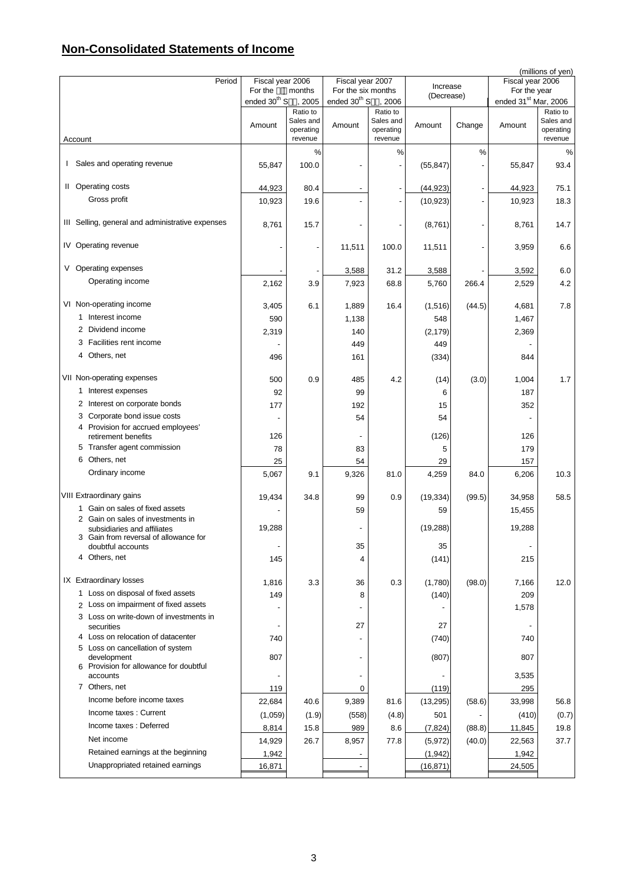## Non-Consolidated Statements of Income

(millions of yen)

| Period / Account | Fiscal year 2006 For the six months ended 30th Sep, 2005 | | Fiscal year 2007 For the six months ended 30th Sep, 2006 | | Increase (Decrease) | | Fiscal year 2006 For the year ended 31st Mar, 2006 | |
|---|---|---|---|---|---|---|---|---|
| | Amount | Ratio to Sales and operating revenue | Amount | Ratio to Sales and operating revenue | Amount | Change | Amount | Ratio to Sales and operating revenue |
| | | % | | % | | % | | % |
| I Sales and operating revenue | 55,847 | 100.0 | - | - | (55,847) | - | 55,847 | 93.4 |
| II Operating costs | 44,923 | 80.4 | - | - | (44,923) | - | 44,923 | 75.1 |
| Gross profit | 10,923 | 19.6 | - | - | (10,923) | - | 10,923 | 18.3 |
| III Selling, general and administrative expenses | 8,761 | 15.7 | - | - | (8,761) | - | 8,761 | 14.7 |
| IV Operating revenue | - | - | 11,511 | 100.0 | 11,511 | - | 3,959 | 6.6 |
| V Operating expenses | - | - | 3,588 | 31.2 | 3,588 | - | 3,592 | 6.0 |
| Operating income | 2,162 | 3.9 | 7,923 | 68.8 | 5,760 | 266.4 | 2,529 | 4.2 |
| VI Non-operating income | 3,405 | 6.1 | 1,889 | 16.4 | (1,516) | (44.5) | 4,681 | 7.8 |
| 1 Interest income | 590 | | 1,138 | | 548 | | 1,467 | |
| 2 Dividend income | 2,319 | | 140 | | (2,179) | | 2,369 | |
| 3 Facilities rent income | - | | 449 | | 449 | | - | |
| 4 Others, net | 496 | | 161 | | (334) | | 844 | |
| VII Non-operating expenses | 500 | 0.9 | 485 | 4.2 | (14) | (3.0) | 1,004 | 1.7 |
| 1 Interest expenses | 92 | | 99 | | 6 | | 187 | |
| 2 Interest on corporate bonds | 177 | | 192 | | 15 | | 352 | |
| 3 Corporate bond issue costs | - | | 54 | | 54 | | - | |
| 4 Provision for accrued employees' retirement benefits | 126 | | - | | (126) | | 126 | |
| 5 Transfer agent commission | 78 | | 83 | | 5 | | 179 | |
| 6 Others, net | 25 | | 54 | | 29 | | 157 | |
| Ordinary income | 5,067 | 9.1 | 9,326 | 81.0 | 4,259 | 84.0 | 6,206 | 10.3 |
| VIII Extraordinary gains | 19,434 | 34.8 | 99 | 0.9 | (19,334) | (99.5) | 34,958 | 58.5 |
| 1 Gain on sales of fixed assets | - | | 59 | | 59 | | 15,455 | |
| 2 Gain on sales of investments in subsidiaries and affiliates | 19,288 | | - | | (19,288) | | 19,288 | |
| 3 Gain from reversal of allowance for doubtful accounts | - | | 35 | | 35 | | - | |
| 4 Others, net | 145 | | 4 | | (141) | | 215 | |
| IX Extraordinary losses | 1,816 | 3.3 | 36 | 0.3 | (1,780) | (98.0) | 7,166 | 12.0 |
| 1 Loss on disposal of fixed assets | 149 | | 8 | | (140) | | 209 | |
| 2 Loss on impairment of fixed assets | - | | - | | - | | 1,578 | |
| 3 Loss on write-down of investments in securities | - | | 27 | | 27 | | - | |
| 4 Loss on relocation of datacenter | 740 | | - | | (740) | | 740 | |
| 5 Loss on cancellation of system development | 807 | | - | | (807) | | 807 | |
| 6 Provision for allowance for doubtful accounts | - | | - | | - | | 3,535 | |
| 7 Others, net | 119 | | 0 | | (119) | | 295 | |
| Income before income taxes | 22,684 | 40.6 | 9,389 | 81.6 | (13,295) | (58.6) | 33,998 | 56.8 |
| Income taxes : Current | (1,059) | (1.9) | (558) | (4.8) | 501 | - | (410) | (0.7) |
| Income taxes : Deferred | 8,814 | 15.8 | 989 | 8.6 | (7,824) | (88.8) | 11,845 | 19.8 |
| Net income | 14,929 | 26.7 | 8,957 | 77.8 | (5,972) | (40.0) | 22,563 | 37.7 |
| Retained earnings at the beginning | 1,942 | | - | | (1,942) | | 1,942 | |
| Unappropriated retained earnings | 16,871 | | - | | (16,871) | | 24,505 | |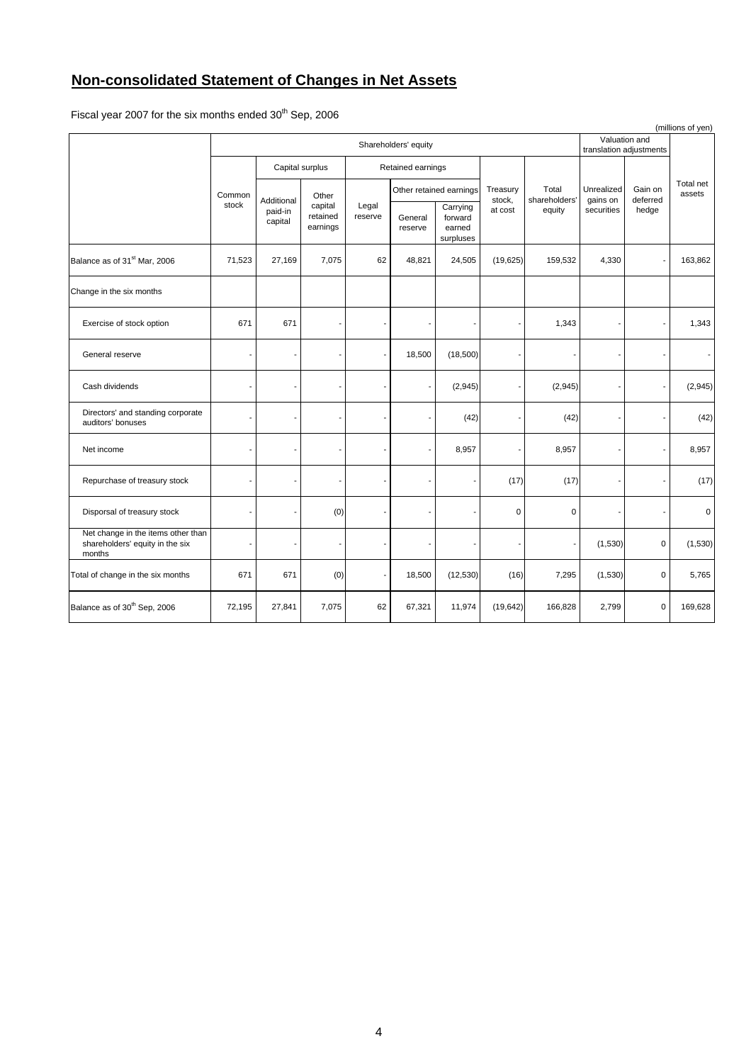# Non-consolidated Statement of Changes in Net Assets

Fiscal year 2007 for the six months ended 30th Sep, 2006

(millions of yen)

| | Shareholders' equity | | | | | | | | Valuation and translation adjustments | | Total net assets |
|---|---|---|---|---|---|---|---|---|---|---|---|
| | Common stock | Capital surplus | | Retained earnings | | | Treasury stock, at cost | Total shareholders' equity | Unrealized gains on securities | Gain on deferred hedge | |
| | | Additional paid-in capital | Other capital retained earnings | Legal reserve | Other retained earnings | | | | | | |
| | | | | | General reserve | Carrying forward earned surpluses | | | | | |
| Balance as of 31st Mar, 2006 | 71,523 | 27,169 | 7,075 | 62 | 48,821 | 24,505 | (19,625) | 159,532 | 4,330 | - | 163,862 |
| Change in the six months | | | | | | | | | | | |
| Exercise of stock option | 671 | 671 | - | - | - | - | - | 1,343 | - | - | 1,343 |
| General reserve | - | - | - | - | 18,500 | (18,500) | - | - | - | - | - |
| Cash dividends | - | - | - | - | - | (2,945) | - | (2,945) | - | - | (2,945) |
| Directors' and standing corporate auditors' bonuses | - | - | - | - | - | (42) | - | (42) | - | - | (42) |
| Net income | - | - | - | - | - | 8,957 | - | 8,957 | - | - | 8,957 |
| Repurchase of treasury stock | - | - | - | - | - | - | (17) | (17) | - | - | (17) |
| Disporsal of treasury stock | - | - | (0) | - | - | - | 0 | 0 | - | - | 0 |
| Net change in the items other than shareholders' equity in the six months | - | - | - | - | - | - | - | - | (1,530) | 0 | (1,530) |
| Total of change in the six months | 671 | 671 | (0) | - | 18,500 | (12,530) | (16) | 7,295 | (1,530) | 0 | 5,765 |
| Balance as of 30th Sep, 2006 | 72,195 | 27,841 | 7,075 | 62 | 67,321 | 11,974 | (19,642) | 166,828 | 2,799 | 0 | 169,628 |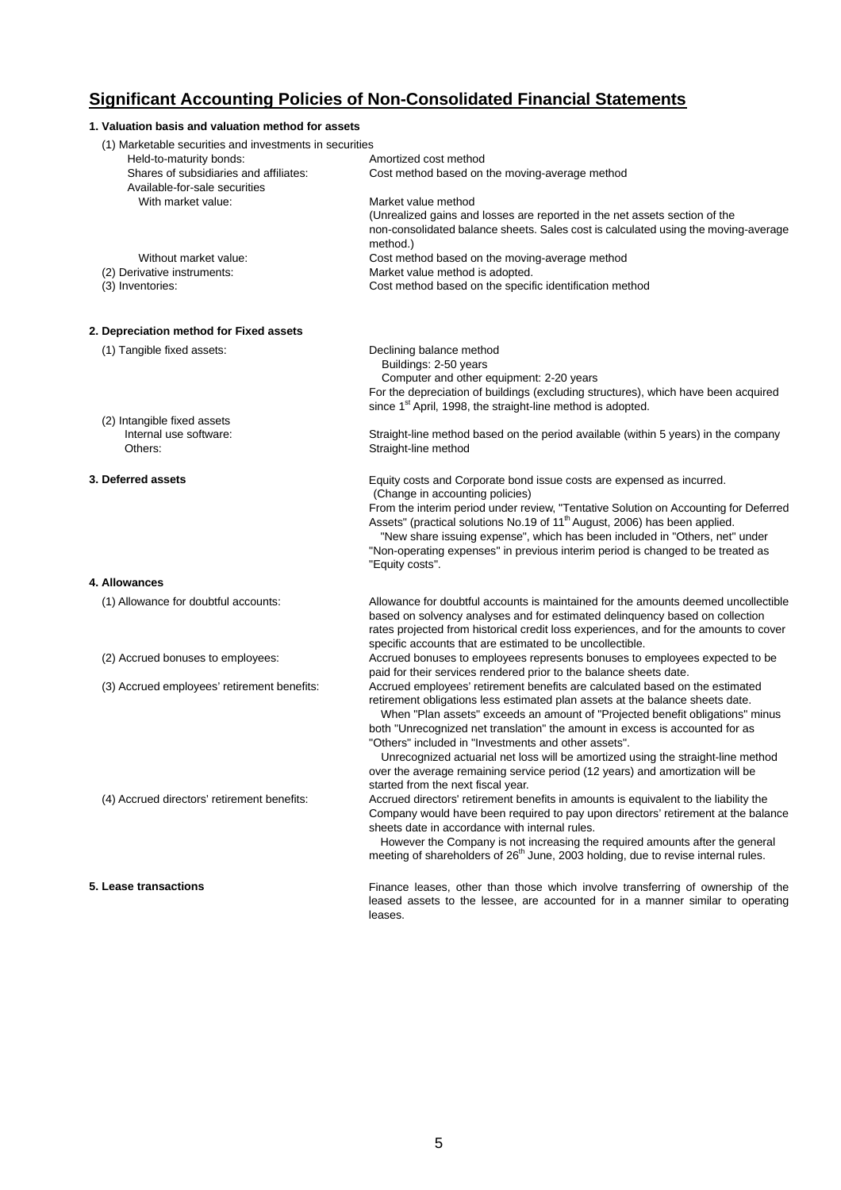# Significant Accounting Policies of Non-Consolidated Financial Statements

### 1. Valuation basis and valuation method for assets

(1) Marketable securities and investments in securities

| | |
|---|---|
| Held-to-maturity bonds: | Amortized cost method |
| Shares of subsidiaries and affiliates: | Cost method based on the moving-average method |
| Available-for-sale securities | |
| With market value: | Market value method (Unrealized gains and losses are reported in the net assets section of the non-consolidated balance sheets. Sales cost is calculated using the moving-average method.) |
| Without market value: | Cost method based on the moving-average method |
| (2) Derivative instruments: | Market value method is adopted. |
| (3) Inventories: | Cost method based on the specific identification method |

### 2. Depreciation method for Fixed assets

| | |
|---|---|
| (1) Tangible fixed assets: | Declining balance method<br>Buildings: 2-50 years<br>Computer and other equipment: 2-20 years<br>For the depreciation of buildings (excluding structures), which have been acquired since 1st April, 1998, the straight-line method is adopted. |
| (2) Intangible fixed assets | |
| Internal use software: | Straight-line method based on the period available (within 5 years) in the company |
| Others: | Straight-line method |

### 3. Deferred assets

Equity costs and Corporate bond issue costs are expensed as incurred.

(Change in accounting policies)

From the interim period under review, "Tentative Solution on Accounting for Deferred Assets" (practical solutions No.19 of 11th August, 2006) has been applied.

"New share issuing expense", which has been included in "Others, net" under "Non-operating expenses" in previous interim period is changed to be treated as "Equity costs".

### 4. Allowances

| | |
|---|---|
| (1) Allowance for doubtful accounts: | Allowance for doubtful accounts is maintained for the amounts deemed uncollectible based on solvency analyses and for estimated delinquency based on collection rates projected from historical credit loss experiences, and for the amounts to cover specific accounts that are estimated to be uncollectible. |
| (2) Accrued bonuses to employees: | Accrued bonuses to employees represents bonuses to employees expected to be paid for their services rendered prior to the balance sheets date. |
| (3) Accrued employees' retirement benefits: | Accrued employees' retirement benefits are calculated based on the estimated retirement obligations less estimated plan assets at the balance sheets date.<br>When "Plan assets" exceeds an amount of "Projected benefit obligations" minus both "Unrecognized net translation" the amount in excess is accounted for as "Others" included in "Investments and other assets".<br>Unrecognized actuarial net loss will be amortized using the straight-line method over the average remaining service period (12 years) and amortization will be started from the next fiscal year. |
| (4) Accrued directors' retirement benefits: | Accrued directors' retirement benefits in amounts is equivalent to the liability the Company would have been required to pay upon directors' retirement at the balance sheets date in accordance with internal rules.<br>However the Company is not increasing the required amounts after the general meeting of shareholders of 26th June, 2003 holding, due to revise internal rules. |

### 5. Lease transactions

Finance leases, other than those which involve transferring of ownership of the leased assets to the lessee, are accounted for in a manner similar to operating leases.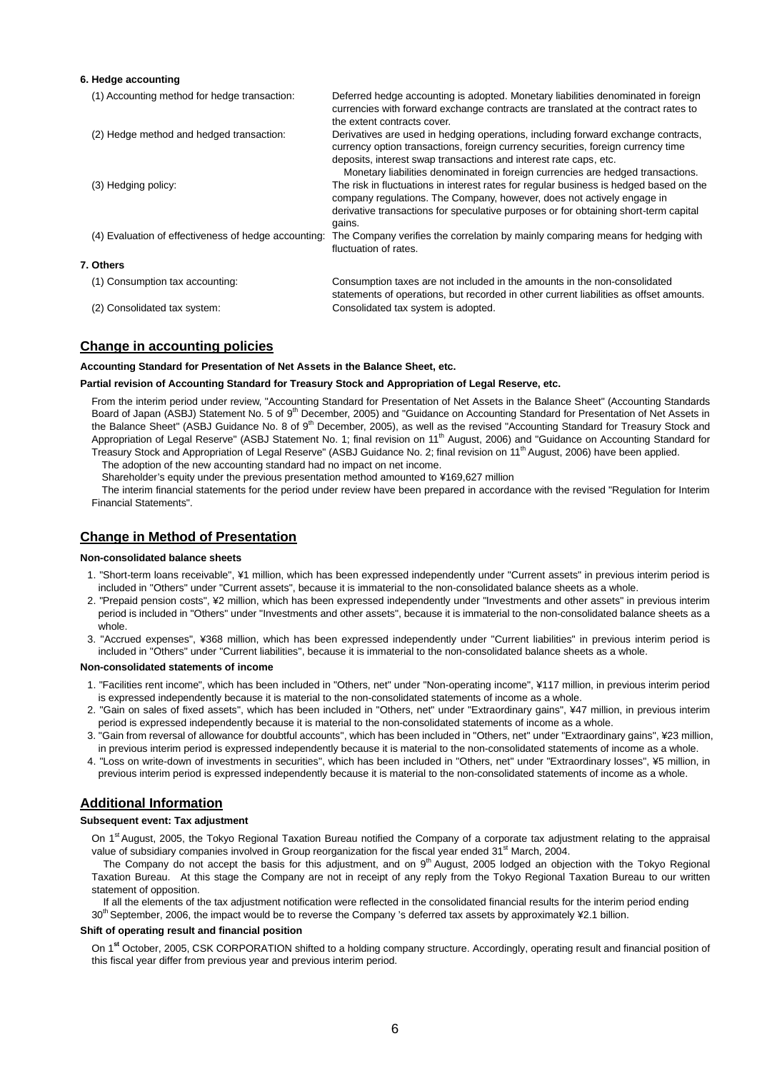#### 6. Hedge accounting

| | |
|---|---|
| (1) Accounting method for hedge transaction: | Deferred hedge accounting is adopted. Monetary liabilities denominated in foreign currencies with forward exchange contracts are translated at the contract rates to the extent contracts cover. |
| (2) Hedge method and hedged transaction: | Derivatives are used in hedging operations, including forward exchange contracts, currency option transactions, foreign currency securities, foreign currency time deposits, interest swap transactions and interest rate caps, etc. Monetary liabilities denominated in foreign currencies are hedged transactions. |
| (3) Hedging policy: | The risk in fluctuations in interest rates for regular business is hedged based on the company regulations. The Company, however, does not actively engage in derivative transactions for speculative purposes or for obtaining short-term capital gains. |
| (4) Evaluation of effectiveness of hedge accounting: | The Company verifies the correlation by mainly comparing means for hedging with fluctuation of rates. |

#### 7. Others

| | |
|---|---|
| (1) Consumption tax accounting: | Consumption taxes are not included in the amounts in the non-consolidated statements of operations, but recorded in other current liabilities as offset amounts. |
| (2) Consolidated tax system: | Consolidated tax system is adopted. |

## Change in accounting policies

**Accounting Standard for Presentation of Net Assets in the Balance Sheet, etc.**

**Partial revision of Accounting Standard for Treasury Stock and Appropriation of Legal Reserve, etc.**

From the interim period under review, "Accounting Standard for Presentation of Net Assets in the Balance Sheet" (Accounting Standards Board of Japan (ASBJ) Statement No. 5 of 9th December, 2005) and "Guidance on Accounting Standard for Presentation of Net Assets in the Balance Sheet" (ASBJ Guidance No. 8 of 9th December, 2005), as well as the revised "Accounting Standard for Treasury Stock and Appropriation of Legal Reserve" (ASBJ Statement No. 1; final revision on 11th August, 2006) and "Guidance on Accounting Standard for Treasury Stock and Appropriation of Legal Reserve" (ASBJ Guidance No. 2; final revision on 11th August, 2006) have been applied.

The adoption of the new accounting standard had no impact on net income.

Shareholder's equity under the previous presentation method amounted to ¥169,627 million

The interim financial statements for the period under review have been prepared in accordance with the revised "Regulation for Interim Financial Statements".

## Change in Method of Presentation

**Non-consolidated balance sheets**

1. "Short-term loans receivable", ¥1 million, which has been expressed independently under "Current assets" in previous interim period is included in "Others" under "Current assets", because it is immaterial to the non-consolidated balance sheets as a whole.
2. "Prepaid pension costs", ¥2 million, which has been expressed independently under "Investments and other assets" in previous interim period is included in "Others" under "Investments and other assets", because it is immaterial to the non-consolidated balance sheets as a whole.
3. "Accrued expenses", ¥368 million, which has been expressed independently under "Current liabilities" in previous interim period is included in "Others" under "Current liabilities", because it is immaterial to the non-consolidated balance sheets as a whole.

**Non-consolidated statements of income**

1. "Facilities rent income", which has been included in "Others, net" under "Non-operating income", ¥117 million, in previous interim period is expressed independently because it is material to the non-consolidated statements of income as a whole.
2. "Gain on sales of fixed assets", which has been included in "Others, net" under "Extraordinary gains", ¥47 million, in previous interim period is expressed independently because it is material to the non-consolidated statements of income as a whole.
3. "Gain from reversal of allowance for doubtful accounts", which has been included in "Others, net" under "Extraordinary gains", ¥23 million, in previous interim period is expressed independently because it is material to the non-consolidated statements of income as a whole.
4. "Loss on write-down of investments in securities", which has been included in "Others, net" under "Extraordinary losses", ¥5 million, in previous interim period is expressed independently because it is material to the non-consolidated statements of income as a whole.

## Additional Information

**Subsequent event: Tax adjustment**

On 1st August, 2005, the Tokyo Regional Taxation Bureau notified the Company of a corporate tax adjustment relating to the appraisal value of subsidiary companies involved in Group reorganization for the fiscal year ended 31st March, 2004.

The Company do not accept the basis for this adjustment, and on 9th August, 2005 lodged an objection with the Tokyo Regional Taxation Bureau. At this stage the Company are not in receipt of any reply from the Tokyo Regional Taxation Bureau to our written statement of opposition.

If all the elements of the tax adjustment notification were reflected in the consolidated financial results for the interim period ending 30th September, 2006, the impact would be to reverse the Company 's deferred tax assets by approximately ¥2.1 billion.

**Shift of operating result and financial position**

On 1st October, 2005, CSK CORPORATION shifted to a holding company structure. Accordingly, operating result and financial position of this fiscal year differ from previous year and previous interim period.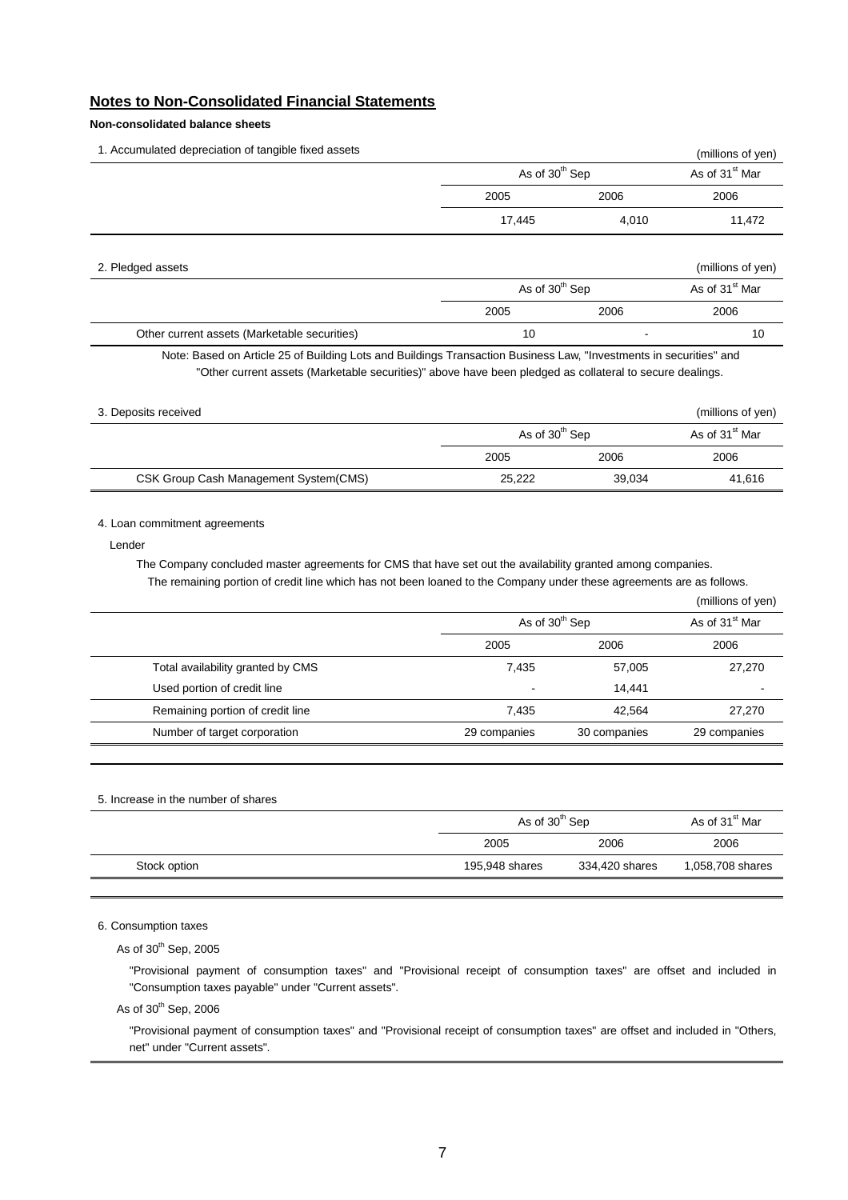## Notes to Non-Consolidated Financial Statements

**Non-consolidated balance sheets**

1. Accumulated depreciation of tangible fixed assets

(millions of yen)

| | As of 30th Sep | | As of 31st Mar |
|---|---|---|---|
| | 2005 | 2006 | 2006 |
| | 17,445 | 4,010 | 11,472 |

2. Pledged assets

(millions of yen)

| | As of 30th Sep | | As of 31st Mar |
|---|---|---|---|
| | 2005 | 2006 | 2006 |
| Other current assets (Marketable securities) | 10 | - | 10 |

Note: Based on Article 25 of Building Lots and Buildings Transaction Business Law, "Investments in securities" and "Other current assets (Marketable securities)" above have been pledged as collateral to secure dealings.

3. Deposits received

(millions of yen)

| | As of 30th Sep | | As of 31st Mar |
|---|---|---|---|
| | 2005 | 2006 | 2006 |
| CSK Group Cash Management System(CMS) | 25,222 | 39,034 | 41,616 |

4. Loan commitment agreements

Lender

The Company concluded master agreements for CMS that have set out the availability granted among companies.
The remaining portion of credit line which has not been loaned to the Company under these agreements are as follows.

(millions of yen)

| | As of 30th Sep | | As of 31st Mar |
|---|---|---|---|
| | 2005 | 2006 | 2006 |
| Total availability granted by CMS | 7,435 | 57,005 | 27,270 |
| Used portion of credit line | - | 14,441 | - |
| Remaining portion of credit line | 7,435 | 42,564 | 27,270 |
| Number of target corporation | 29 companies | 30 companies | 29 companies |

5. Increase in the number of shares

| | As of 30th Sep | | As of 31st Mar |
|---|---|---|---|
| | 2005 | 2006 | 2006 |
| Stock option | 195,948 shares | 334,420 shares | 1,058,708 shares |

6. Consumption taxes

As of 30th Sep, 2005

"Provisional payment of consumption taxes" and "Provisional receipt of consumption taxes" are offset and included in "Consumption taxes payable" under "Current assets".

As of 30th Sep, 2006

"Provisional payment of consumption taxes" and "Provisional receipt of consumption taxes" are offset and included in "Others, net" under "Current assets".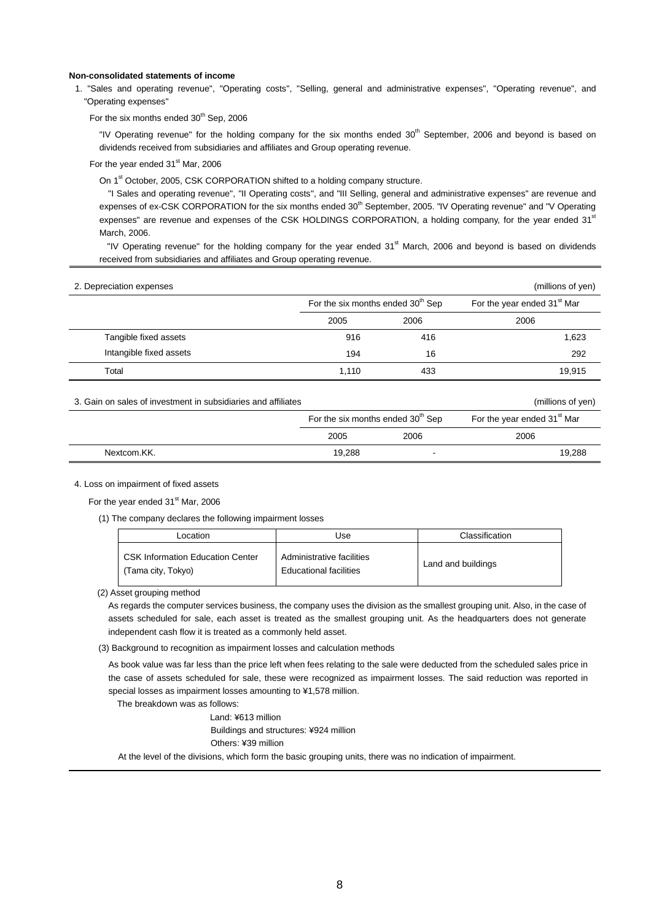**Non-consolidated statements of income**

1. "Sales and operating revenue", "Operating costs", "Selling, general and administrative expenses", "Operating revenue", and "Operating expenses"

For the six months ended 30th Sep, 2006

"IV Operating revenue" for the holding company for the six months ended 30th September, 2006 and beyond is based on dividends received from subsidiaries and affiliates and Group operating revenue.

For the year ended 31st Mar, 2006

On 1st October, 2005, CSK CORPORATION shifted to a holding company structure.

"I Sales and operating revenue", "II Operating costs", and "III Selling, general and administrative expenses" are revenue and expenses of ex-CSK CORPORATION for the six months ended 30th September, 2005. "IV Operating revenue" and "V Operating expenses" are revenue and expenses of the CSK HOLDINGS CORPORATION, a holding company, for the year ended 31st March, 2006.

"IV Operating revenue" for the holding company for the year ended 31st March, 2006 and beyond is based on dividends received from subsidiaries and affiliates and Group operating revenue.

2. Depreciation expenses (millions of yen)

| | For the six months ended 30th Sep | | For the year ended 31st Mar |
|---|---|---|---|
| | 2005 | 2006 | 2006 |
| Tangible fixed assets | 916 | 416 | 1,623 |
| Intangible fixed assets | 194 | 16 | 292 |
| Total | 1,110 | 433 | 19,915 |

3. Gain on sales of investment in subsidiaries and affiliates (millions of yen)

| | For the six months ended 30th Sep | | For the year ended 31st Mar |
|---|---|---|---|
| | 2005 | 2006 | 2006 |
| Nextcom.KK. | 19,288 | - | 19,288 |

4. Loss on impairment of fixed assets

For the year ended 31st Mar, 2006

(1) The company declares the following impairment losses

| Location | Use | Classification |
|---|---|---|
| CSK Information Education Center (Tama city, Tokyo) | Administrative facilities Educational facilities | Land and buildings |

(2) Asset grouping method

As regards the computer services business, the company uses the division as the smallest grouping unit. Also, in the case of assets scheduled for sale, each asset is treated as the smallest grouping unit. As the headquarters does not generate independent cash flow it is treated as a commonly held asset.

(3) Background to recognition as impairment losses and calculation methods

As book value was far less than the price left when fees relating to the sale were deducted from the scheduled sales price in the case of assets scheduled for sale, these were recognized as impairment losses. The said reduction was reported in special losses as impairment losses amounting to ¥1,578 million.

The breakdown was as follows:

Land: ¥613 million

Buildings and structures: ¥924 million

Others: ¥39 million

At the level of the divisions, which form the basic grouping units, there was no indication of impairment.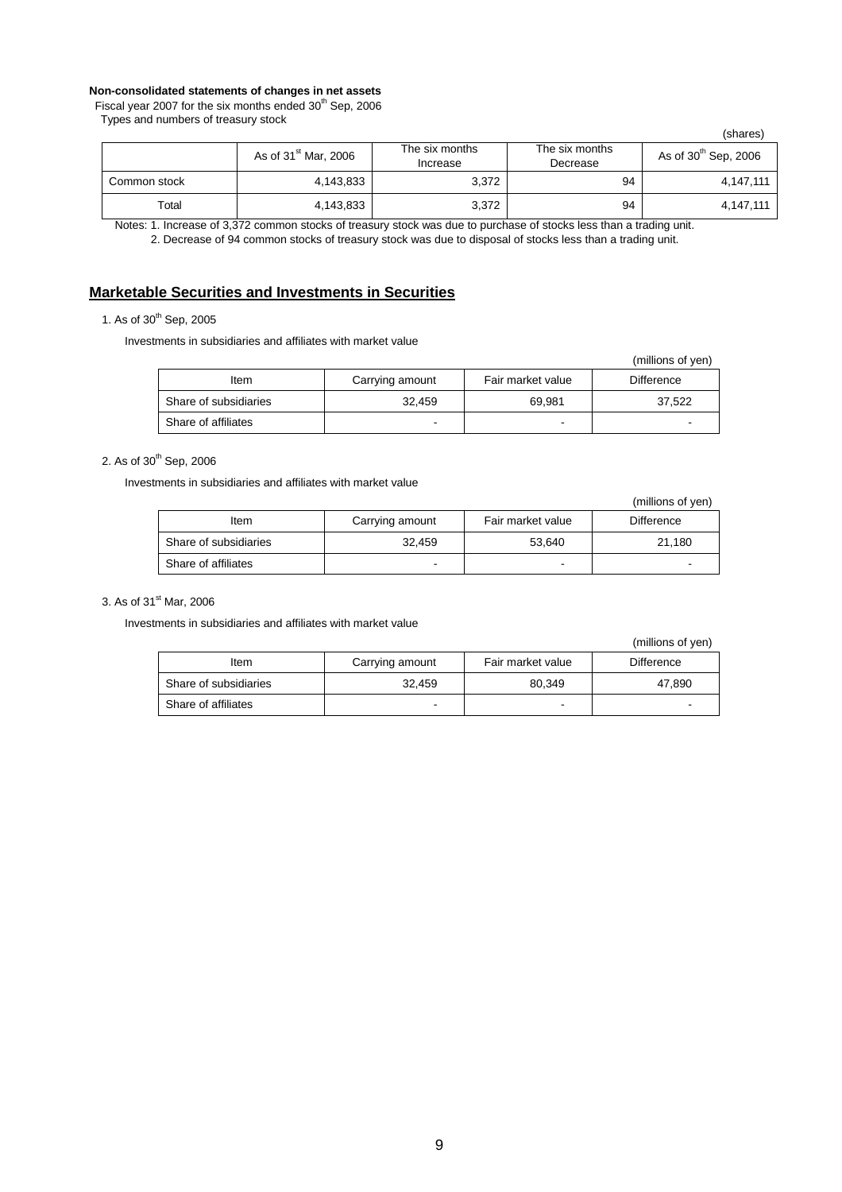**Non-consolidated statements of changes in net assets**

Fiscal year 2007 for the six months ended 30th Sep, 2006

Types and numbers of treasury stock

(shares)

| | As of 31st Mar, 2006 | The six months Increase | The six months Decrease | As of 30th Sep, 2006 |
|---|---|---|---|---|
| Common stock | 4,143,833 | 3,372 | 94 | 4,147,111 |
| Total | 4,143,833 | 3,372 | 94 | 4,147,111 |

Notes: 1. Increase of 3,372 common stocks of treasury stock was due to purchase of stocks less than a trading unit.

2. Decrease of 94 common stocks of treasury stock was due to disposal of stocks less than a trading unit.

## Marketable Securities and Investments in Securities

1. As of 30th Sep, 2005

Investments in subsidiaries and affiliates with market value

(millions of yen)

| Item | Carrying amount | Fair market value | Difference |
|---|---|---|---|
| Share of subsidiaries | 32,459 | 69,981 | 37,522 |
| Share of affiliates | - | - | - |

2. As of 30th Sep, 2006

Investments in subsidiaries and affiliates with market value

(millions of yen)

| Item | Carrying amount | Fair market value | Difference |
|---|---|---|---|
| Share of subsidiaries | 32,459 | 53,640 | 21,180 |
| Share of affiliates | - | - | - |

3. As of 31st Mar, 2006

Investments in subsidiaries and affiliates with market value

(millions of yen)

| Item | Carrying amount | Fair market value | Difference |
|---|---|---|---|
| Share of subsidiaries | 32,459 | 80,349 | 47,890 |
| Share of affiliates | - | - | - |